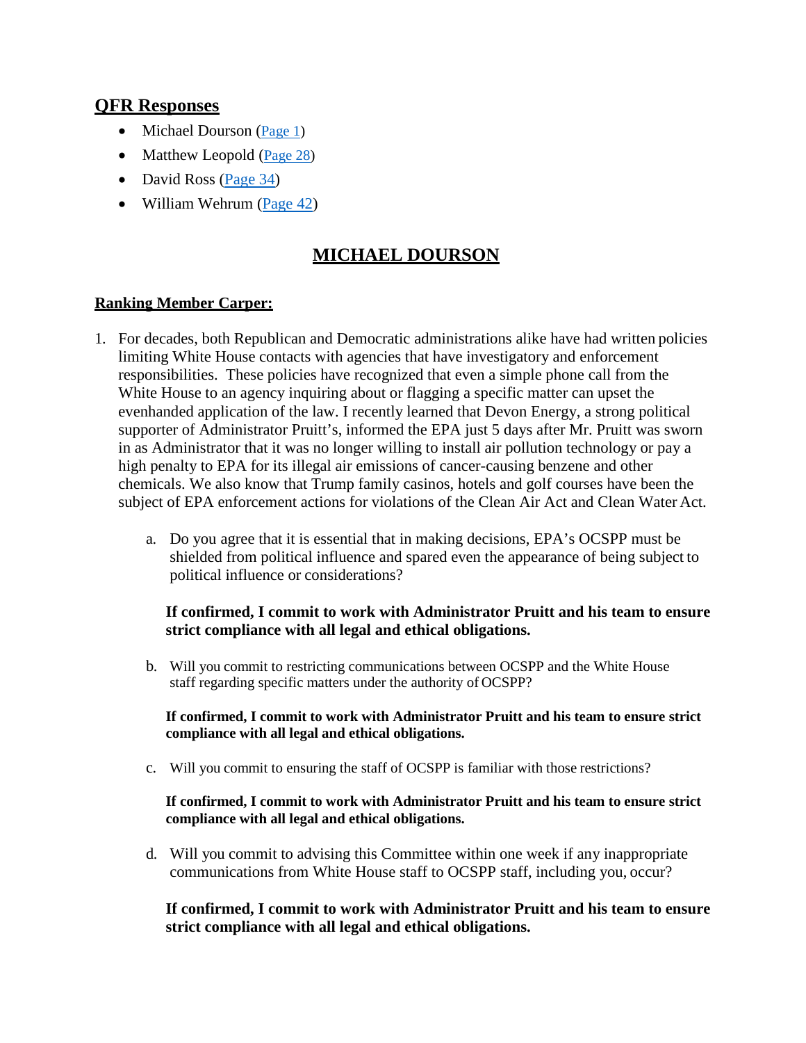## QFR Responses

- Michael Dourson (Page 1)
- Matthew Leopold (Page 28)
- David Ross (Page 34)
- William Wehrum (Page 42)

# MICHAEL DOURSON

### Ranking Member Carper:

1. For decades, both Republican and Democratic administrations alike have had written policies limiting White House contacts with agencies that have investigatory and enforcement responsibilities. These policies have recognized that even a simple phone call from the White House to an agency inquiring about or flagging a specific matter can upset the evenhanded application of the law. I recently learned that Devon Energy, a strong political supporter of Administrator Pruitt's, informed the EPA just 5 days after Mr. Pruitt was sworn in as Administrator that it was no longer willing to install air pollution technology or pay a high penalty to EPA for its illegal air emissions of cancer-causing benzene and other chemicals. We also know that Trump family casinos, hotels and golf courses have been the subject of EPA enforcement actions for violations of the Clean Air Act and Clean Water Act.

   a. Do you agree that it is essential that in making decisions, EPA's OCSPP must be shielded from political influence and spared even the appearance of being subject to political influence or considerations?

   **If confirmed, I commit to work with Administrator Pruitt and his team to ensure strict compliance with all legal and ethical obligations.**

   b. Will you commit to restricting communications between OCSPP and the White House staff regarding specific matters under the authority of OCSPP?

   **If confirmed, I commit to work with Administrator Pruitt and his team to ensure strict compliance with all legal and ethical obligations.**

   c. Will you commit to ensuring the staff of OCSPP is familiar with those restrictions?

   **If confirmed, I commit to work with Administrator Pruitt and his team to ensure strict compliance with all legal and ethical obligations.**

   d. Will you commit to advising this Committee within one week if any inappropriate communications from White House staff to OCSPP staff, including you, occur?

   **If confirmed, I commit to work with Administrator Pruitt and his team to ensure strict compliance with all legal and ethical obligations.**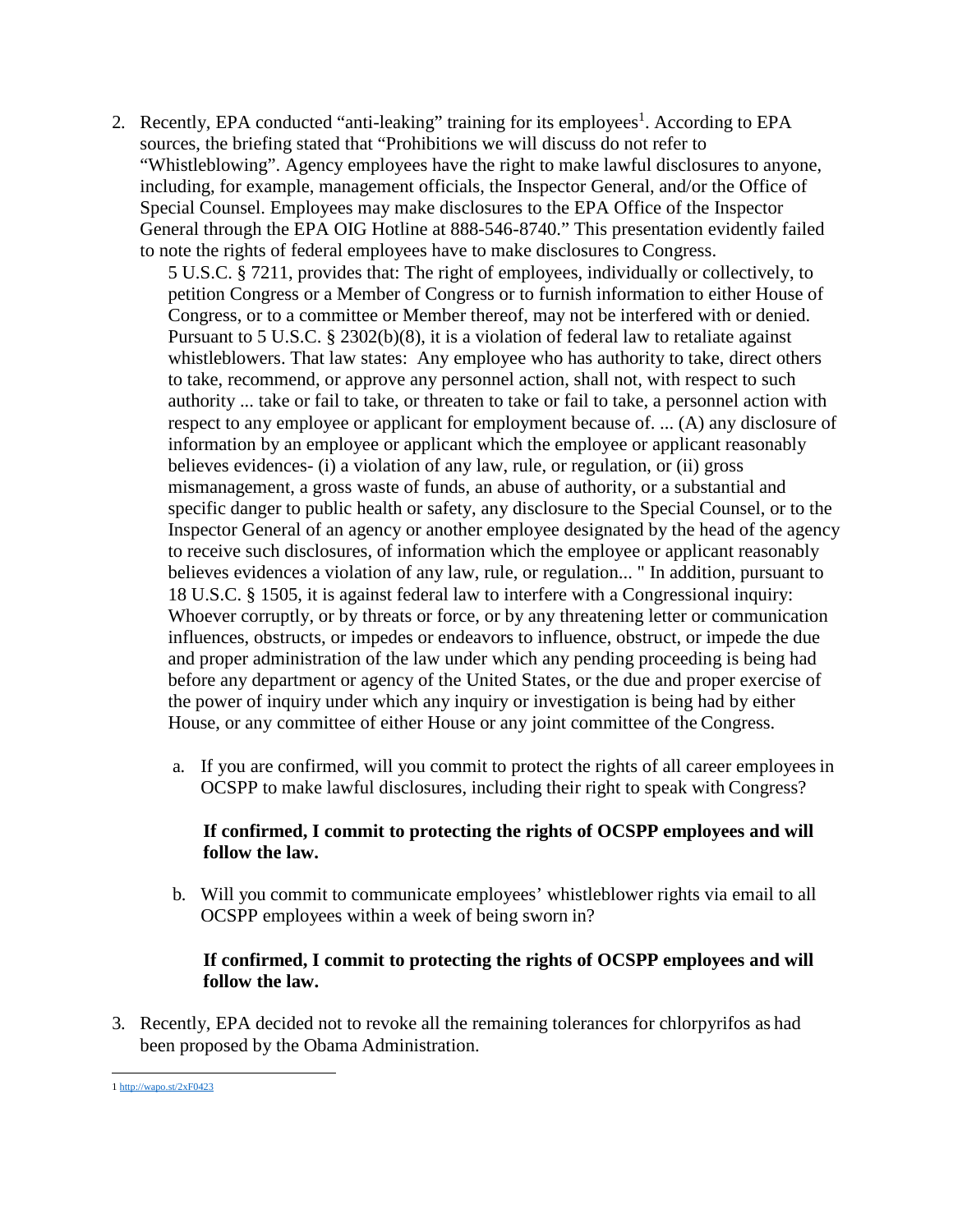2. Recently, EPA conducted "anti-leaking" training for its employees[1]. According to EPA sources, the briefing stated that "Prohibitions we will discuss do not refer to "Whistleblowing". Agency employees have the right to make lawful disclosures to anyone, including, for example, management officials, the Inspector General, and/or the Office of Special Counsel. Employees may make disclosures to the EPA Office of the Inspector General through the EPA OIG Hotline at 888-546-8740." This presentation evidently failed to note the rights of federal employees have to make disclosures to Congress.

   5 U.S.C. § 7211, provides that: The right of employees, individually or collectively, to petition Congress or a Member of Congress or to furnish information to either House of Congress, or to a committee or Member thereof, may not be interfered with or denied. Pursuant to 5 U.S.C. § 2302(b)(8), it is a violation of federal law to retaliate against whistleblowers. That law states: Any employee who has authority to take, direct others to take, recommend, or approve any personnel action, shall not, with respect to such authority ... take or fail to take, or threaten to take or fail to take, a personnel action with respect to any employee or applicant for employment because of. ... (A) any disclosure of information by an employee or applicant which the employee or applicant reasonably believes evidences- (i) a violation of any law, rule, or regulation, or (ii) gross mismanagement, a gross waste of funds, an abuse of authority, or a substantial and specific danger to public health or safety, any disclosure to the Special Counsel, or to the Inspector General of an agency or another employee designated by the head of the agency to receive such disclosures, of information which the employee or applicant reasonably believes evidences a violation of any law, rule, or regulation... " In addition, pursuant to 18 U.S.C. § 1505, it is against federal law to interfere with a Congressional inquiry: Whoever corruptly, or by threats or force, or by any threatening letter or communication influences, obstructs, or impedes or endeavors to influence, obstruct, or impede the due and proper administration of the law under which any pending proceeding is being had before any department or agency of the United States, or the due and proper exercise of the power of inquiry under which any inquiry or investigation is being had by either House, or any committee of either House or any joint committee of the Congress.

   a. If you are confirmed, will you commit to protect the rights of all career employees in OCSPP to make lawful disclosures, including their right to speak with Congress?

      **If confirmed, I commit to protecting the rights of OCSPP employees and will follow the law.**

   b. Will you commit to communicate employees' whistleblower rights via email to all OCSPP employees within a week of being sworn in?

      **If confirmed, I commit to protecting the rights of OCSPP employees and will follow the law.**

3. Recently, EPA decided not to revoke all the remaining tolerances for chlorpyrifos as had been proposed by the Obama Administration.

[1] http://wapo.st/2xF0423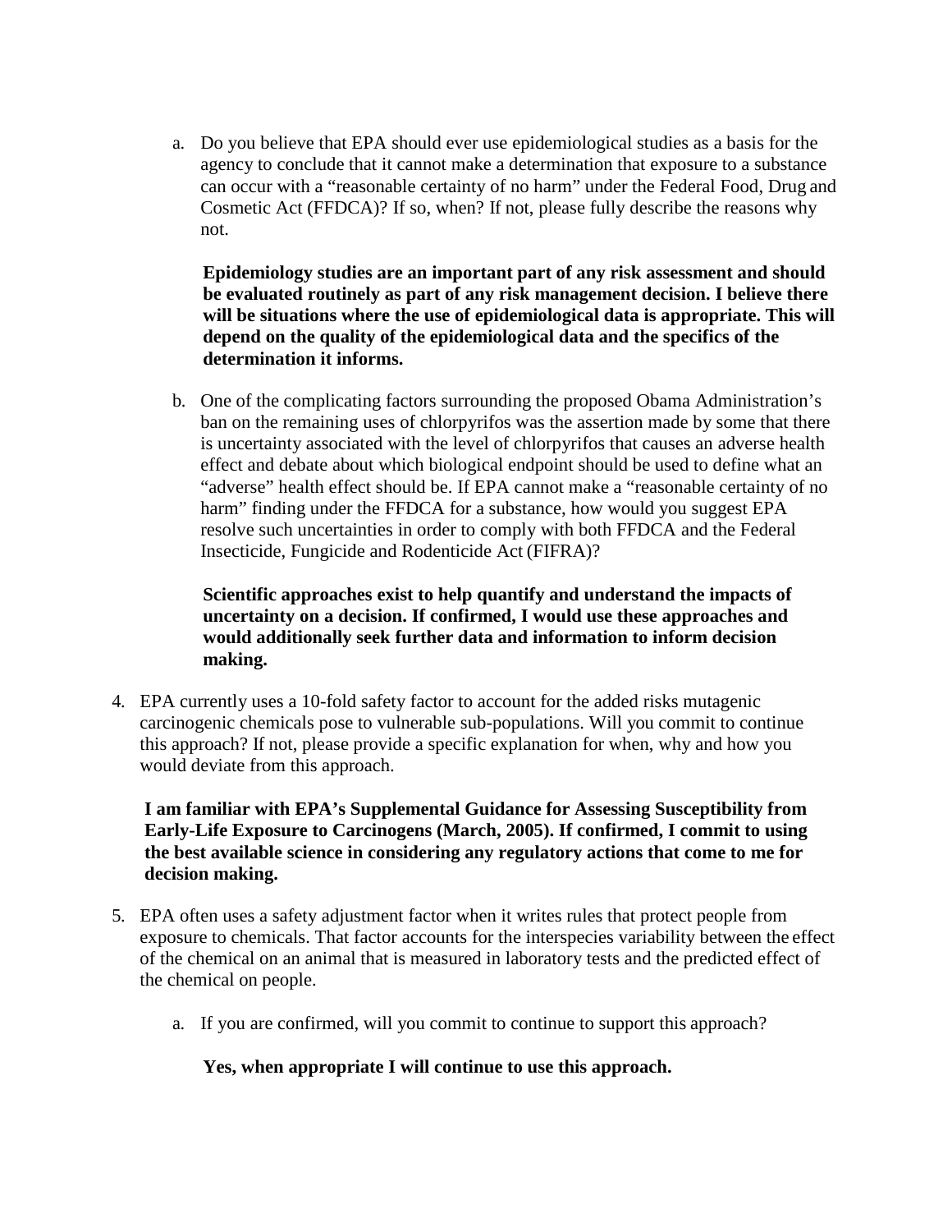a. Do you believe that EPA should ever use epidemiological studies as a basis for the agency to conclude that it cannot make a determination that exposure to a substance can occur with a "reasonable certainty of no harm" under the Federal Food, Drug and Cosmetic Act (FFDCA)? If so, when? If not, please fully describe the reasons why not.

   **Epidemiology studies are an important part of any risk assessment and should be evaluated routinely as part of any risk management decision. I believe there will be situations where the use of epidemiological data is appropriate. This will depend on the quality of the epidemiological data and the specifics of the determination it informs.**

b. One of the complicating factors surrounding the proposed Obama Administration's ban on the remaining uses of chlorpyrifos was the assertion made by some that there is uncertainty associated with the level of chlorpyrifos that causes an adverse health effect and debate about which biological endpoint should be used to define what an "adverse" health effect should be. If EPA cannot make a "reasonable certainty of no harm" finding under the FFDCA for a substance, how would you suggest EPA resolve such uncertainties in order to comply with both FFDCA and the Federal Insecticide, Fungicide and Rodenticide Act (FIFRA)?

   **Scientific approaches exist to help quantify and understand the impacts of uncertainty on a decision. If confirmed, I would use these approaches and would additionally seek further data and information to inform decision making.**

4. EPA currently uses a 10-fold safety factor to account for the added risks mutagenic carcinogenic chemicals pose to vulnerable sub-populations. Will you commit to continue this approach? If not, please provide a specific explanation for when, why and how you would deviate from this approach.

   **I am familiar with EPA's Supplemental Guidance for Assessing Susceptibility from Early-Life Exposure to Carcinogens (March, 2005). If confirmed, I commit to using the best available science in considering any regulatory actions that come to me for decision making.**

5. EPA often uses a safety adjustment factor when it writes rules that protect people from exposure to chemicals. That factor accounts for the interspecies variability between the effect of the chemical on an animal that is measured in laboratory tests and the predicted effect of the chemical on people.

   a. If you are confirmed, will you commit to continue to support this approach?

      **Yes, when appropriate I will continue to use this approach.**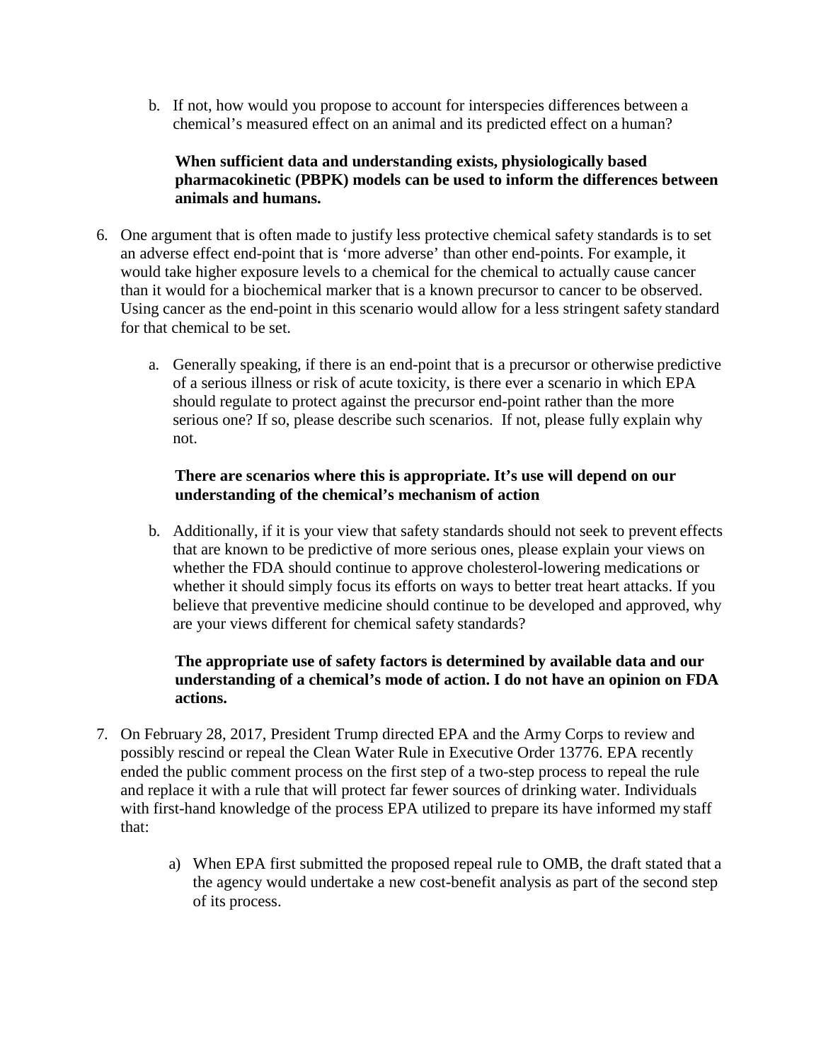b. If not, how would you propose to account for interspecies differences between a chemical's measured effect on an animal and its predicted effect on a human?

**When sufficient data and understanding exists, physiologically based pharmacokinetic (PBPK) models can be used to inform the differences between animals and humans.**

6. One argument that is often made to justify less protective chemical safety standards is to set an adverse effect end-point that is 'more adverse' than other end-points. For example, it would take higher exposure levels to a chemical for the chemical to actually cause cancer than it would for a biochemical marker that is a known precursor to cancer to be observed. Using cancer as the end-point in this scenario would allow for a less stringent safety standard for that chemical to be set.

   a. Generally speaking, if there is an end-point that is a precursor or otherwise predictive of a serious illness or risk of acute toxicity, is there ever a scenario in which EPA should regulate to protect against the precursor end-point rather than the more serious one? If so, please describe such scenarios. If not, please fully explain why not.

   **There are scenarios where this is appropriate. It's use will depend on our understanding of the chemical's mechanism of action**

   b. Additionally, if it is your view that safety standards should not seek to prevent effects that are known to be predictive of more serious ones, please explain your views on whether the FDA should continue to approve cholesterol-lowering medications or whether it should simply focus its efforts on ways to better treat heart attacks. If you believe that preventive medicine should continue to be developed and approved, why are your views different for chemical safety standards?

   **The appropriate use of safety factors is determined by available data and our understanding of a chemical's mode of action. I do not have an opinion on FDA actions.**

7. On February 28, 2017, President Trump directed EPA and the Army Corps to review and possibly rescind or repeal the Clean Water Rule in Executive Order 13776. EPA recently ended the public comment process on the first step of a two-step process to repeal the rule and replace it with a rule that will protect far fewer sources of drinking water. Individuals with first-hand knowledge of the process EPA utilized to prepare its have informed my staff that:

   a) When EPA first submitted the proposed repeal rule to OMB, the draft stated that a the agency would undertake a new cost-benefit analysis as part of the second step of its process.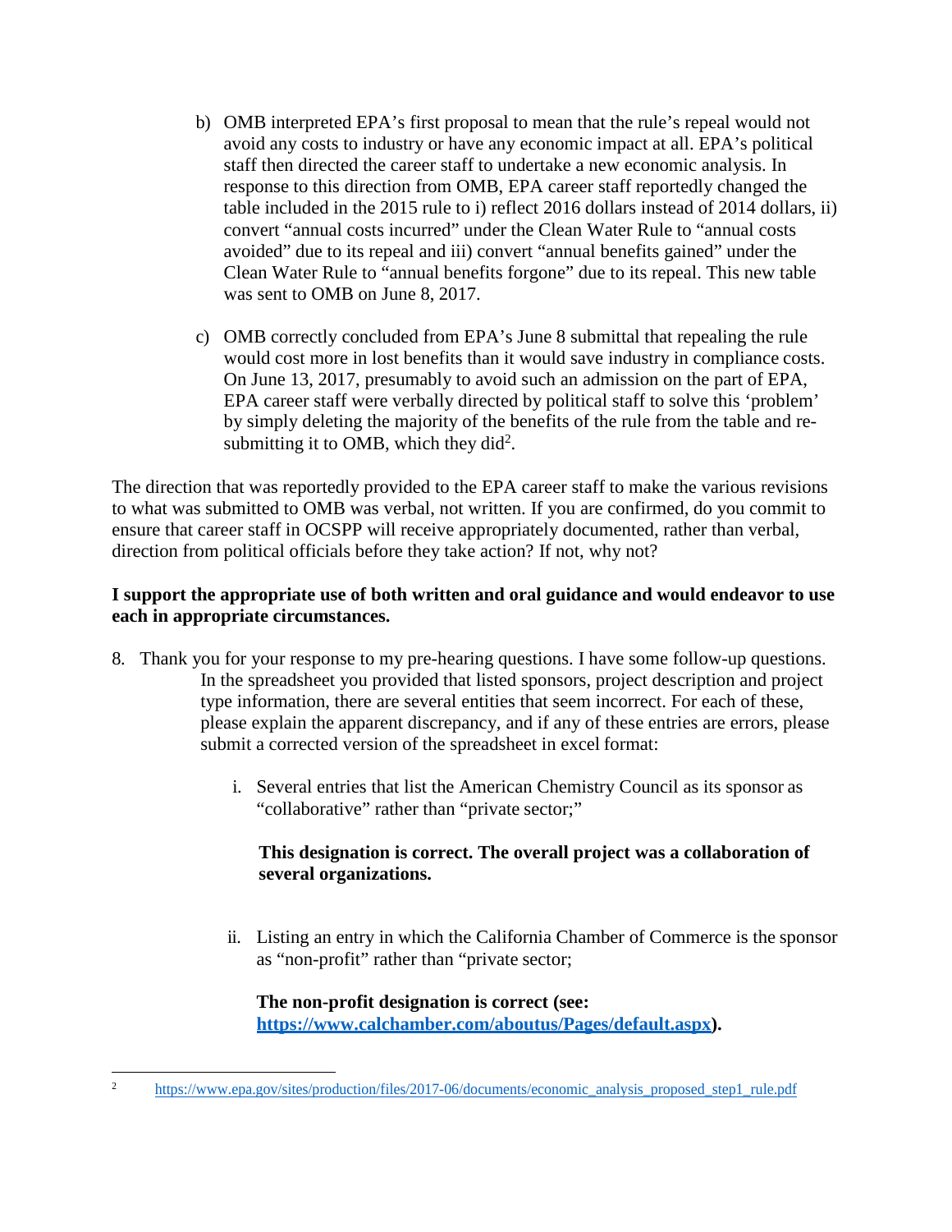b) OMB interpreted EPA's first proposal to mean that the rule's repeal would not avoid any costs to industry or have any economic impact at all. EPA's political staff then directed the career staff to undertake a new economic analysis. In response to this direction from OMB, EPA career staff reportedly changed the table included in the 2015 rule to i) reflect 2016 dollars instead of 2014 dollars, ii) convert "annual costs incurred" under the Clean Water Rule to "annual costs avoided" due to its repeal and iii) convert "annual benefits gained" under the Clean Water Rule to "annual benefits forgone" due to its repeal. This new table was sent to OMB on June 8, 2017.

c) OMB correctly concluded from EPA's June 8 submittal that repealing the rule would cost more in lost benefits than it would save industry in compliance costs. On June 13, 2017, presumably to avoid such an admission on the part of EPA, EPA career staff were verbally directed by political staff to solve this 'problem' by simply deleting the majority of the benefits of the rule from the table and re-submitting it to OMB, which they did[2].

The direction that was reportedly provided to the EPA career staff to make the various revisions to what was submitted to OMB was verbal, not written. If you are confirmed, do you commit to ensure that career staff in OCSPP will receive appropriately documented, rather than verbal, direction from political officials before they take action? If not, why not?

**I support the appropriate use of both written and oral guidance and would endeavor to use each in appropriate circumstances.**

8. Thank you for your response to my pre-hearing questions. I have some follow-up questions. In the spreadsheet you provided that listed sponsors, project description and project type information, there are several entities that seem incorrect. For each of these, please explain the apparent discrepancy, and if any of these entries are errors, please submit a corrected version of the spreadsheet in excel format:

   i. Several entries that list the American Chemistry Council as its sponsor as "collaborative" rather than "private sector;"

   **This designation is correct. The overall project was a collaboration of several organizations.**

   ii. Listing an entry in which the California Chamber of Commerce is the sponsor as "non-profit" rather than "private sector;

   **The non-profit designation is correct (see: https://www.calchamber.com/aboutus/Pages/default.aspx).**

[2] https://www.epa.gov/sites/production/files/2017-06/documents/economic_analysis_proposed_step1_rule.pdf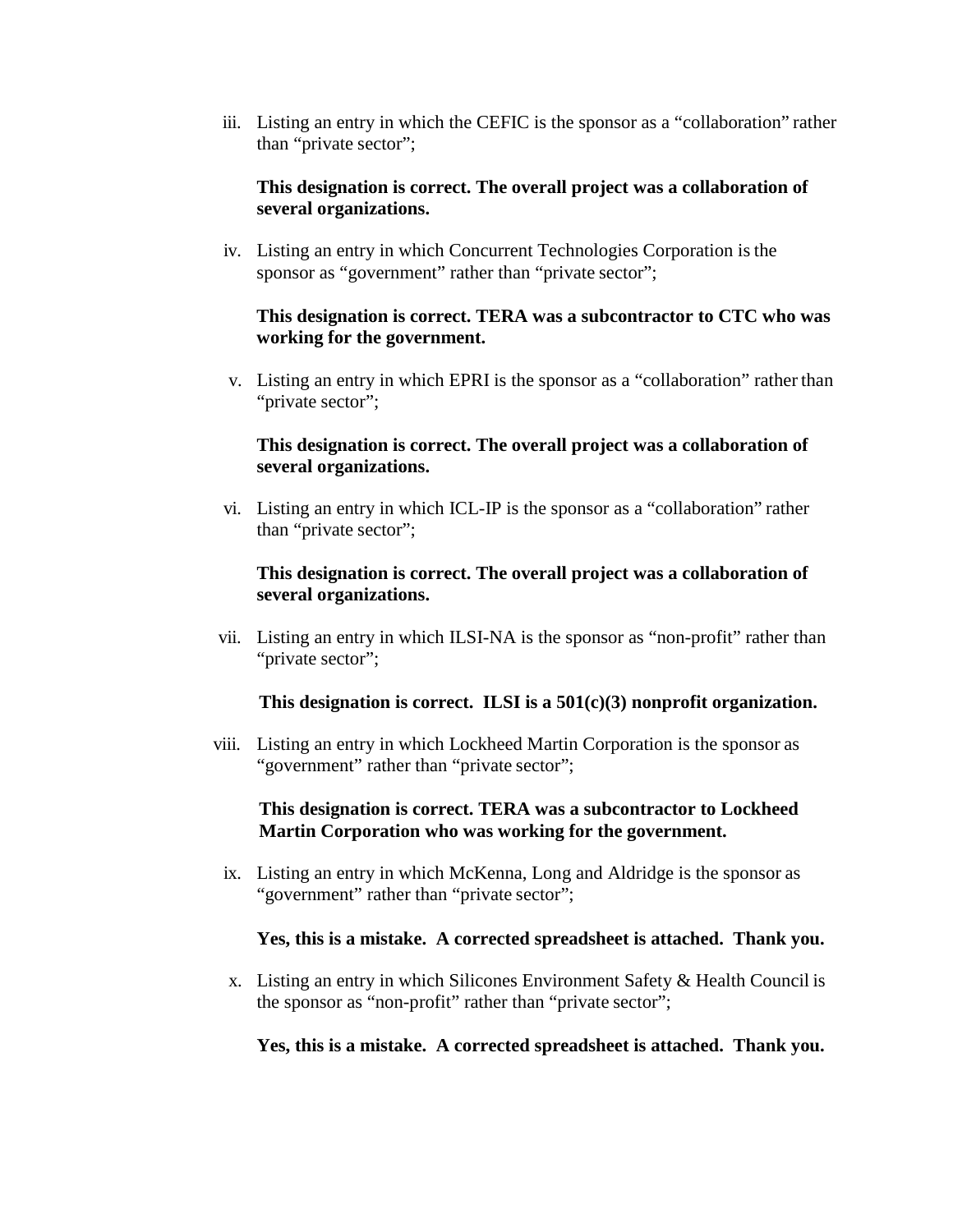iii. Listing an entry in which the CEFIC is the sponsor as a "collaboration" rather than "private sector";

   **This designation is correct. The overall project was a collaboration of several organizations.**

iv. Listing an entry in which Concurrent Technologies Corporation is the sponsor as "government" rather than "private sector";

   **This designation is correct. TERA was a subcontractor to CTC who was working for the government.**

v. Listing an entry in which EPRI is the sponsor as a "collaboration" rather than "private sector";

   **This designation is correct. The overall project was a collaboration of several organizations.**

vi. Listing an entry in which ICL-IP is the sponsor as a "collaboration" rather than "private sector";

   **This designation is correct. The overall project was a collaboration of several organizations.**

vii. Listing an entry in which ILSI-NA is the sponsor as "non-profit" rather than "private sector";

   **This designation is correct. ILSI is a 501(c)(3) nonprofit organization.**

viii. Listing an entry in which Lockheed Martin Corporation is the sponsor as "government" rather than "private sector";

   **This designation is correct. TERA was a subcontractor to Lockheed Martin Corporation who was working for the government.**

ix. Listing an entry in which McKenna, Long and Aldridge is the sponsor as "government" rather than "private sector";

   **Yes, this is a mistake. A corrected spreadsheet is attached. Thank you.**

x. Listing an entry in which Silicones Environment Safety & Health Council is the sponsor as "non-profit" rather than "private sector";

   **Yes, this is a mistake. A corrected spreadsheet is attached. Thank you.**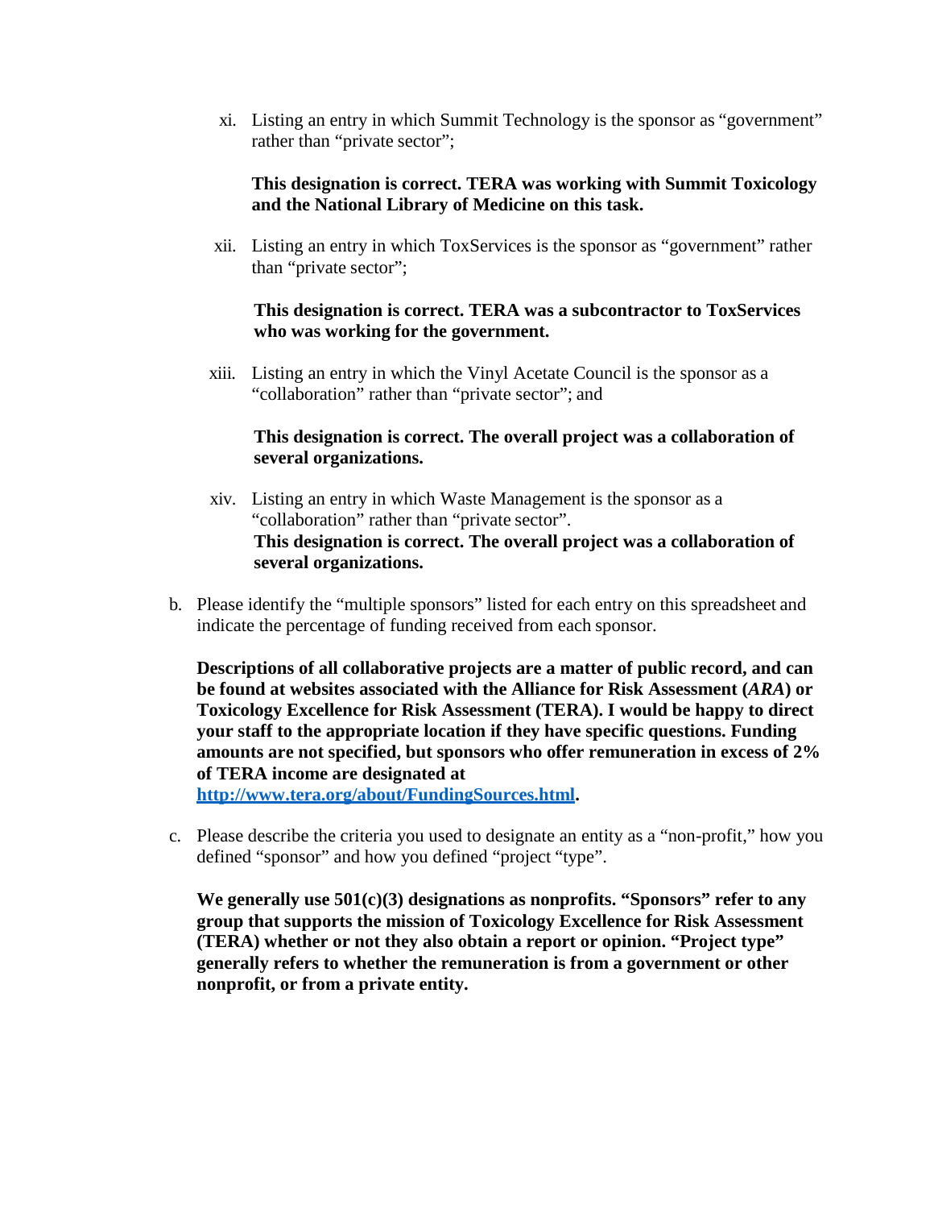xi. Listing an entry in which Summit Technology is the sponsor as "government" rather than "private sector";

**This designation is correct. TERA was working with Summit Toxicology and the National Library of Medicine on this task.**

xii. Listing an entry in which ToxServices is the sponsor as "government" rather than "private sector";

**This designation is correct. TERA was a subcontractor to ToxServices who was working for the government.**

xiii. Listing an entry in which the Vinyl Acetate Council is the sponsor as a "collaboration" rather than "private sector"; and

**This designation is correct. The overall project was a collaboration of several organizations.**

xiv. Listing an entry in which Waste Management is the sponsor as a "collaboration" rather than "private sector".

**This designation is correct. The overall project was a collaboration of several organizations.**

b. Please identify the "multiple sponsors" listed for each entry on this spreadsheet and indicate the percentage of funding received from each sponsor.

**Descriptions of all collaborative projects are a matter of public record, and can be found at websites associated with the Alliance for Risk Assessment (*ARA*) or Toxicology Excellence for Risk Assessment (TERA). I would be happy to direct your staff to the appropriate location if they have specific questions. Funding amounts are not specified, but sponsors who offer remuneration in excess of 2% of TERA income are designated at [http://www.tera.org/about/FundingSources.html](http://www.tera.org/about/FundingSources.html).**

c. Please describe the criteria you used to designate an entity as a "non-profit," how you defined "sponsor" and how you defined "project "type".

**We generally use 501(c)(3) designations as nonprofits. "Sponsors" refer to any group that supports the mission of Toxicology Excellence for Risk Assessment (TERA) whether or not they also obtain a report or opinion. "Project type" generally refers to whether the remuneration is from a government or other nonprofit, or from a private entity.**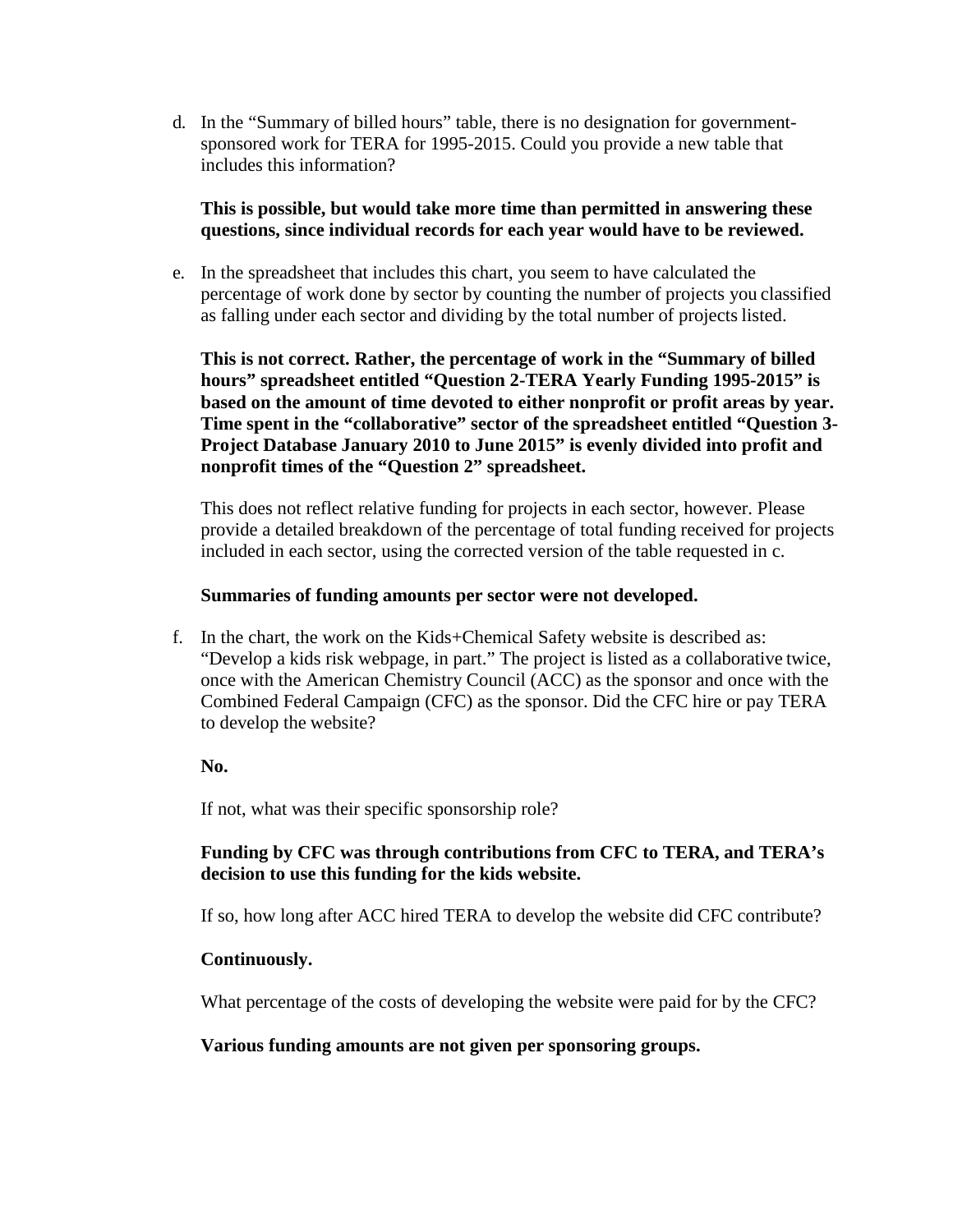d. In the "Summary of billed hours" table, there is no designation for government-sponsored work for TERA for 1995-2015. Could you provide a new table that includes this information?

   **This is possible, but would take more time than permitted in answering these questions, since individual records for each year would have to be reviewed.**

e. In the spreadsheet that includes this chart, you seem to have calculated the percentage of work done by sector by counting the number of projects you classified as falling under each sector and dividing by the total number of projects listed.

   **This is not correct. Rather, the percentage of work in the "Summary of billed hours" spreadsheet entitled "Question 2-TERA Yearly Funding 1995-2015" is based on the amount of time devoted to either nonprofit or profit areas by year. Time spent in the "collaborative" sector of the spreadsheet entitled "Question 3-Project Database January 2010 to June 2015" is evenly divided into profit and nonprofit times of the "Question 2" spreadsheet.**

   This does not reflect relative funding for projects in each sector, however. Please provide a detailed breakdown of the percentage of total funding received for projects included in each sector, using the corrected version of the table requested in c.

   **Summaries of funding amounts per sector were not developed.**

f. In the chart, the work on the Kids+Chemical Safety website is described as: "Develop a kids risk webpage, in part." The project is listed as a collaborative twice, once with the American Chemistry Council (ACC) as the sponsor and once with the Combined Federal Campaign (CFC) as the sponsor. Did the CFC hire or pay TERA to develop the website?

   **No.**

   If not, what was their specific sponsorship role?

   **Funding by CFC was through contributions from CFC to TERA, and TERA's decision to use this funding for the kids website.**

   If so, how long after ACC hired TERA to develop the website did CFC contribute?

   **Continuously.**

   What percentage of the costs of developing the website were paid for by the CFC?

   **Various funding amounts are not given per sponsoring groups.**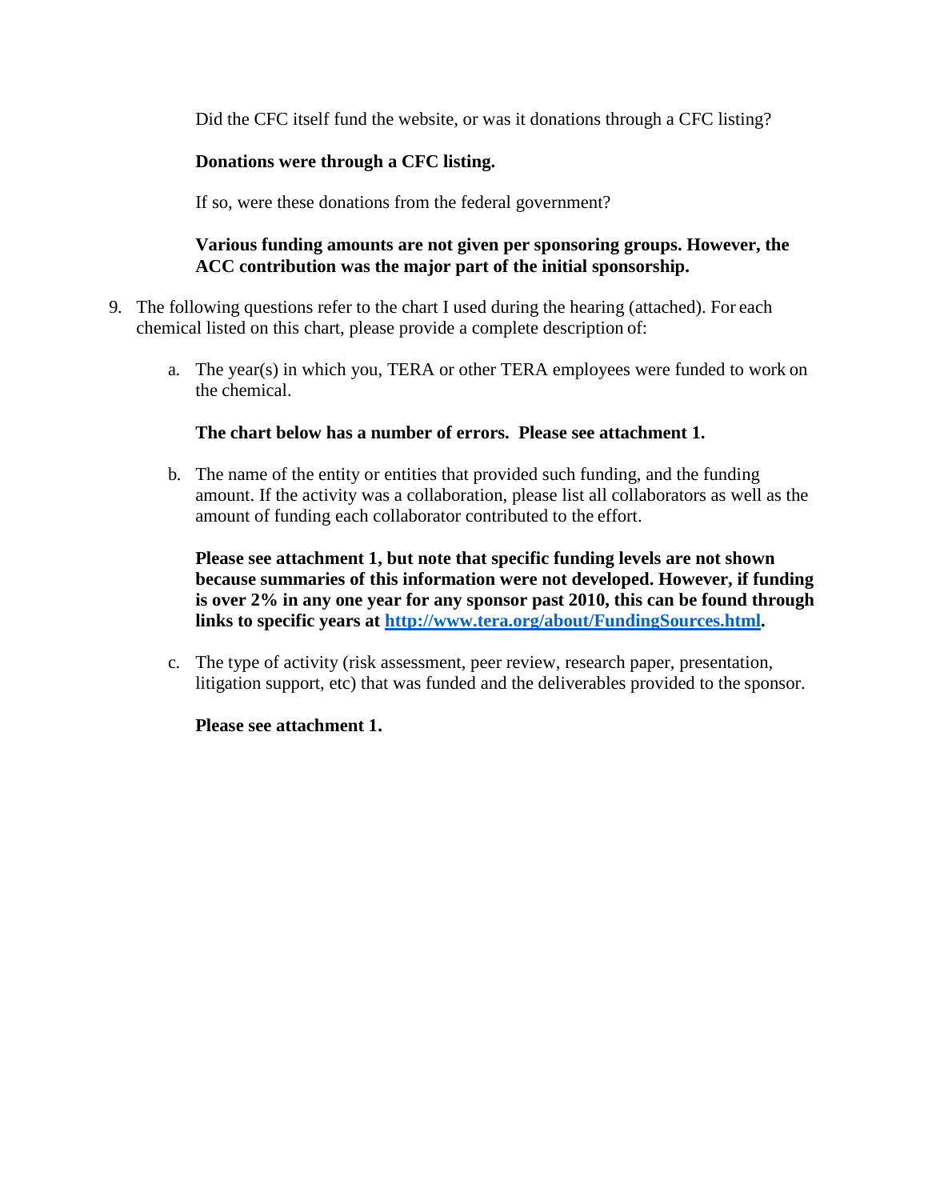Did the CFC itself fund the website, or was it donations through a CFC listing?

**Donations were through a CFC listing.**

If so, were these donations from the federal government?

**Various funding amounts are not given per sponsoring groups. However, the ACC contribution was the major part of the initial sponsorship.**

9. The following questions refer to the chart I used during the hearing (attached). For each chemical listed on this chart, please provide a complete description of:

   a. The year(s) in which you, TERA or other TERA employees were funded to work on the chemical.

      **The chart below has a number of errors. Please see attachment 1.**

   b. The name of the entity or entities that provided such funding, and the funding amount. If the activity was a collaboration, please list all collaborators as well as the amount of funding each collaborator contributed to the effort.

      **Please see attachment 1, but note that specific funding levels are not shown because summaries of this information were not developed. However, if funding is over 2% in any one year for any sponsor past 2010, this can be found through links to specific years at [http://www.tera.org/about/FundingSources.html](http://www.tera.org/about/FundingSources.html).**

   c. The type of activity (risk assessment, peer review, research paper, presentation, litigation support, etc) that was funded and the deliverables provided to the sponsor.

      **Please see attachment 1.**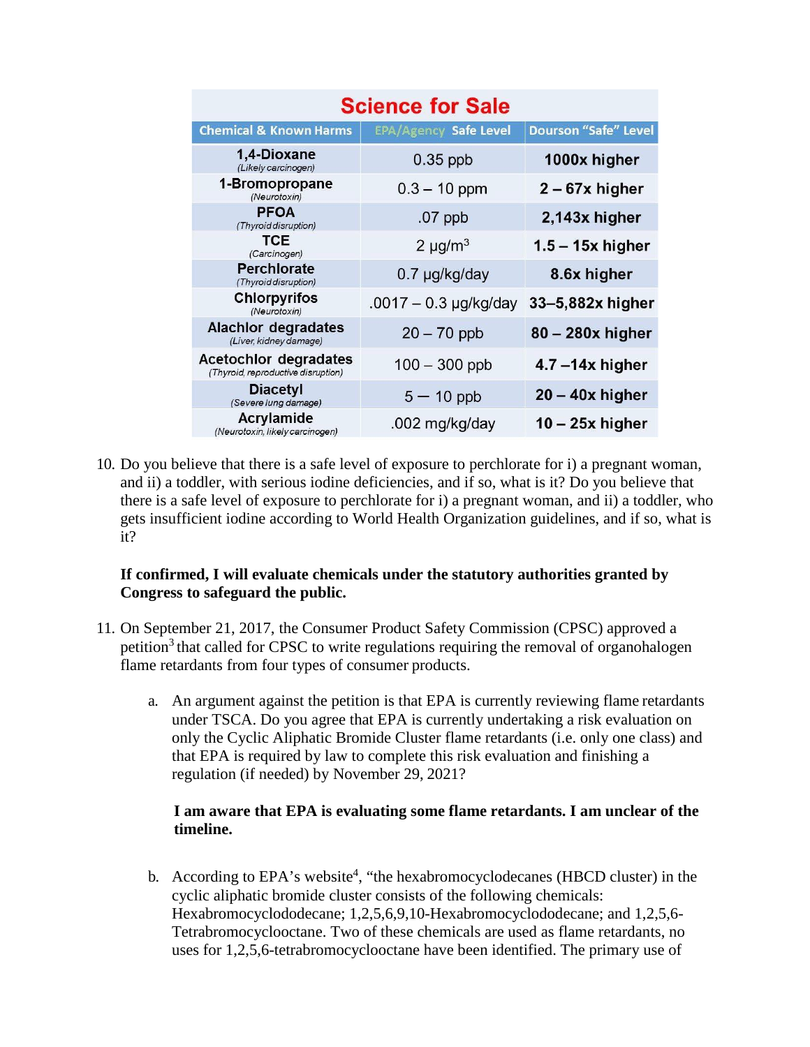**Science for Sale**

| Chemical & Known Harms | EPA/Agency Safe Level | Dourson "Safe" Level |
|---|---|---|
| **1,4-Dioxane** *(Likely carcinogen)* | 0.35 ppb | **1000x higher** |
| **1-Bromopropane** *(Neurotoxin)* | 0.3 – 10 ppm | **2 – 67x higher** |
| **PFOA** *(Thyroid disruption)* | .07 ppb | **2,143x higher** |
| **TCE** *(Carcinogen)* | 2 µg/m$^3$ | **1.5 – 15x higher** |
| **Perchlorate** *(Thyroid disruption)* | 0.7 µg/kg/day | **8.6x higher** |
| **Chlorpyrifos** *(Neurotoxin)* | .0017 – 0.3 µg/kg/day | **33–5,882x higher** |
| **Alachlor degradates** *(Liver, kidney damage)* | 20 – 70 ppb | **80 – 280x higher** |
| **Acetochlor degradates** *(Thyroid, reproductive disruption)* | 100 – 300 ppb | **4.7 –14x higher** |
| **Diacetyl** *(Severe lung damage)* | 5 — 10 ppb | **20 – 40x higher** |
| **Acrylamide** *(Neurotoxin, likely carcinogen)* | .002 mg/kg/day | **10 – 25x higher** |

10. Do you believe that there is a safe level of exposure to perchlorate for i) a pregnant woman, and ii) a toddler, with serious iodine deficiencies, and if so, what is it? Do you believe that there is a safe level of exposure to perchlorate for i) a pregnant woman, and ii) a toddler, who gets insufficient iodine according to World Health Organization guidelines, and if so, what is it?

    **If confirmed, I will evaluate chemicals under the statutory authorities granted by Congress to safeguard the public.**

11. On September 21, 2017, the Consumer Product Safety Commission (CPSC) approved a petition[3] that called for CPSC to write regulations requiring the removal of organohalogen flame retardants from four types of consumer products.

    a. An argument against the petition is that EPA is currently reviewing flame retardants under TSCA. Do you agree that EPA is currently undertaking a risk evaluation on only the Cyclic Aliphatic Bromide Cluster flame retardants (i.e. only one class) and that EPA is required by law to complete this risk evaluation and finishing a regulation (if needed) by November 29, 2021?

       **I am aware that EPA is evaluating some flame retardants. I am unclear of the timeline.**

    b. According to EPA's website[4], "the hexabromocyclodecanes (HBCD cluster) in the cyclic aliphatic bromide cluster consists of the following chemicals: Hexabromocyclododecane; 1,2,5,6,9,10-Hexabromocyclododecane; and 1,2,5,6-Tetrabromocyclooctane. Two of these chemicals are used as flame retardants, no uses for 1,2,5,6-tetrabromocyclooctane have been identified. The primary use of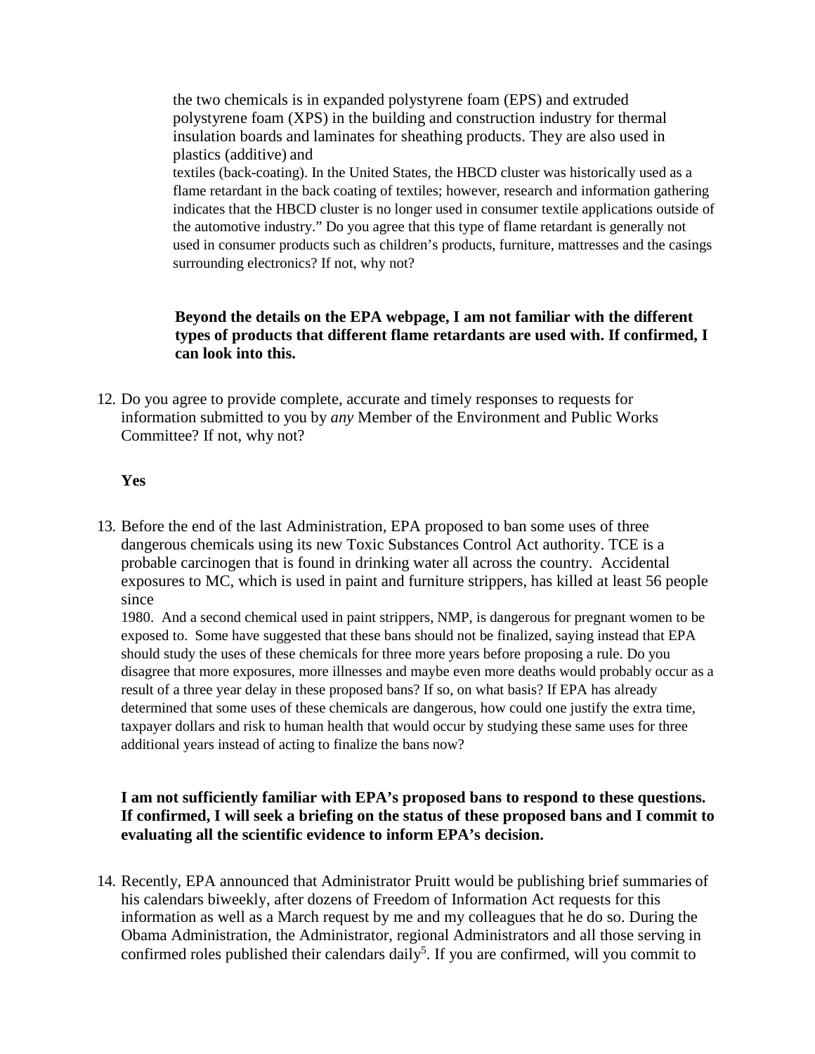the two chemicals is in expanded polystyrene foam (EPS) and extruded polystyrene foam (XPS) in the building and construction industry for thermal insulation boards and laminates for sheathing products. They are also used in plastics (additive) and textiles (back-coating). In the United States, the HBCD cluster was historically used as a flame retardant in the back coating of textiles; however, research and information gathering indicates that the HBCD cluster is no longer used in consumer textile applications outside of the automotive industry." Do you agree that this type of flame retardant is generally not used in consumer products such as children's products, furniture, mattresses and the casings surrounding electronics? If not, why not?

**Beyond the details on the EPA webpage, I am not familiar with the different types of products that different flame retardants are used with. If confirmed, I can look into this.**

12. Do you agree to provide complete, accurate and timely responses to requests for information submitted to you by *any* Member of the Environment and Public Works Committee? If not, why not?

    **Yes**

13. Before the end of the last Administration, EPA proposed to ban some uses of three dangerous chemicals using its new Toxic Substances Control Act authority. TCE is a probable carcinogen that is found in drinking water all across the country. Accidental exposures to MC, which is used in paint and furniture strippers, has killed at least 56 people since 1980. And a second chemical used in paint strippers, NMP, is dangerous for pregnant women to be exposed to. Some have suggested that these bans should not be finalized, saying instead that EPA should study the uses of these chemicals for three more years before proposing a rule. Do you disagree that more exposures, more illnesses and maybe even more deaths would probably occur as a result of a three year delay in these proposed bans? If so, on what basis? If EPA has already determined that some uses of these chemicals are dangerous, how could one justify the extra time, taxpayer dollars and risk to human health that would occur by studying these same uses for three additional years instead of acting to finalize the bans now?

    **I am not sufficiently familiar with EPA's proposed bans to respond to these questions. If confirmed, I will seek a briefing on the status of these proposed bans and I commit to evaluating all the scientific evidence to inform EPA's decision.**

14. Recently, EPA announced that Administrator Pruitt would be publishing brief summaries of his calendars biweekly, after dozens of Freedom of Information Act requests for this information as well as a March request by me and my colleagues that he do so. During the Obama Administration, the Administrator, regional Administrators and all those serving in confirmed roles published their calendars daily[5]. If you are confirmed, will you commit to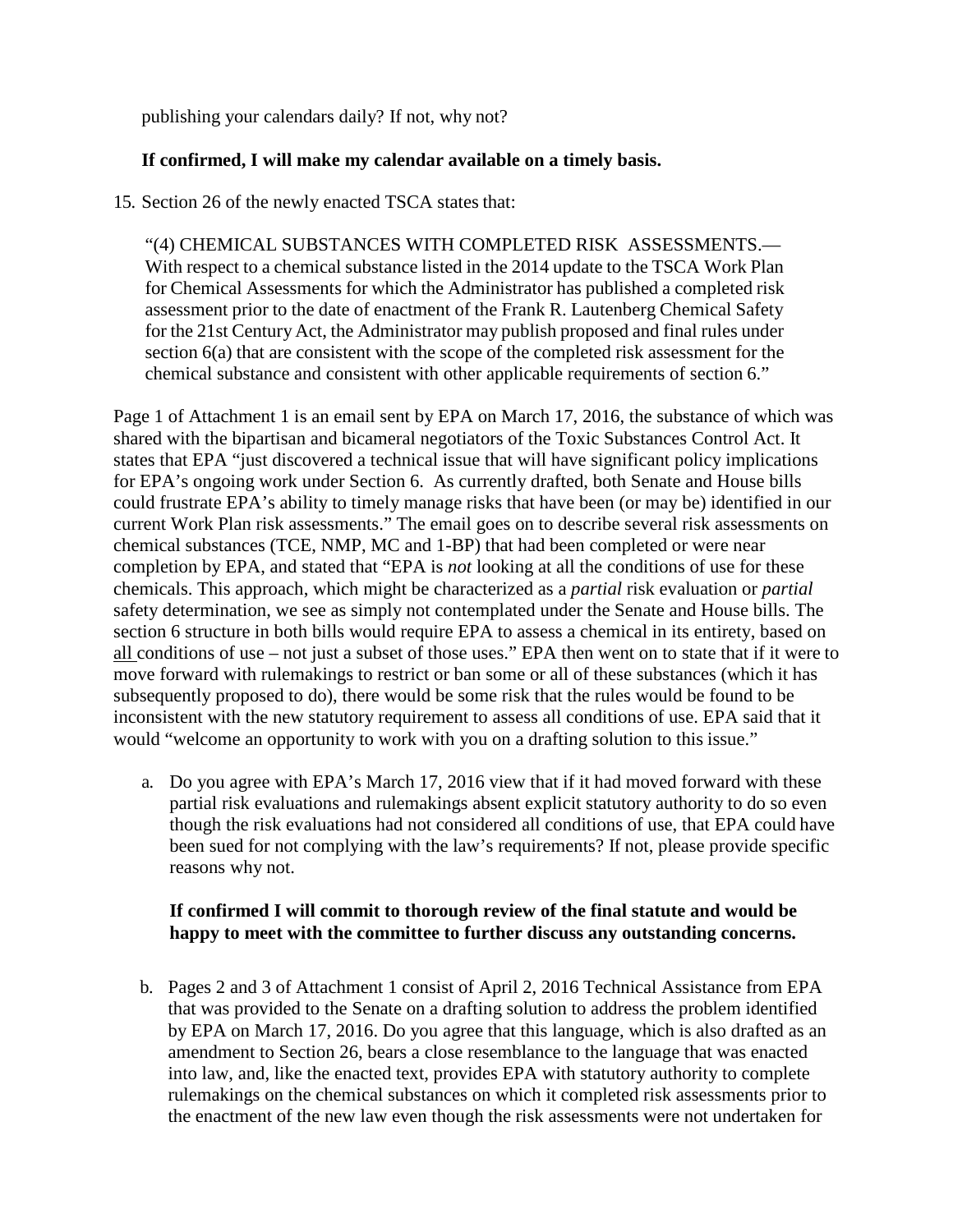publishing your calendars daily? If not, why not?

**If confirmed, I will make my calendar available on a timely basis.**

15. Section 26 of the newly enacted TSCA states that:

> "(4) CHEMICAL SUBSTANCES WITH COMPLETED RISK ASSESSMENTS.— With respect to a chemical substance listed in the 2014 update to the TSCA Work Plan for Chemical Assessments for which the Administrator has published a completed risk assessment prior to the date of enactment of the Frank R. Lautenberg Chemical Safety for the 21st Century Act, the Administrator may publish proposed and final rules under section 6(a) that are consistent with the scope of the completed risk assessment for the chemical substance and consistent with other applicable requirements of section 6."

Page 1 of Attachment 1 is an email sent by EPA on March 17, 2016, the substance of which was shared with the bipartisan and bicameral negotiators of the Toxic Substances Control Act. It states that EPA "just discovered a technical issue that will have significant policy implications for EPA's ongoing work under Section 6. As currently drafted, both Senate and House bills could frustrate EPA's ability to timely manage risks that have been (or may be) identified in our current Work Plan risk assessments." The email goes on to describe several risk assessments on chemical substances (TCE, NMP, MC and 1-BP) that had been completed or were near completion by EPA, and stated that "EPA is *not* looking at all the conditions of use for these chemicals. This approach, which might be characterized as a *partial* risk evaluation or *partial* safety determination, we see as simply not contemplated under the Senate and House bills. The section 6 structure in both bills would require EPA to assess a chemical in its entirety, based on <u>all</u> conditions of use – not just a subset of those uses." EPA then went on to state that if it were to move forward with rulemakings to restrict or ban some or all of these substances (which it has subsequently proposed to do), there would be some risk that the rules would be found to be inconsistent with the new statutory requirement to assess all conditions of use. EPA said that it would "welcome an opportunity to work with you on a drafting solution to this issue."

a. Do you agree with EPA's March 17, 2016 view that if it had moved forward with these partial risk evaluations and rulemakings absent explicit statutory authority to do so even though the risk evaluations had not considered all conditions of use, that EPA could have been sued for not complying with the law's requirements? If not, please provide specific reasons why not.

   **If confirmed I will commit to thorough review of the final statute and would be happy to meet with the committee to further discuss any outstanding concerns.**

b. Pages 2 and 3 of Attachment 1 consist of April 2, 2016 Technical Assistance from EPA that was provided to the Senate on a drafting solution to address the problem identified by EPA on March 17, 2016. Do you agree that this language, which is also drafted as an amendment to Section 26, bears a close resemblance to the language that was enacted into law, and, like the enacted text, provides EPA with statutory authority to complete rulemakings on the chemical substances on which it completed risk assessments prior to the enactment of the new law even though the risk assessments were not undertaken for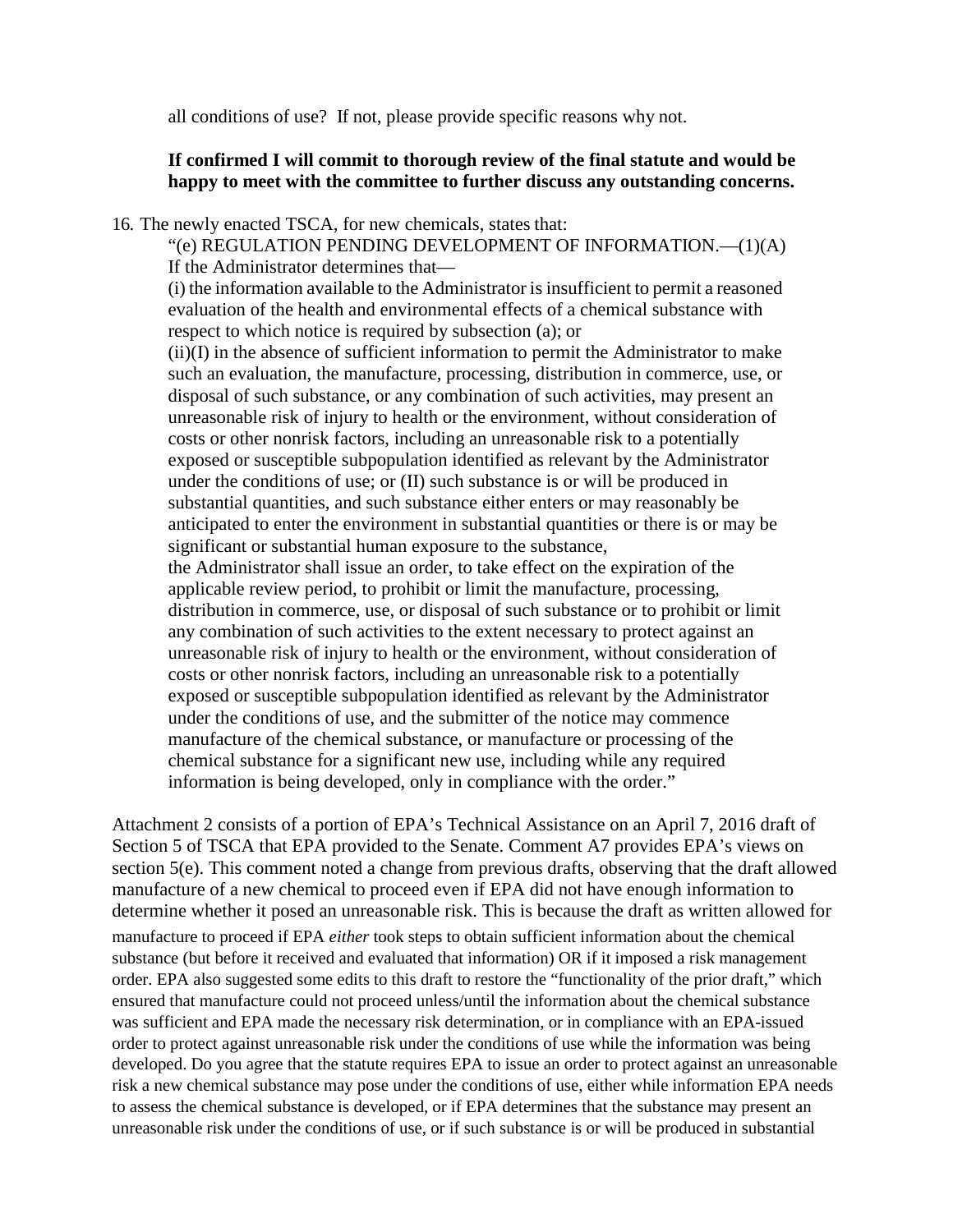all conditions of use? If not, please provide specific reasons why not.

**If confirmed I will commit to thorough review of the final statute and would be happy to meet with the committee to further discuss any outstanding concerns.**

16. The newly enacted TSCA, for new chemicals, states that:

"(e) REGULATION PENDING DEVELOPMENT OF INFORMATION.—(1)(A) If the Administrator determines that—

(i) the information available to the Administrator is insufficient to permit a reasoned evaluation of the health and environmental effects of a chemical substance with respect to which notice is required by subsection (a); or

(ii)(I) in the absence of sufficient information to permit the Administrator to make such an evaluation, the manufacture, processing, distribution in commerce, use, or disposal of such substance, or any combination of such activities, may present an unreasonable risk of injury to health or the environment, without consideration of costs or other nonrisk factors, including an unreasonable risk to a potentially exposed or susceptible subpopulation identified as relevant by the Administrator under the conditions of use; or (II) such substance is or will be produced in substantial quantities, and such substance either enters or may reasonably be anticipated to enter the environment in substantial quantities or there is or may be significant or substantial human exposure to the substance,

the Administrator shall issue an order, to take effect on the expiration of the applicable review period, to prohibit or limit the manufacture, processing, distribution in commerce, use, or disposal of such substance or to prohibit or limit any combination of such activities to the extent necessary to protect against an unreasonable risk of injury to health or the environment, without consideration of costs or other nonrisk factors, including an unreasonable risk to a potentially exposed or susceptible subpopulation identified as relevant by the Administrator under the conditions of use, and the submitter of the notice may commence manufacture of the chemical substance, or manufacture or processing of the chemical substance for a significant new use, including while any required information is being developed, only in compliance with the order."

Attachment 2 consists of a portion of EPA's Technical Assistance on an April 7, 2016 draft of Section 5 of TSCA that EPA provided to the Senate. Comment A7 provides EPA's views on section 5(e). This comment noted a change from previous drafts, observing that the draft allowed manufacture of a new chemical to proceed even if EPA did not have enough information to determine whether it posed an unreasonable risk. This is because the draft as written allowed for manufacture to proceed if EPA *either* took steps to obtain sufficient information about the chemical substance (but before it received and evaluated that information) OR if it imposed a risk management order. EPA also suggested some edits to this draft to restore the "functionality of the prior draft," which ensured that manufacture could not proceed unless/until the information about the chemical substance was sufficient and EPA made the necessary risk determination, or in compliance with an EPA-issued order to protect against unreasonable risk under the conditions of use while the information was being developed. Do you agree that the statute requires EPA to issue an order to protect against an unreasonable risk a new chemical substance may pose under the conditions of use, either while information EPA needs to assess the chemical substance is developed, or if EPA determines that the substance may present an unreasonable risk under the conditions of use, or if such substance is or will be produced in substantial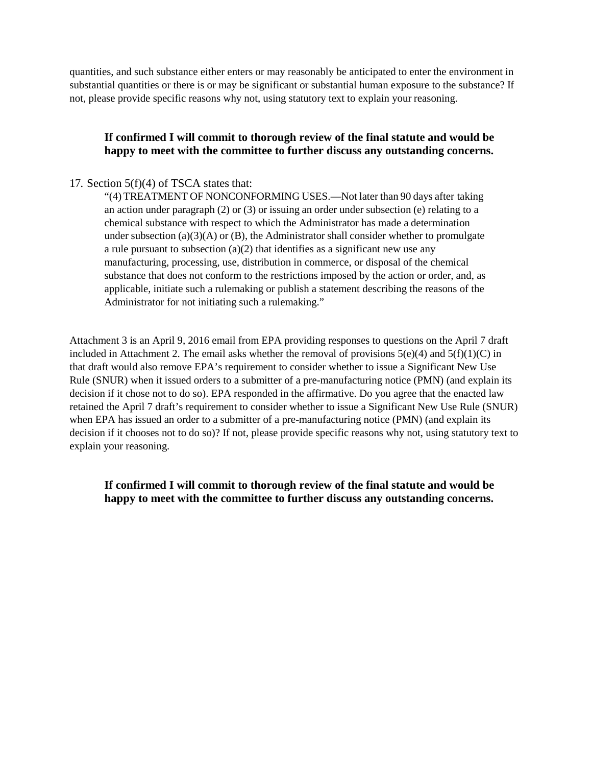quantities, and such substance either enters or may reasonably be anticipated to enter the environment in substantial quantities or there is or may be significant or substantial human exposure to the substance? If not, please provide specific reasons why not, using statutory text to explain your reasoning.

> **If confirmed I will commit to thorough review of the final statute and would be happy to meet with the committee to further discuss any outstanding concerns.**

17. Section 5(f)(4) of TSCA states that:

> "(4) TREATMENT OF NONCONFORMING USES.—Not later than 90 days after taking an action under paragraph (2) or (3) or issuing an order under subsection (e) relating to a chemical substance with respect to which the Administrator has made a determination under subsection (a)(3)(A) or (B), the Administrator shall consider whether to promulgate a rule pursuant to subsection (a)(2) that identifies as a significant new use any manufacturing, processing, use, distribution in commerce, or disposal of the chemical substance that does not conform to the restrictions imposed by the action or order, and, as applicable, initiate such a rulemaking or publish a statement describing the reasons of the Administrator for not initiating such a rulemaking."

Attachment 3 is an April 9, 2016 email from EPA providing responses to questions on the April 7 draft included in Attachment 2. The email asks whether the removal of provisions 5(e)(4) and 5(f)(1)(C) in that draft would also remove EPA's requirement to consider whether to issue a Significant New Use Rule (SNUR) when it issued orders to a submitter of a pre-manufacturing notice (PMN) (and explain its decision if it chose not to do so). EPA responded in the affirmative. Do you agree that the enacted law retained the April 7 draft's requirement to consider whether to issue a Significant New Use Rule (SNUR) when EPA has issued an order to a submitter of a pre-manufacturing notice (PMN) (and explain its decision if it chooses not to do so)? If not, please provide specific reasons why not, using statutory text to explain your reasoning.

> **If confirmed I will commit to thorough review of the final statute and would be happy to meet with the committee to further discuss any outstanding concerns.**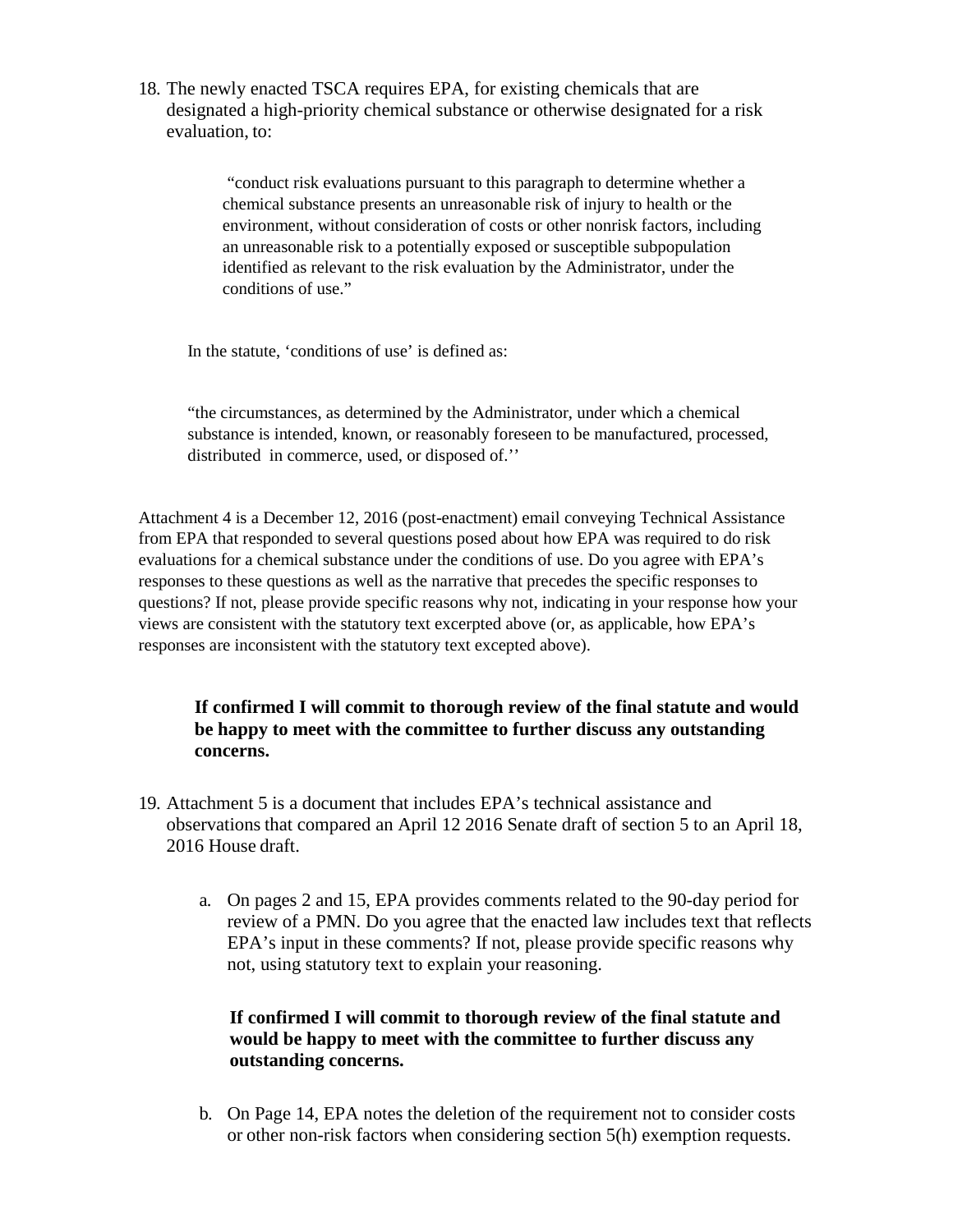18. The newly enacted TSCA requires EPA, for existing chemicals that are designated a high-priority chemical substance or otherwise designated for a risk evaluation, to:

> "conduct risk evaluations pursuant to this paragraph to determine whether a chemical substance presents an unreasonable risk of injury to health or the environment, without consideration of costs or other nonrisk factors, including an unreasonable risk to a potentially exposed or susceptible subpopulation identified as relevant to the risk evaluation by the Administrator, under the conditions of use."

In the statute, 'conditions of use' is defined as:

"the circumstances, as determined by the Administrator, under which a chemical substance is intended, known, or reasonably foreseen to be manufactured, processed, distributed in commerce, used, or disposed of.''

Attachment 4 is a December 12, 2016 (post-enactment) email conveying Technical Assistance from EPA that responded to several questions posed about how EPA was required to do risk evaluations for a chemical substance under the conditions of use. Do you agree with EPA's responses to these questions as well as the narrative that precedes the specific responses to questions? If not, please provide specific reasons why not, indicating in your response how your views are consistent with the statutory text excerpted above (or, as applicable, how EPA's responses are inconsistent with the statutory text excepted above).

**If confirmed I will commit to thorough review of the final statute and would be happy to meet with the committee to further discuss any outstanding concerns.**

19. Attachment 5 is a document that includes EPA's technical assistance and observations that compared an April 12 2016 Senate draft of section 5 to an April 18, 2016 House draft.

    a. On pages 2 and 15, EPA provides comments related to the 90-day period for review of a PMN. Do you agree that the enacted law includes text that reflects EPA's input in these comments? If not, please provide specific reasons why not, using statutory text to explain your reasoning.

    **If confirmed I will commit to thorough review of the final statute and would be happy to meet with the committee to further discuss any outstanding concerns.**

    b. On Page 14, EPA notes the deletion of the requirement not to consider costs or other non-risk factors when considering section 5(h) exemption requests.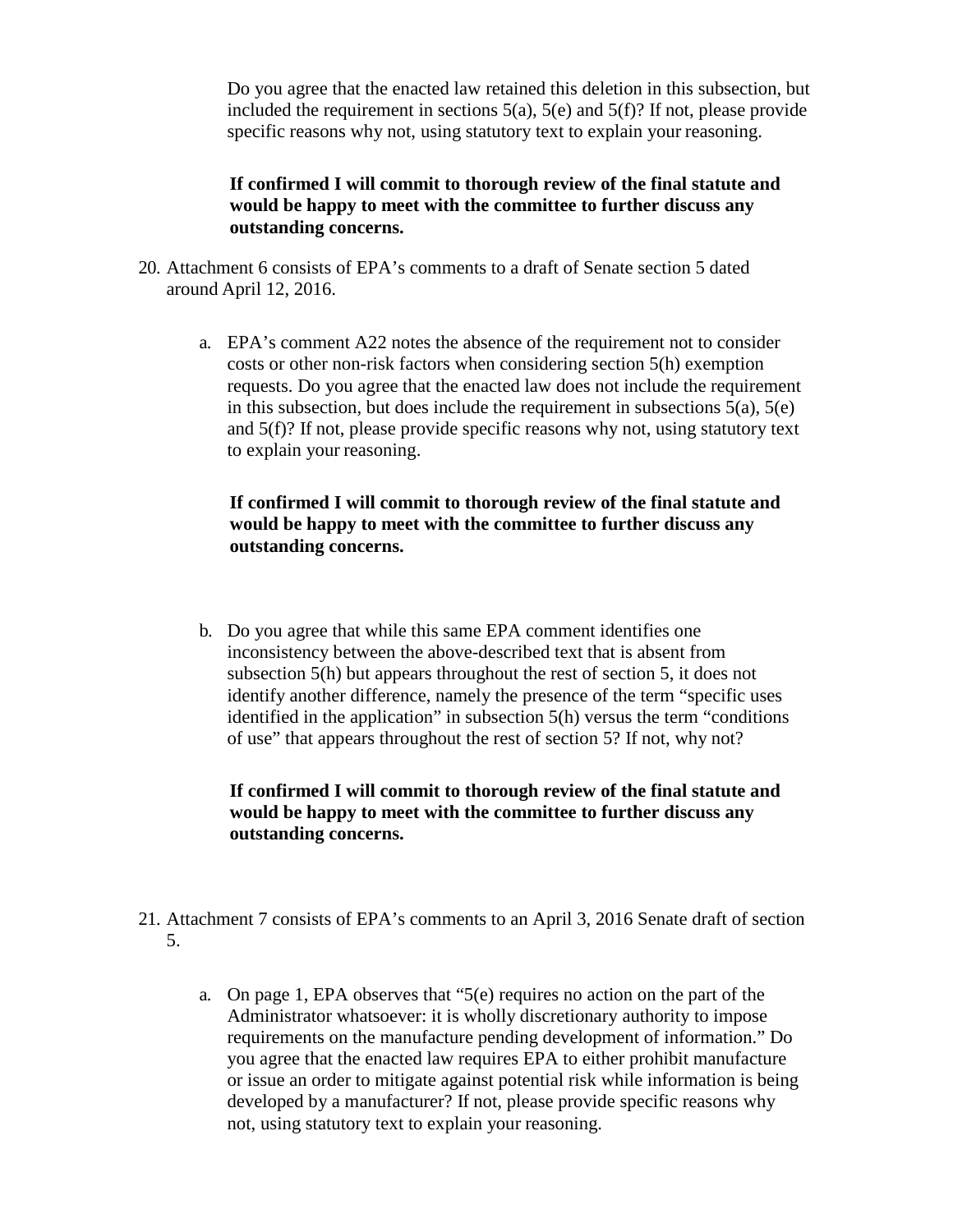Do you agree that the enacted law retained this deletion in this subsection, but included the requirement in sections 5(a), 5(e) and 5(f)? If not, please provide specific reasons why not, using statutory text to explain your reasoning.

**If confirmed I will commit to thorough review of the final statute and would be happy to meet with the committee to further discuss any outstanding concerns.**

20. Attachment 6 consists of EPA's comments to a draft of Senate section 5 dated around April 12, 2016.

    a. EPA's comment A22 notes the absence of the requirement not to consider costs or other non-risk factors when considering section 5(h) exemption requests. Do you agree that the enacted law does not include the requirement in this subsection, but does include the requirement in subsections 5(a), 5(e) and 5(f)? If not, please provide specific reasons why not, using statutory text to explain your reasoning.

       **If confirmed I will commit to thorough review of the final statute and would be happy to meet with the committee to further discuss any outstanding concerns.**

    b. Do you agree that while this same EPA comment identifies one inconsistency between the above-described text that is absent from subsection 5(h) but appears throughout the rest of section 5, it does not identify another difference, namely the presence of the term "specific uses identified in the application" in subsection 5(h) versus the term "conditions of use" that appears throughout the rest of section 5? If not, why not?

       **If confirmed I will commit to thorough review of the final statute and would be happy to meet with the committee to further discuss any outstanding concerns.**

21. Attachment 7 consists of EPA's comments to an April 3, 2016 Senate draft of section 5.

    a. On page 1, EPA observes that "5(e) requires no action on the part of the Administrator whatsoever: it is wholly discretionary authority to impose requirements on the manufacture pending development of information." Do you agree that the enacted law requires EPA to either prohibit manufacture or issue an order to mitigate against potential risk while information is being developed by a manufacturer? If not, please provide specific reasons why not, using statutory text to explain your reasoning.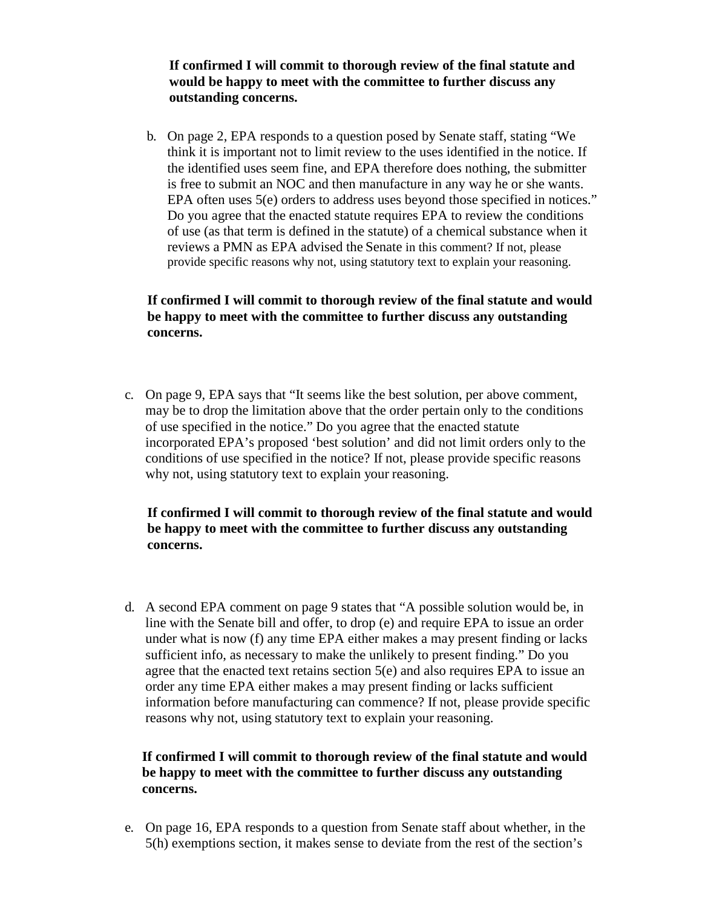**If confirmed I will commit to thorough review of the final statute and would be happy to meet with the committee to further discuss any outstanding concerns.**

b. On page 2, EPA responds to a question posed by Senate staff, stating "We think it is important not to limit review to the uses identified in the notice. If the identified uses seem fine, and EPA therefore does nothing, the submitter is free to submit an NOC and then manufacture in any way he or she wants. EPA often uses 5(e) orders to address uses beyond those specified in notices." Do you agree that the enacted statute requires EPA to review the conditions of use (as that term is defined in the statute) of a chemical substance when it reviews a PMN as EPA advised the Senate in this comment? If not, please provide specific reasons why not, using statutory text to explain your reasoning.

**If confirmed I will commit to thorough review of the final statute and would be happy to meet with the committee to further discuss any outstanding concerns.**

c. On page 9, EPA says that "It seems like the best solution, per above comment, may be to drop the limitation above that the order pertain only to the conditions of use specified in the notice." Do you agree that the enacted statute incorporated EPA's proposed 'best solution' and did not limit orders only to the conditions of use specified in the notice? If not, please provide specific reasons why not, using statutory text to explain your reasoning.

**If confirmed I will commit to thorough review of the final statute and would be happy to meet with the committee to further discuss any outstanding concerns.**

d. A second EPA comment on page 9 states that "A possible solution would be, in line with the Senate bill and offer, to drop (e) and require EPA to issue an order under what is now (f) any time EPA either makes a may present finding or lacks sufficient info, as necessary to make the unlikely to present finding." Do you agree that the enacted text retains section 5(e) and also requires EPA to issue an order any time EPA either makes a may present finding or lacks sufficient information before manufacturing can commence? If not, please provide specific reasons why not, using statutory text to explain your reasoning.

**If confirmed I will commit to thorough review of the final statute and would be happy to meet with the committee to further discuss any outstanding concerns.**

e. On page 16, EPA responds to a question from Senate staff about whether, in the 5(h) exemptions section, it makes sense to deviate from the rest of the section's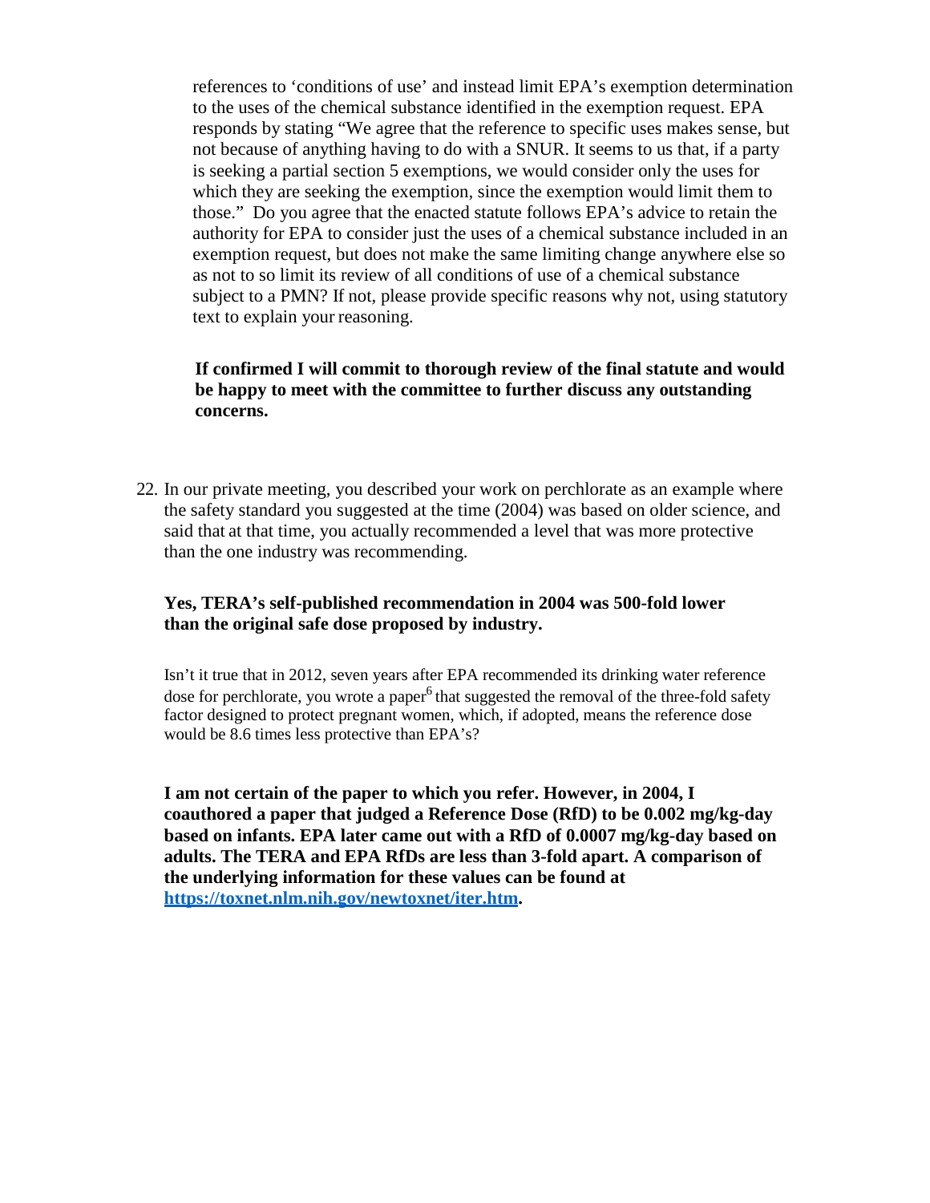references to 'conditions of use' and instead limit EPA's exemption determination to the uses of the chemical substance identified in the exemption request. EPA responds by stating "We agree that the reference to specific uses makes sense, but not because of anything having to do with a SNUR. It seems to us that, if a party is seeking a partial section 5 exemptions, we would consider only the uses for which they are seeking the exemption, since the exemption would limit them to those." Do you agree that the enacted statute follows EPA's advice to retain the authority for EPA to consider just the uses of a chemical substance included in an exemption request, but does not make the same limiting change anywhere else so as not to so limit its review of all conditions of use of a chemical substance subject to a PMN? If not, please provide specific reasons why not, using statutory text to explain your reasoning.

**If confirmed I will commit to thorough review of the final statute and would be happy to meet with the committee to further discuss any outstanding concerns.**

22. In our private meeting, you described your work on perchlorate as an example where the safety standard you suggested at the time (2004) was based on older science, and said that at that time, you actually recommended a level that was more protective than the one industry was recommending.

**Yes, TERA's self-published recommendation in 2004 was 500-fold lower than the original safe dose proposed by industry.**

Isn't it true that in 2012, seven years after EPA recommended its drinking water reference dose for perchlorate, you wrote a paper[6] that suggested the removal of the three-fold safety factor designed to protect pregnant women, which, if adopted, means the reference dose would be 8.6 times less protective than EPA's?

**I am not certain of the paper to which you refer. However, in 2004, I coauthored a paper that judged a Reference Dose (RfD) to be 0.002 mg/kg-day based on infants. EPA later came out with a RfD of 0.0007 mg/kg-day based on adults. The TERA and EPA RfDs are less than 3-fold apart. A comparison of the underlying information for these values can be found at [https://toxnet.nlm.nih.gov/newtoxnet/iter.htm](https://toxnet.nlm.nih.gov/newtoxnet/iter.htm).**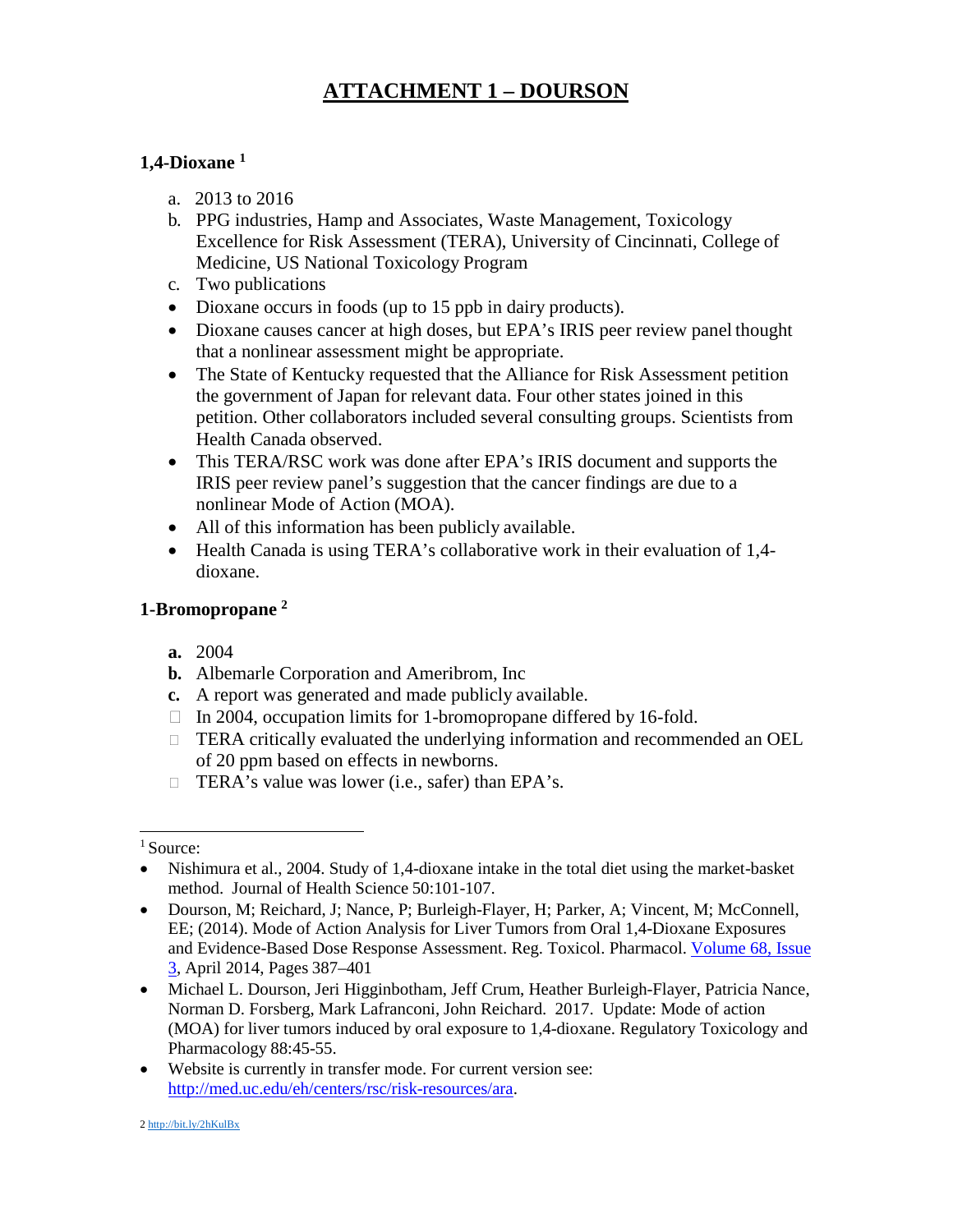# ATTACHMENT 1 – DOURSON

### 1,4-Dioxane [1]

a. 2013 to 2016
b. PPG industries, Hamp and Associates, Waste Management, Toxicology Excellence for Risk Assessment (TERA), University of Cincinnati, College of Medicine, US National Toxicology Program
c. Two publications

- Dioxane occurs in foods (up to 15 ppb in dairy products).
- Dioxane causes cancer at high doses, but EPA's IRIS peer review panel thought that a nonlinear assessment might be appropriate.
- The State of Kentucky requested that the Alliance for Risk Assessment petition the government of Japan for relevant data. Four other states joined in this petition. Other collaborators included several consulting groups. Scientists from Health Canada observed.
- This TERA/RSC work was done after EPA's IRIS document and supports the IRIS peer review panel's suggestion that the cancer findings are due to a nonlinear Mode of Action (MOA).
- All of this information has been publicly available.
- Health Canada is using TERA's collaborative work in their evaluation of 1,4-dioxane.

### 1-Bromopropane [2]

**a.** 2004
**b.** Albemarle Corporation and Ameribrom, Inc
**c.** A report was generated and made publicly available.

- In 2004, occupation limits for 1-bromopropane differed by 16-fold.
- TERA critically evaluated the underlying information and recommended an OEL of 20 ppm based on effects in newborns.
- TERA's value was lower (i.e., safer) than EPA's.

---

[1] Source:

- Nishimura et al., 2004. Study of 1,4-dioxane intake in the total diet using the market-basket method. Journal of Health Science 50:101-107.
- Dourson, M; Reichard, J; Nance, P; Burleigh-Flayer, H; Parker, A; Vincent, M; McConnell, EE; (2014). Mode of Action Analysis for Liver Tumors from Oral 1,4-Dioxane Exposures and Evidence-Based Dose Response Assessment. Reg. Toxicol. Pharmacol. Volume 68, Issue 3, April 2014, Pages 387–401
- Michael L. Dourson, Jeri Higginbotham, Jeff Crum, Heather Burleigh-Flayer, Patricia Nance, Norman D. Forsberg, Mark Lafranconi, John Reichard. 2017. Update: Mode of action (MOA) for liver tumors induced by oral exposure to 1,4-dioxane. Regulatory Toxicology and Pharmacology 88:45-55.
- Website is currently in transfer mode. For current version see: http://med.uc.edu/eh/centers/rsc/risk-resources/ara.

[2] http://bit.ly/2hKulBx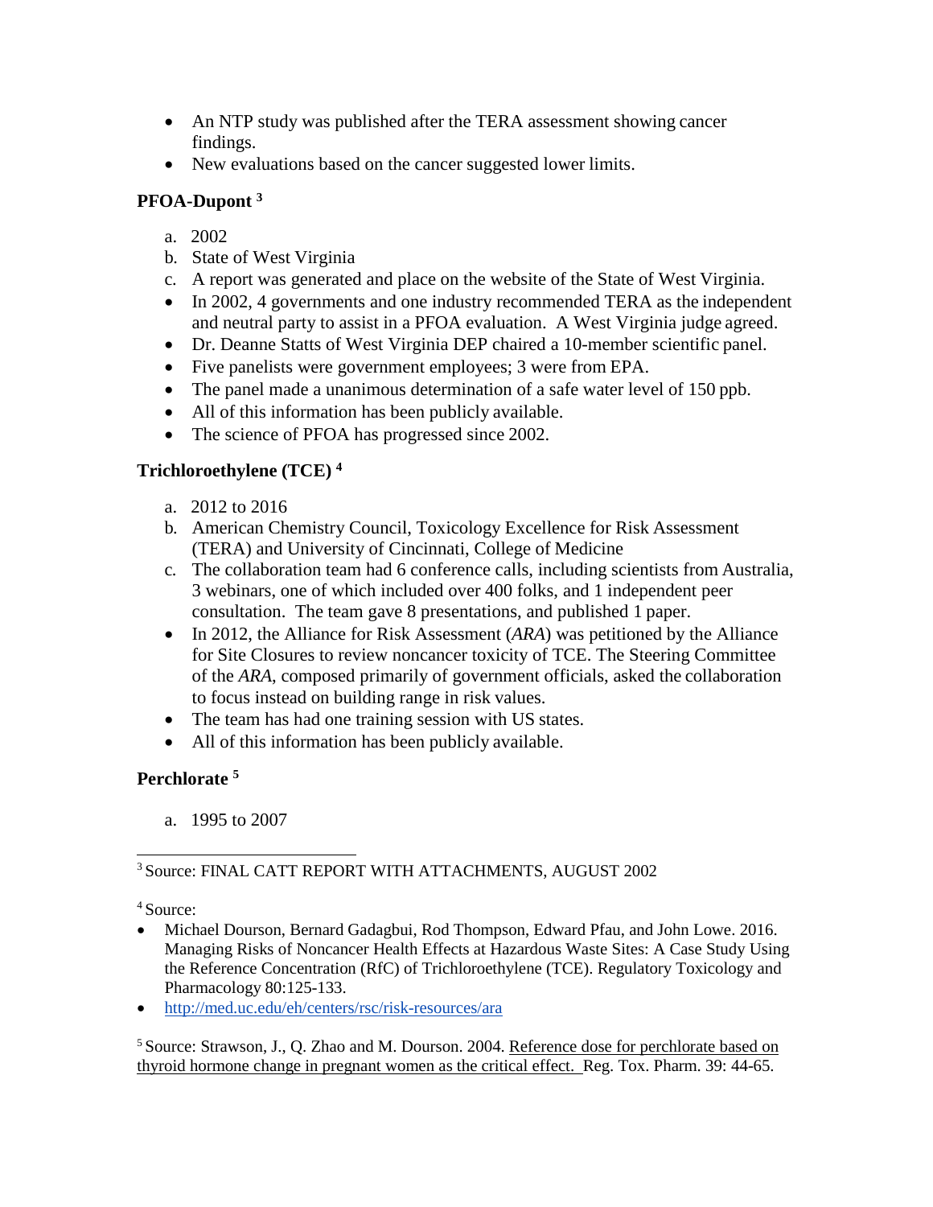- An NTP study was published after the TERA assessment showing cancer findings.
- New evaluations based on the cancer suggested lower limits.

**PFOA-Dupont** [3]

a. 2002
b. State of West Virginia
c. A report was generated and place on the website of the State of West Virginia.

- In 2002, 4 governments and one industry recommended TERA as the independent and neutral party to assist in a PFOA evaluation. A West Virginia judge agreed.
- Dr. Deanne Statts of West Virginia DEP chaired a 10-member scientific panel.
- Five panelists were government employees; 3 were from EPA.
- The panel made a unanimous determination of a safe water level of 150 ppb.
- All of this information has been publicly available.
- The science of PFOA has progressed since 2002.

**Trichloroethylene (TCE)** [4]

a. 2012 to 2016
b. American Chemistry Council, Toxicology Excellence for Risk Assessment (TERA) and University of Cincinnati, College of Medicine
c. The collaboration team had 6 conference calls, including scientists from Australia, 3 webinars, one of which included over 400 folks, and 1 independent peer consultation. The team gave 8 presentations, and published 1 paper.

- In 2012, the Alliance for Risk Assessment (*ARA*) was petitioned by the Alliance for Site Closures to review noncancer toxicity of TCE. The Steering Committee of the *ARA*, composed primarily of government officials, asked the collaboration to focus instead on building range in risk values.
- The team has had one training session with US states.
- All of this information has been publicly available.

**Perchlorate** [5]

a. 1995 to 2007

---

[3] Source: FINAL CATT REPORT WITH ATTACHMENTS, AUGUST 2002

[4] Source:

- Michael Dourson, Bernard Gadagbui, Rod Thompson, Edward Pfau, and John Lowe. 2016. Managing Risks of Noncancer Health Effects at Hazardous Waste Sites: A Case Study Using the Reference Concentration (RfC) of Trichloroethylene (TCE). Regulatory Toxicology and Pharmacology 80:125-133.
- http://med.uc.edu/eh/centers/rsc/risk-resources/ara

[5] Source: Strawson, J., Q. Zhao and M. Dourson. 2004. Reference dose for perchlorate based on thyroid hormone change in pregnant women as the critical effect. Reg. Tox. Pharm. 39: 44-65.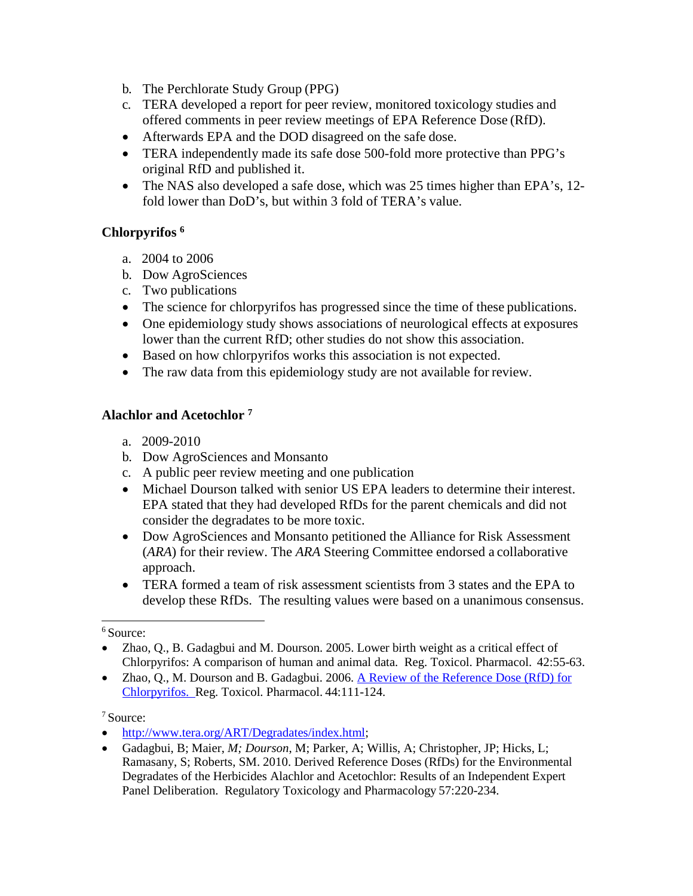b. The Perchlorate Study Group (PPG)
c. TERA developed a report for peer review, monitored toxicology studies and offered comments in peer review meetings of EPA Reference Dose (RfD).

- Afterwards EPA and the DOD disagreed on the safe dose.
- TERA independently made its safe dose 500-fold more protective than PPG's original RfD and published it.
- The NAS also developed a safe dose, which was 25 times higher than EPA's, 12-fold lower than DoD's, but within 3 fold of TERA's value.

**Chlorpyrifos [6]**

a. 2004 to 2006
b. Dow AgroSciences
c. Two publications

- The science for chlorpyrifos has progressed since the time of these publications.
- One epidemiology study shows associations of neurological effects at exposures lower than the current RfD; other studies do not show this association.
- Based on how chlorpyrifos works this association is not expected.
- The raw data from this epidemiology study are not available for review.

**Alachlor and Acetochlor [7]**

a. 2009-2010
b. Dow AgroSciences and Monsanto
c. A public peer review meeting and one publication

- Michael Dourson talked with senior US EPA leaders to determine their interest. EPA stated that they had developed RfDs for the parent chemicals and did not consider the degradates to be more toxic.
- Dow AgroSciences and Monsanto petitioned the Alliance for Risk Assessment (*ARA*) for their review. The *ARA* Steering Committee endorsed a collaborative approach.
- TERA formed a team of risk assessment scientists from 3 states and the EPA to develop these RfDs. The resulting values were based on a unanimous consensus.

---

[6] Source:

- Zhao, Q., B. Gadagbui and M. Dourson. 2005. Lower birth weight as a critical effect of Chlorpyrifos: A comparison of human and animal data. Reg. Toxicol. Pharmacol. 42:55-63.
- Zhao, Q., M. Dourson and B. Gadagbui. 2006. A Review of the Reference Dose (RfD) for Chlorpyrifos. Reg. Toxicol. Pharmacol. 44:111-124.

[7] Source:

- http://www.tera.org/ART/Degradates/index.html;
- Gadagbui, B; Maier, *M; Dourson*, M; Parker, A; Willis, A; Christopher, JP; Hicks, L; Ramasany, S; Roberts, SM. 2010. Derived Reference Doses (RfDs) for the Environmental Degradates of the Herbicides Alachlor and Acetochlor: Results of an Independent Expert Panel Deliberation. Regulatory Toxicology and Pharmacology 57:220-234.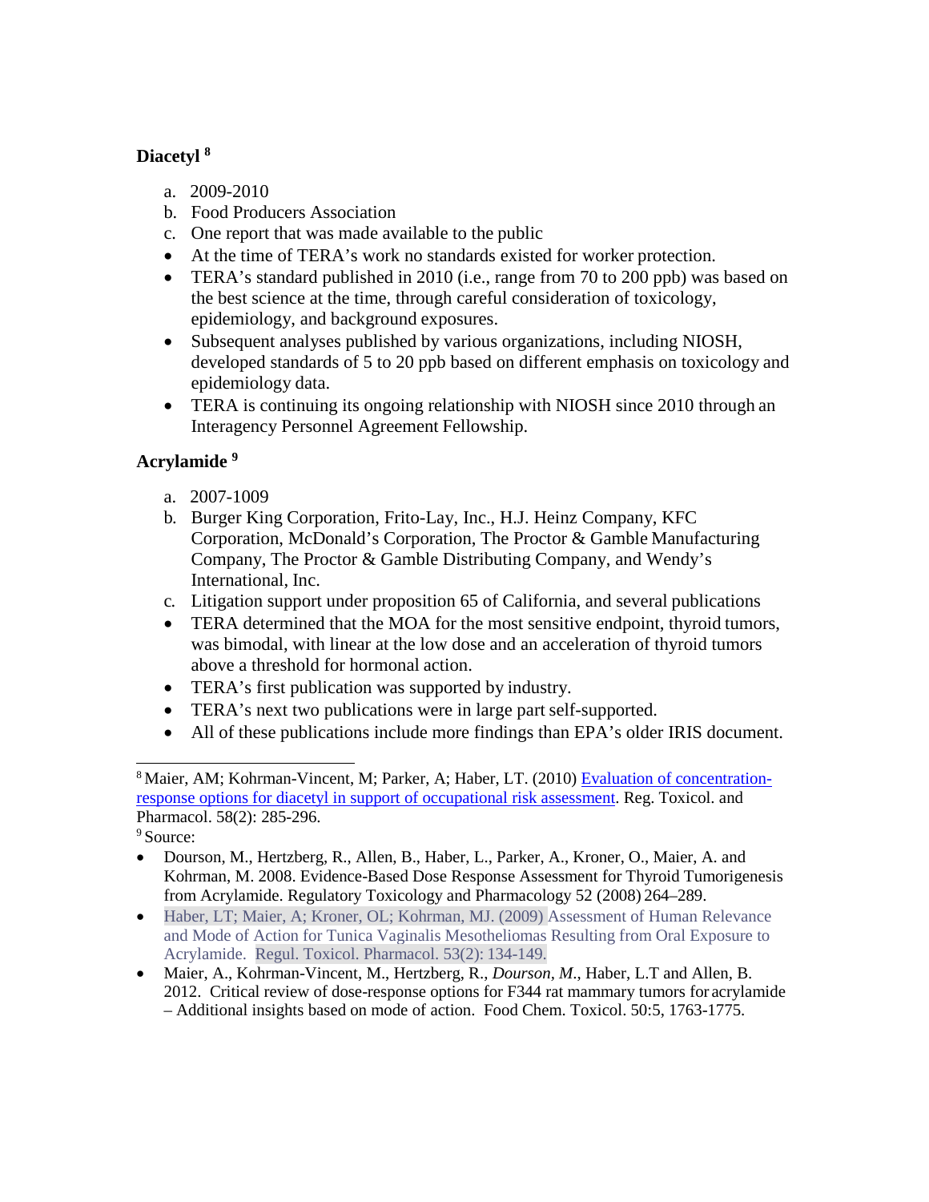**Diacetyl** [8]

a. 2009-2010
b. Food Producers Association
c. One report that was made available to the public

- At the time of TERA's work no standards existed for worker protection.
- TERA's standard published in 2010 (i.e., range from 70 to 200 ppb) was based on the best science at the time, through careful consideration of toxicology, epidemiology, and background exposures.
- Subsequent analyses published by various organizations, including NIOSH, developed standards of 5 to 20 ppb based on different emphasis on toxicology and epidemiology data.
- TERA is continuing its ongoing relationship with NIOSH since 2010 through an Interagency Personnel Agreement Fellowship.

**Acrylamide** [9]

a. 2007-1009
b. Burger King Corporation, Frito-Lay, Inc., H.J. Heinz Company, KFC Corporation, McDonald's Corporation, The Proctor & Gamble Manufacturing Company, The Proctor & Gamble Distributing Company, and Wendy's International, Inc.
c. Litigation support under proposition 65 of California, and several publications

- TERA determined that the MOA for the most sensitive endpoint, thyroid tumors, was bimodal, with linear at the low dose and an acceleration of thyroid tumors above a threshold for hormonal action.
- TERA's first publication was supported by industry.
- TERA's next two publications were in large part self-supported.
- All of these publications include more findings than EPA's older IRIS document.

---

[8] Maier, AM; Kohrman-Vincent, M; Parker, A; Haber, LT. (2010) Evaluation of concentration-response options for diacetyl in support of occupational risk assessment. Reg. Toxicol. and Pharmacol. 58(2): 285-296.

[9] Source:

- Dourson, M., Hertzberg, R., Allen, B., Haber, L., Parker, A., Kroner, O., Maier, A. and Kohrman, M. 2008. Evidence-Based Dose Response Assessment for Thyroid Tumorigenesis from Acrylamide. Regulatory Toxicology and Pharmacology 52 (2008) 264–289.
- Haber, LT; Maier, A; Kroner, OL; Kohrman, MJ. (2009) Assessment of Human Relevance and Mode of Action for Tunica Vaginalis Mesotheliomas Resulting from Oral Exposure to Acrylamide. Regul. Toxicol. Pharmacol. 53(2): 134-149.
- Maier, A., Kohrman-Vincent, M., Hertzberg, R., *Dourson, M.*, Haber, L.T and Allen, B. 2012. Critical review of dose-response options for F344 rat mammary tumors for acrylamide – Additional insights based on mode of action. Food Chem. Toxicol. 50:5, 1763-1775.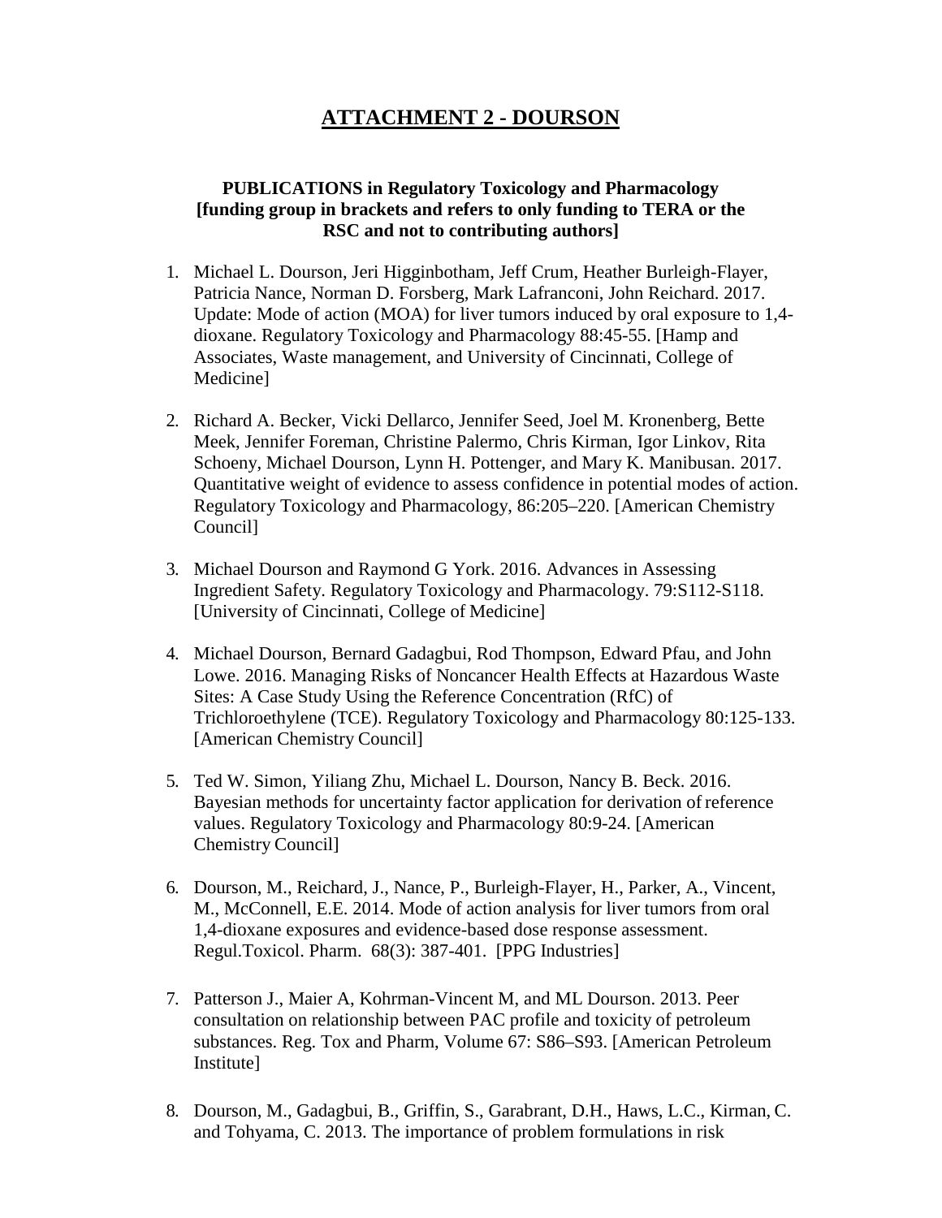# ATTACHMENT 2 - DOURSON

**PUBLICATIONS in Regulatory Toxicology and Pharmacology [funding group in brackets and refers to only funding to TERA or the RSC and not to contributing authors]**

1. Michael L. Dourson, Jeri Higginbotham, Jeff Crum, Heather Burleigh-Flayer, Patricia Nance, Norman D. Forsberg, Mark Lafranconi, John Reichard. 2017. Update: Mode of action (MOA) for liver tumors induced by oral exposure to 1,4-dioxane. Regulatory Toxicology and Pharmacology 88:45-55. [Hamp and Associates, Waste management, and University of Cincinnati, College of Medicine]

2. Richard A. Becker, Vicki Dellarco, Jennifer Seed, Joel M. Kronenberg, Bette Meek, Jennifer Foreman, Christine Palermo, Chris Kirman, Igor Linkov, Rita Schoeny, Michael Dourson, Lynn H. Pottenger, and Mary K. Manibusan. 2017. Quantitative weight of evidence to assess confidence in potential modes of action. Regulatory Toxicology and Pharmacology, 86:205–220. [American Chemistry Council]

3. Michael Dourson and Raymond G York. 2016. Advances in Assessing Ingredient Safety. Regulatory Toxicology and Pharmacology. 79:S112-S118. [University of Cincinnati, College of Medicine]

4. Michael Dourson, Bernard Gadagbui, Rod Thompson, Edward Pfau, and John Lowe. 2016. Managing Risks of Noncancer Health Effects at Hazardous Waste Sites: A Case Study Using the Reference Concentration (RfC) of Trichloroethylene (TCE). Regulatory Toxicology and Pharmacology 80:125-133. [American Chemistry Council]

5. Ted W. Simon, Yiliang Zhu, Michael L. Dourson, Nancy B. Beck. 2016. Bayesian methods for uncertainty factor application for derivation of reference values. Regulatory Toxicology and Pharmacology 80:9-24. [American Chemistry Council]

6. Dourson, M., Reichard, J., Nance, P., Burleigh-Flayer, H., Parker, A., Vincent, M., McConnell, E.E. 2014. Mode of action analysis for liver tumors from oral 1,4-dioxane exposures and evidence-based dose response assessment. Regul.Toxicol. Pharm. 68(3): 387-401. [PPG Industries]

7. Patterson J., Maier A, Kohrman-Vincent M, and ML Dourson. 2013. Peer consultation on relationship between PAC profile and toxicity of petroleum substances. Reg. Tox and Pharm, Volume 67: S86–S93. [American Petroleum Institute]

8. Dourson, M., Gadagbui, B., Griffin, S., Garabrant, D.H., Haws, L.C., Kirman, C. and Tohyama, C. 2013. The importance of problem formulations in risk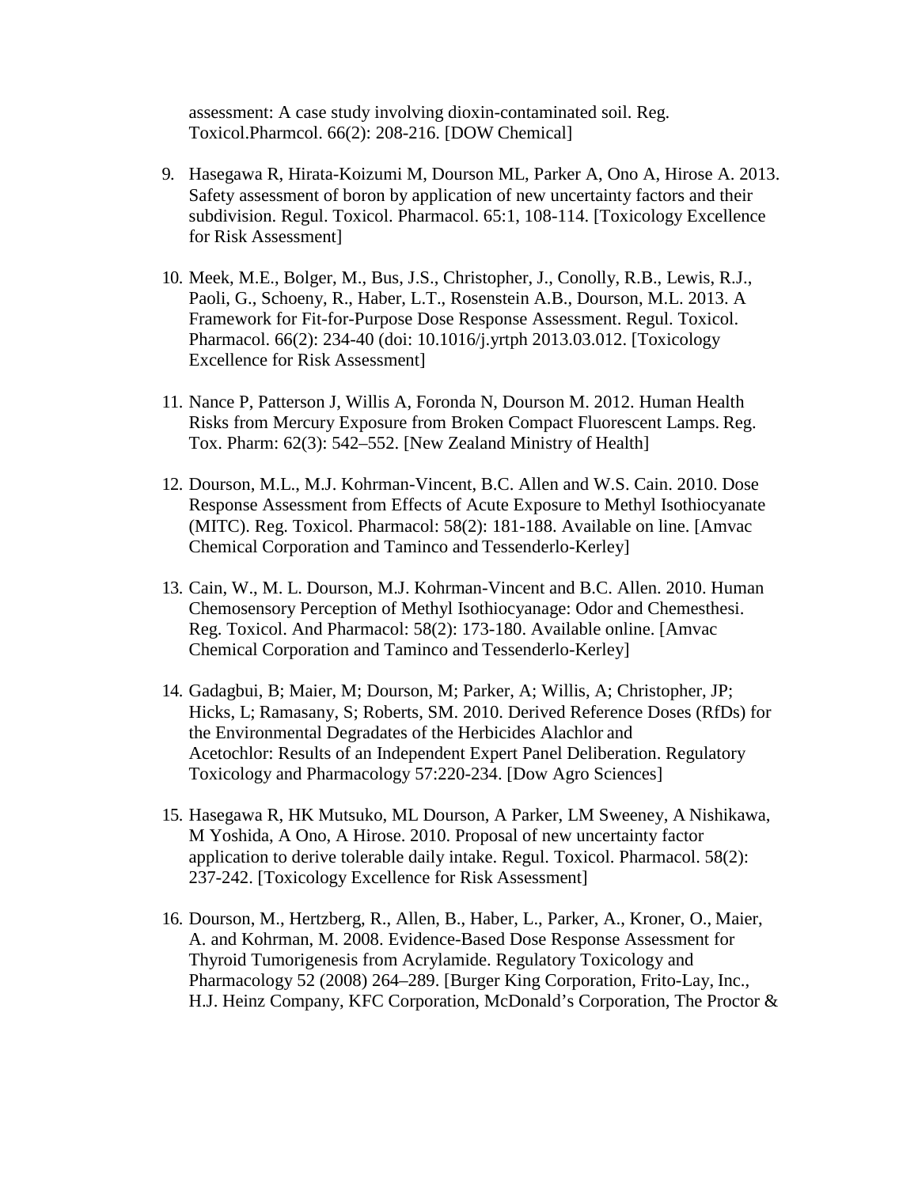assessment: A case study involving dioxin-contaminated soil. Reg. Toxicol.Pharmcol. 66(2): 208-216. [DOW Chemical]

9. Hasegawa R, Hirata-Koizumi M, Dourson ML, Parker A, Ono A, Hirose A. 2013. Safety assessment of boron by application of new uncertainty factors and their subdivision. Regul. Toxicol. Pharmacol. 65:1, 108-114. [Toxicology Excellence for Risk Assessment]

10. Meek, M.E., Bolger, M., Bus, J.S., Christopher, J., Conolly, R.B., Lewis, R.J., Paoli, G., Schoeny, R., Haber, L.T., Rosenstein A.B., Dourson, M.L. 2013. A Framework for Fit-for-Purpose Dose Response Assessment. Regul. Toxicol. Pharmacol. 66(2): 234-40 (doi: 10.1016/j.yrtph 2013.03.012. [Toxicology Excellence for Risk Assessment]

11. Nance P, Patterson J, Willis A, Foronda N, Dourson M. 2012. Human Health Risks from Mercury Exposure from Broken Compact Fluorescent Lamps. Reg. Tox. Pharm: 62(3): 542–552. [New Zealand Ministry of Health]

12. Dourson, M.L., M.J. Kohrman-Vincent, B.C. Allen and W.S. Cain. 2010. Dose Response Assessment from Effects of Acute Exposure to Methyl Isothiocyanate (MITC). Reg. Toxicol. Pharmacol: 58(2): 181-188. Available on line. [Amvac Chemical Corporation and Taminco and Tessenderlo-Kerley]

13. Cain, W., M. L. Dourson, M.J. Kohrman-Vincent and B.C. Allen. 2010. Human Chemosensory Perception of Methyl Isothiocyanage: Odor and Chemesthesi. Reg. Toxicol. And Pharmacol: 58(2): 173-180. Available online. [Amvac Chemical Corporation and Taminco and Tessenderlo-Kerley]

14. Gadagbui, B; Maier, M; Dourson, M; Parker, A; Willis, A; Christopher, JP; Hicks, L; Ramasany, S; Roberts, SM. 2010. Derived Reference Doses (RfDs) for the Environmental Degradates of the Herbicides Alachlor and Acetochlor: Results of an Independent Expert Panel Deliberation. Regulatory Toxicology and Pharmacology 57:220-234. [Dow Agro Sciences]

15. Hasegawa R, HK Mutsuko, ML Dourson, A Parker, LM Sweeney, A Nishikawa, M Yoshida, A Ono, A Hirose. 2010. Proposal of new uncertainty factor application to derive tolerable daily intake. Regul. Toxicol. Pharmacol. 58(2): 237-242. [Toxicology Excellence for Risk Assessment]

16. Dourson, M., Hertzberg, R., Allen, B., Haber, L., Parker, A., Kroner, O., Maier, A. and Kohrman, M. 2008. Evidence-Based Dose Response Assessment for Thyroid Tumorigenesis from Acrylamide. Regulatory Toxicology and Pharmacology 52 (2008) 264–289. [Burger King Corporation, Frito-Lay, Inc., H.J. Heinz Company, KFC Corporation, McDonald's Corporation, The Proctor &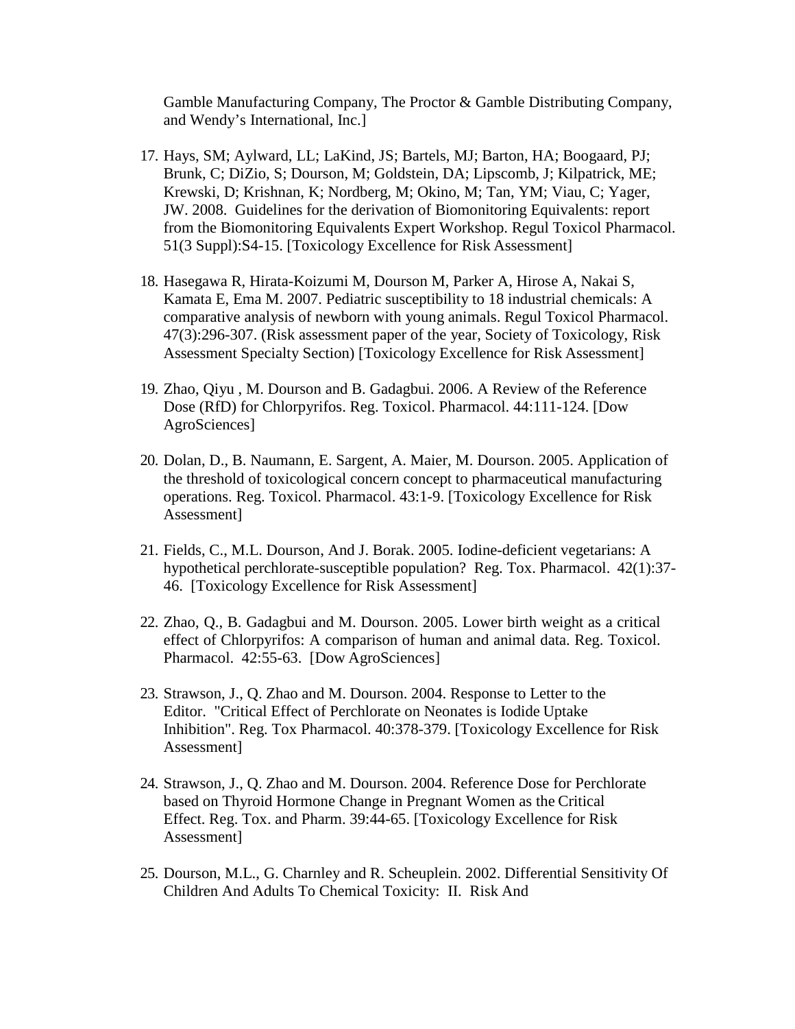Gamble Manufacturing Company, The Proctor & Gamble Distributing Company, and Wendy's International, Inc.]

17. Hays, SM; Aylward, LL; LaKind, JS; Bartels, MJ; Barton, HA; Boogaard, PJ; Brunk, C; DiZio, S; Dourson, M; Goldstein, DA; Lipscomb, J; Kilpatrick, ME; Krewski, D; Krishnan, K; Nordberg, M; Okino, M; Tan, YM; Viau, C; Yager, JW. 2008. Guidelines for the derivation of Biomonitoring Equivalents: report from the Biomonitoring Equivalents Expert Workshop. Regul Toxicol Pharmacol. 51(3 Suppl):S4-15. [Toxicology Excellence for Risk Assessment]

18. Hasegawa R, Hirata-Koizumi M, Dourson M, Parker A, Hirose A, Nakai S, Kamata E, Ema M. 2007. Pediatric susceptibility to 18 industrial chemicals: A comparative analysis of newborn with young animals. Regul Toxicol Pharmacol. 47(3):296-307. (Risk assessment paper of the year, Society of Toxicology, Risk Assessment Specialty Section) [Toxicology Excellence for Risk Assessment]

19. Zhao, Qiyu , M. Dourson and B. Gadagbui. 2006. A Review of the Reference Dose (RfD) for Chlorpyrifos. Reg. Toxicol. Pharmacol. 44:111-124. [Dow AgroSciences]

20. Dolan, D., B. Naumann, E. Sargent, A. Maier, M. Dourson. 2005. Application of the threshold of toxicological concern concept to pharmaceutical manufacturing operations. Reg. Toxicol. Pharmacol. 43:1-9. [Toxicology Excellence for Risk Assessment]

21. Fields, C., M.L. Dourson, And J. Borak. 2005. Iodine-deficient vegetarians: A hypothetical perchlorate-susceptible population? Reg. Tox. Pharmacol. 42(1):37-46. [Toxicology Excellence for Risk Assessment]

22. Zhao, Q., B. Gadagbui and M. Dourson. 2005. Lower birth weight as a critical effect of Chlorpyrifos: A comparison of human and animal data. Reg. Toxicol. Pharmacol. 42:55-63. [Dow AgroSciences]

23. Strawson, J., Q. Zhao and M. Dourson. 2004. Response to Letter to the Editor. "Critical Effect of Perchlorate on Neonates is Iodide Uptake Inhibition". Reg. Tox Pharmacol. 40:378-379. [Toxicology Excellence for Risk Assessment]

24. Strawson, J., Q. Zhao and M. Dourson. 2004. Reference Dose for Perchlorate based on Thyroid Hormone Change in Pregnant Women as the Critical Effect. Reg. Tox. and Pharm. 39:44-65. [Toxicology Excellence for Risk Assessment]

25. Dourson, M.L., G. Charnley and R. Scheuplein. 2002. Differential Sensitivity Of Children And Adults To Chemical Toxicity: II. Risk And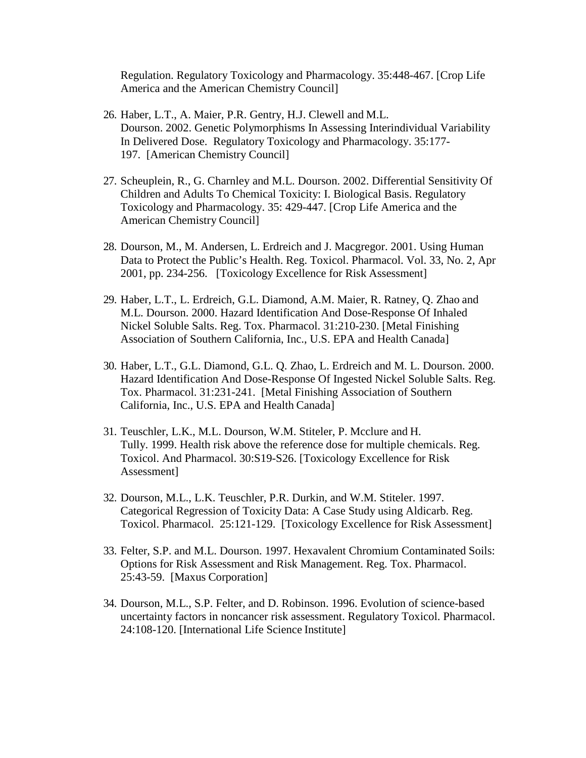Regulation. Regulatory Toxicology and Pharmacology. 35:448-467. [Crop Life America and the American Chemistry Council]

26. Haber, L.T., A. Maier, P.R. Gentry, H.J. Clewell and M.L. Dourson. 2002. Genetic Polymorphisms In Assessing Interindividual Variability In Delivered Dose. Regulatory Toxicology and Pharmacology. 35:177-197. [American Chemistry Council]

27. Scheuplein, R., G. Charnley and M.L. Dourson. 2002. Differential Sensitivity Of Children and Adults To Chemical Toxicity: I. Biological Basis. Regulatory Toxicology and Pharmacology. 35: 429-447. [Crop Life America and the American Chemistry Council]

28. Dourson, M., M. Andersen, L. Erdreich and J. Macgregor. 2001. Using Human Data to Protect the Public's Health. Reg. Toxicol. Pharmacol. Vol. 33, No. 2, Apr 2001, pp. 234-256. [Toxicology Excellence for Risk Assessment]

29. Haber, L.T., L. Erdreich, G.L. Diamond, A.M. Maier, R. Ratney, Q. Zhao and M.L. Dourson. 2000. Hazard Identification And Dose-Response Of Inhaled Nickel Soluble Salts. Reg. Tox. Pharmacol. 31:210-230. [Metal Finishing Association of Southern California, Inc., U.S. EPA and Health Canada]

30. Haber, L.T., G.L. Diamond, G.L. Q. Zhao, L. Erdreich and M. L. Dourson. 2000. Hazard Identification And Dose-Response Of Ingested Nickel Soluble Salts. Reg. Tox. Pharmacol. 31:231-241. [Metal Finishing Association of Southern California, Inc., U.S. EPA and Health Canada]

31. Teuschler, L.K., M.L. Dourson, W.M. Stiteler, P. Mcclure and H. Tully. 1999. Health risk above the reference dose for multiple chemicals. Reg. Toxicol. And Pharmacol. 30:S19-S26. [Toxicology Excellence for Risk Assessment]

32. Dourson, M.L., L.K. Teuschler, P.R. Durkin, and W.M. Stiteler. 1997. Categorical Regression of Toxicity Data: A Case Study using Aldicarb. Reg. Toxicol. Pharmacol. 25:121-129. [Toxicology Excellence for Risk Assessment]

33. Felter, S.P. and M.L. Dourson. 1997. Hexavalent Chromium Contaminated Soils: Options for Risk Assessment and Risk Management. Reg. Tox. Pharmacol. 25:43-59. [Maxus Corporation]

34. Dourson, M.L., S.P. Felter, and D. Robinson. 1996. Evolution of science-based uncertainty factors in noncancer risk assessment. Regulatory Toxicol. Pharmacol. 24:108-120. [International Life Science Institute]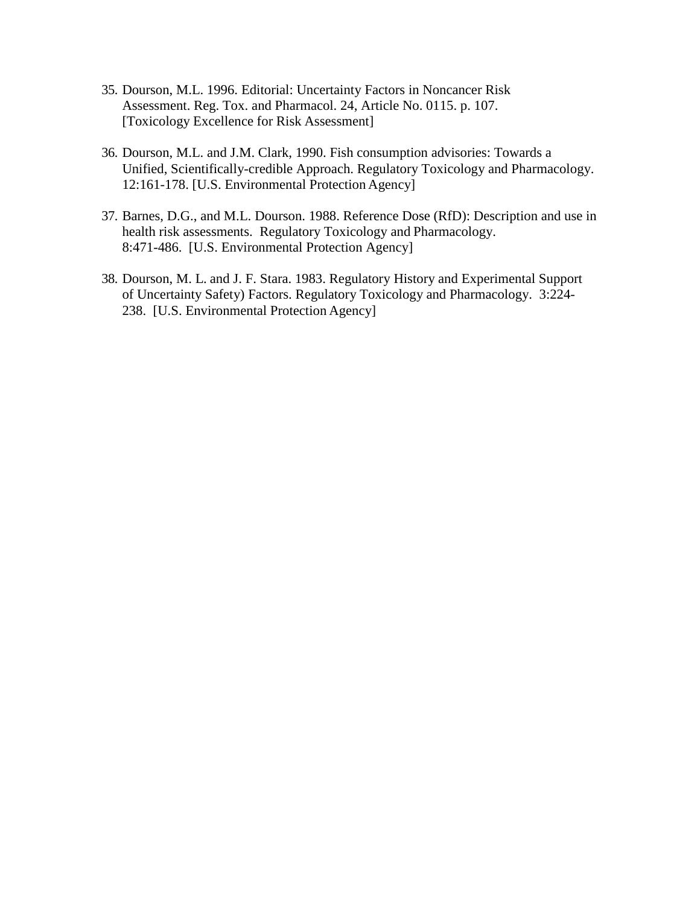35. Dourson, M.L. 1996. Editorial: Uncertainty Factors in Noncancer Risk Assessment. Reg. Tox. and Pharmacol. 24, Article No. 0115. p. 107. [Toxicology Excellence for Risk Assessment]

36. Dourson, M.L. and J.M. Clark, 1990. Fish consumption advisories: Towards a Unified, Scientifically-credible Approach. Regulatory Toxicology and Pharmacology. 12:161-178. [U.S. Environmental Protection Agency]

37. Barnes, D.G., and M.L. Dourson. 1988. Reference Dose (RfD): Description and use in health risk assessments. Regulatory Toxicology and Pharmacology. 8:471-486. [U.S. Environmental Protection Agency]

38. Dourson, M. L. and J. F. Stara. 1983. Regulatory History and Experimental Support of Uncertainty Safety) Factors. Regulatory Toxicology and Pharmacology. 3:224-238. [U.S. Environmental Protection Agency]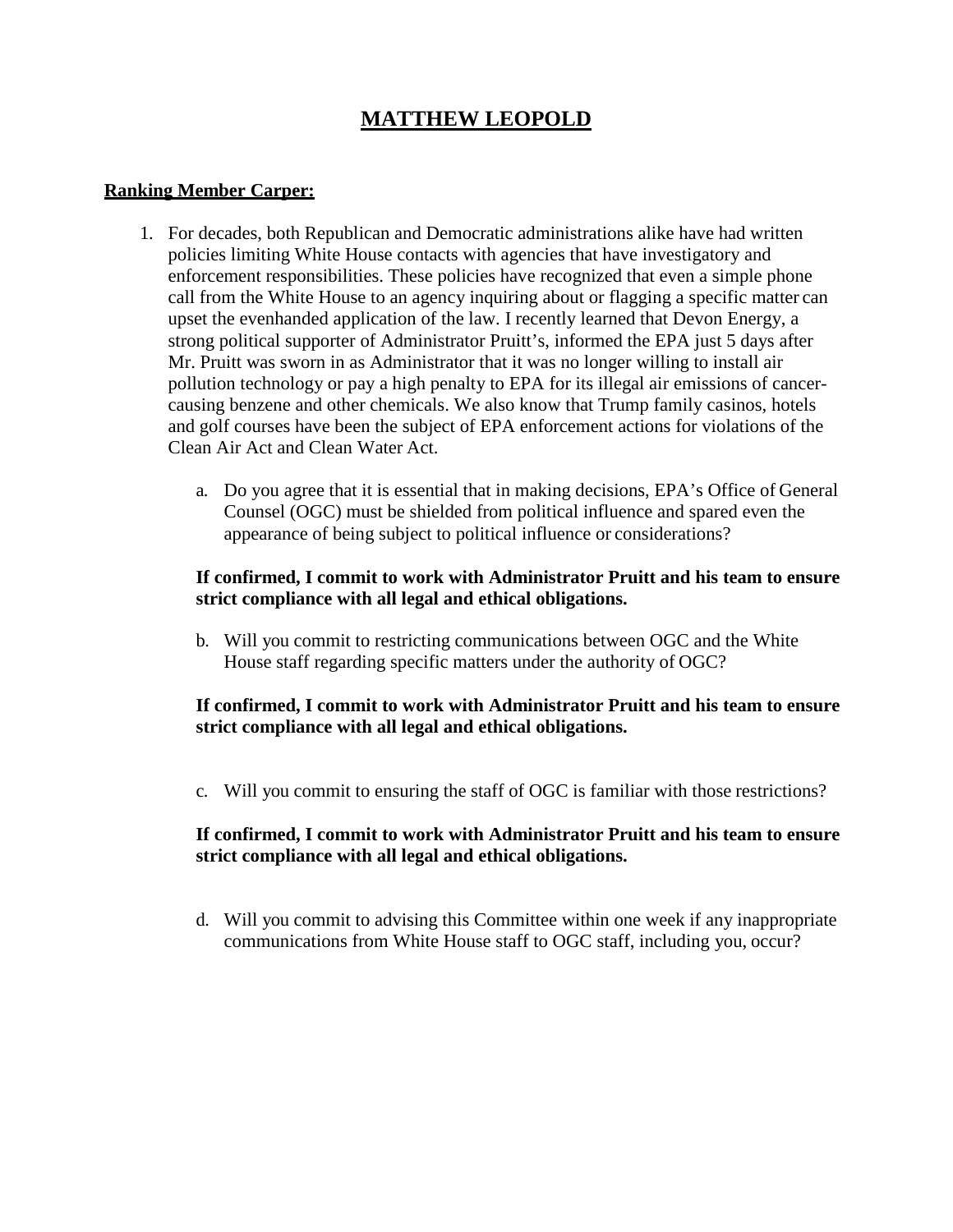# MATTHEW LEOPOLD

**Ranking Member Carper:**

1. For decades, both Republican and Democratic administrations alike have had written policies limiting White House contacts with agencies that have investigatory and enforcement responsibilities. These policies have recognized that even a simple phone call from the White House to an agency inquiring about or flagging a specific matter can upset the evenhanded application of the law. I recently learned that Devon Energy, a strong political supporter of Administrator Pruitt's, informed the EPA just 5 days after Mr. Pruitt was sworn in as Administrator that it was no longer willing to install air pollution technology or pay a high penalty to EPA for its illegal air emissions of cancer-causing benzene and other chemicals. We also know that Trump family casinos, hotels and golf courses have been the subject of EPA enforcement actions for violations of the Clean Air Act and Clean Water Act.

   a. Do you agree that it is essential that in making decisions, EPA's Office of General Counsel (OGC) must be shielded from political influence and spared even the appearance of being subject to political influence or considerations?

   **If confirmed, I commit to work with Administrator Pruitt and his team to ensure strict compliance with all legal and ethical obligations.**

   b. Will you commit to restricting communications between OGC and the White House staff regarding specific matters under the authority of OGC?

   **If confirmed, I commit to work with Administrator Pruitt and his team to ensure strict compliance with all legal and ethical obligations.**

   c. Will you commit to ensuring the staff of OGC is familiar with those restrictions?

   **If confirmed, I commit to work with Administrator Pruitt and his team to ensure strict compliance with all legal and ethical obligations.**

   d. Will you commit to advising this Committee within one week if any inappropriate communications from White House staff to OGC staff, including you, occur?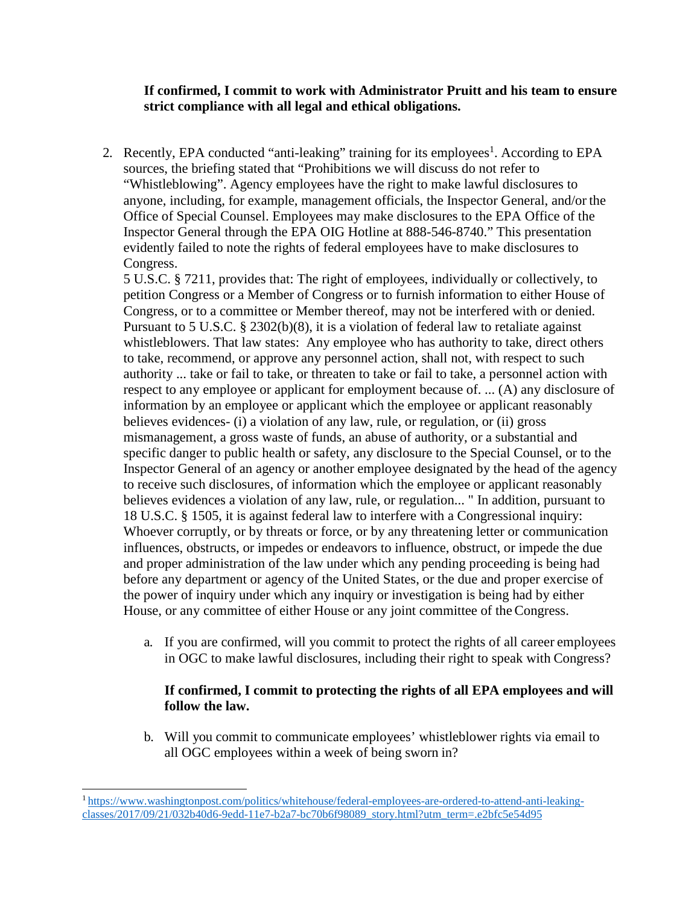**If confirmed, I commit to work with Administrator Pruitt and his team to ensure strict compliance with all legal and ethical obligations.**

2. Recently, EPA conducted "anti-leaking" training for its employees[1]. According to EPA sources, the briefing stated that "Prohibitions we will discuss do not refer to "Whistleblowing". Agency employees have the right to make lawful disclosures to anyone, including, for example, management officials, the Inspector General, and/or the Office of Special Counsel. Employees may make disclosures to the EPA Office of the Inspector General through the EPA OIG Hotline at 888-546-8740." This presentation evidently failed to note the rights of federal employees have to make disclosures to Congress.

   5 U.S.C. § 7211, provides that: The right of employees, individually or collectively, to petition Congress or a Member of Congress or to furnish information to either House of Congress, or to a committee or Member thereof, may not be interfered with or denied. Pursuant to 5 U.S.C. § 2302(b)(8), it is a violation of federal law to retaliate against whistleblowers. That law states: Any employee who has authority to take, direct others to take, recommend, or approve any personnel action, shall not, with respect to such authority ... take or fail to take, or threaten to take or fail to take, a personnel action with respect to any employee or applicant for employment because of. ... (A) any disclosure of information by an employee or applicant which the employee or applicant reasonably believes evidences- (i) a violation of any law, rule, or regulation, or (ii) gross mismanagement, a gross waste of funds, an abuse of authority, or a substantial and specific danger to public health or safety, any disclosure to the Special Counsel, or to the Inspector General of an agency or another employee designated by the head of the agency to receive such disclosures, of information which the employee or applicant reasonably believes evidences a violation of any law, rule, or regulation... " In addition, pursuant to 18 U.S.C. § 1505, it is against federal law to interfere with a Congressional inquiry: Whoever corruptly, or by threats or force, or by any threatening letter or communication influences, obstructs, or impedes or endeavors to influence, obstruct, or impede the due and proper administration of the law under which any pending proceeding is being had before any department or agency of the United States, or the due and proper exercise of the power of inquiry under which any inquiry or investigation is being had by either House, or any committee of either House or any joint committee of the Congress.

   a. If you are confirmed, will you commit to protect the rights of all career employees in OGC to make lawful disclosures, including their right to speak with Congress?

      **If confirmed, I commit to protecting the rights of all EPA employees and will follow the law.**

   b. Will you commit to communicate employees' whistleblower rights via email to all OGC employees within a week of being sworn in?

---

[1] https://www.washingtonpost.com/politics/whitehouse/federal-employees-are-ordered-to-attend-anti-leaking-classes/2017/09/21/032b40d6-9edd-11e7-b2a7-bc70b6f98089_story.html?utm_term=.e2bfc5e54d95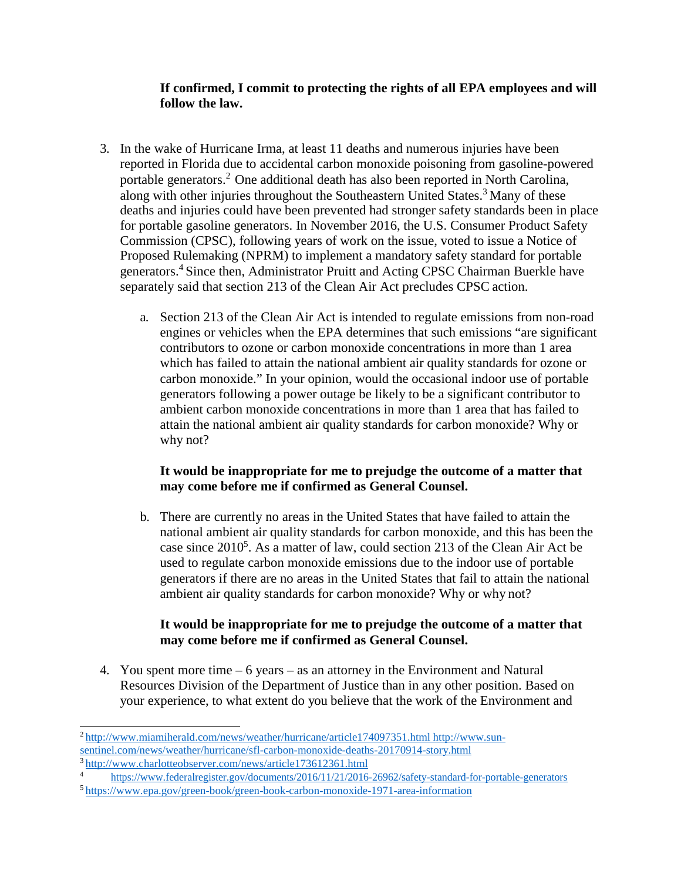**If confirmed, I commit to protecting the rights of all EPA employees and will follow the law.**

3. In the wake of Hurricane Irma, at least 11 deaths and numerous injuries have been reported in Florida due to accidental carbon monoxide poisoning from gasoline-powered portable generators.[2] One additional death has also been reported in North Carolina, along with other injuries throughout the Southeastern United States.[3] Many of these deaths and injuries could have been prevented had stronger safety standards been in place for portable gasoline generators. In November 2016, the U.S. Consumer Product Safety Commission (CPSC), following years of work on the issue, voted to issue a Notice of Proposed Rulemaking (NPRM) to implement a mandatory safety standard for portable generators.[4] Since then, Administrator Pruitt and Acting CPSC Chairman Buerkle have separately said that section 213 of the Clean Air Act precludes CPSC action.

   a. Section 213 of the Clean Air Act is intended to regulate emissions from non-road engines or vehicles when the EPA determines that such emissions "are significant contributors to ozone or carbon monoxide concentrations in more than 1 area which has failed to attain the national ambient air quality standards for ozone or carbon monoxide." In your opinion, would the occasional indoor use of portable generators following a power outage be likely to be a significant contributor to ambient carbon monoxide concentrations in more than 1 area that has failed to attain the national ambient air quality standards for carbon monoxide? Why or why not?

      **It would be inappropriate for me to prejudge the outcome of a matter that may come before me if confirmed as General Counsel.**

   b. There are currently no areas in the United States that have failed to attain the national ambient air quality standards for carbon monoxide, and this has been the case since 2010[5]. As a matter of law, could section 213 of the Clean Air Act be used to regulate carbon monoxide emissions due to the indoor use of portable generators if there are no areas in the United States that fail to attain the national ambient air quality standards for carbon monoxide? Why or why not?

      **It would be inappropriate for me to prejudge the outcome of a matter that may come before me if confirmed as General Counsel.**

4. You spent more time – 6 years – as an attorney in the Environment and Natural Resources Division of the Department of Justice than in any other position. Based on your experience, to what extent do you believe that the work of the Environment and

---

[2] http://www.miamiherald.com/news/weather/hurricane/article174097351.html http://www.sun-sentinel.com/news/weather/hurricane/sfl-carbon-monoxide-deaths-20170914-story.html

[3] http://www.charlotteobserver.com/news/article173612361.html

[4] https://www.federalregister.gov/documents/2016/11/21/2016-26962/safety-standard-for-portable-generators

[5] https://www.epa.gov/green-book/green-book-carbon-monoxide-1971-area-information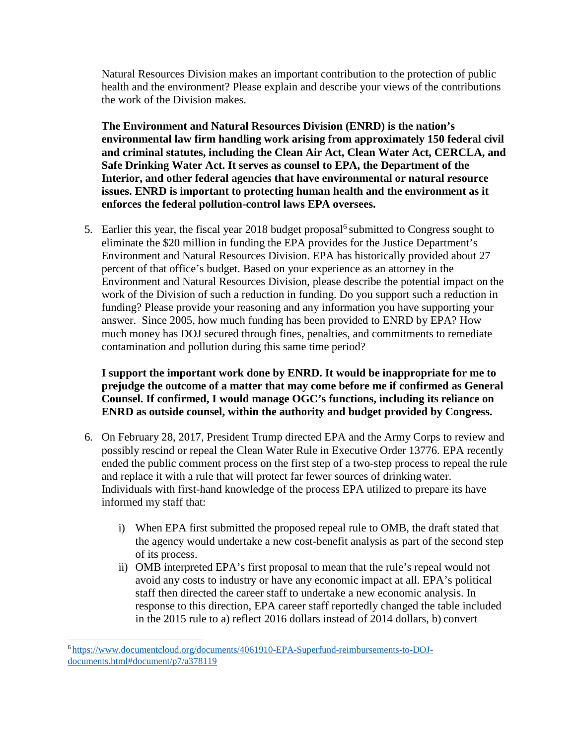Natural Resources Division makes an important contribution to the protection of public health and the environment? Please explain and describe your views of the contributions the work of the Division makes.

**The Environment and Natural Resources Division (ENRD) is the nation's environmental law firm handling work arising from approximately 150 federal civil and criminal statutes, including the Clean Air Act, Clean Water Act, CERCLA, and Safe Drinking Water Act. It serves as counsel to EPA, the Department of the Interior, and other federal agencies that have environmental or natural resource issues. ENRD is important to protecting human health and the environment as it enforces the federal pollution-control laws EPA oversees.**

5. Earlier this year, the fiscal year 2018 budget proposal[6] submitted to Congress sought to eliminate the $20 million in funding the EPA provides for the Justice Department's Environment and Natural Resources Division. EPA has historically provided about 27 percent of that office's budget. Based on your experience as an attorney in the Environment and Natural Resources Division, please describe the potential impact on the work of the Division of such a reduction in funding. Do you support such a reduction in funding? Please provide your reasoning and any information you have supporting your answer. Since 2005, how much funding has been provided to ENRD by EPA? How much money has DOJ secured through fines, penalties, and commitments to remediate contamination and pollution during this same time period?

   **I support the important work done by ENRD. It would be inappropriate for me to prejudge the outcome of a matter that may come before me if confirmed as General Counsel. If confirmed, I would manage OGC's functions, including its reliance on ENRD as outside counsel, within the authority and budget provided by Congress.**

6. On February 28, 2017, President Trump directed EPA and the Army Corps to review and possibly rescind or repeal the Clean Water Rule in Executive Order 13776. EPA recently ended the public comment process on the first step of a two-step process to repeal the rule and replace it with a rule that will protect far fewer sources of drinking water. Individuals with first-hand knowledge of the process EPA utilized to prepare its have informed my staff that:

   i) When EPA first submitted the proposed repeal rule to OMB, the draft stated that the agency would undertake a new cost-benefit analysis as part of the second step of its process.
   ii) OMB interpreted EPA's first proposal to mean that the rule's repeal would not avoid any costs to industry or have any economic impact at all. EPA's political staff then directed the career staff to undertake a new economic analysis. In response to this direction, EPA career staff reportedly changed the table included in the 2015 rule to a) reflect 2016 dollars instead of 2014 dollars, b) convert

[6] https://www.documentcloud.org/documents/4061910-EPA-Superfund-reimbursements-to-DOJ-documents.html#document/p7/a378119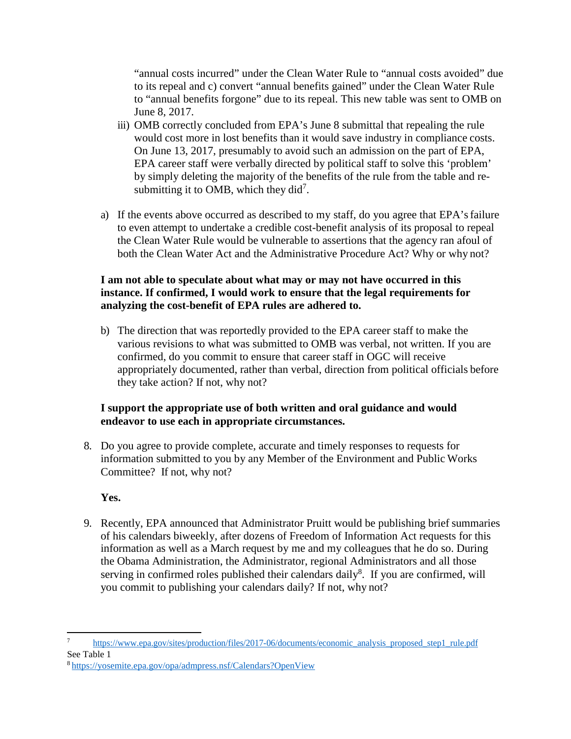"annual costs incurred" under the Clean Water Rule to "annual costs avoided" due to its repeal and c) convert "annual benefits gained" under the Clean Water Rule to "annual benefits forgone" due to its repeal. This new table was sent to OMB on June 8, 2017.

iii) OMB correctly concluded from EPA's June 8 submittal that repealing the rule would cost more in lost benefits than it would save industry in compliance costs. On June 13, 2017, presumably to avoid such an admission on the part of EPA, EPA career staff were verbally directed by political staff to solve this 'problem' by simply deleting the majority of the benefits of the rule from the table and re-submitting it to OMB, which they did[7].

a) If the events above occurred as described to my staff, do you agree that EPA's failure to even attempt to undertake a credible cost-benefit analysis of its proposal to repeal the Clean Water Rule would be vulnerable to assertions that the agency ran afoul of both the Clean Water Act and the Administrative Procedure Act? Why or why not?

**I am not able to speculate about what may or may not have occurred in this instance. If confirmed, I would work to ensure that the legal requirements for analyzing the cost-benefit of EPA rules are adhered to.**

b) The direction that was reportedly provided to the EPA career staff to make the various revisions to what was submitted to OMB was verbal, not written. If you are confirmed, do you commit to ensure that career staff in OGC will receive appropriately documented, rather than verbal, direction from political officials before they take action? If not, why not?

**I support the appropriate use of both written and oral guidance and would endeavor to use each in appropriate circumstances.**

8. Do you agree to provide complete, accurate and timely responses to requests for information submitted to you by any Member of the Environment and Public Works Committee? If not, why not?

   **Yes.**

9. Recently, EPA announced that Administrator Pruitt would be publishing brief summaries of his calendars biweekly, after dozens of Freedom of Information Act requests for this information as well as a March request by me and my colleagues that he do so. During the Obama Administration, the Administrator, regional Administrators and all those serving in confirmed roles published their calendars daily[8]. If you are confirmed, will you commit to publishing your calendars daily? If not, why not?

---

[7] https://www.epa.gov/sites/production/files/2017-06/documents/economic_analysis_proposed_step1_rule.pdf See Table 1

[8] https://yosemite.epa.gov/opa/admpress.nsf/Calendars?OpenView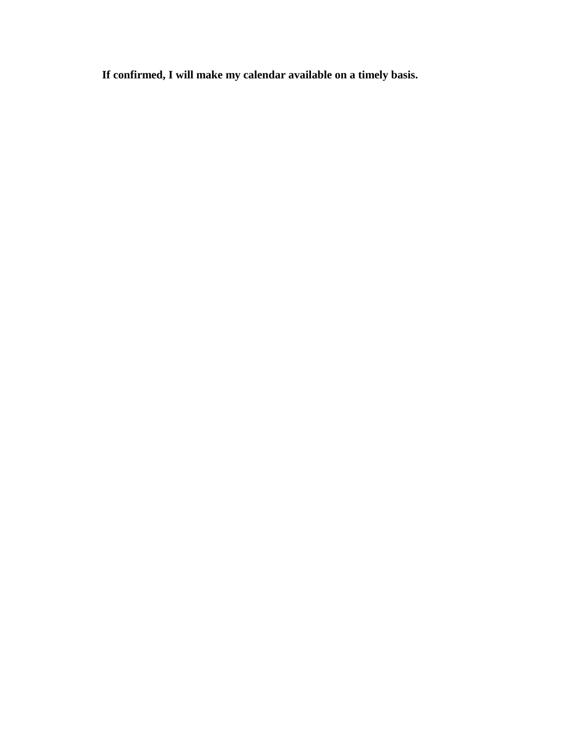**If confirmed, I will make my calendar available on a timely basis.**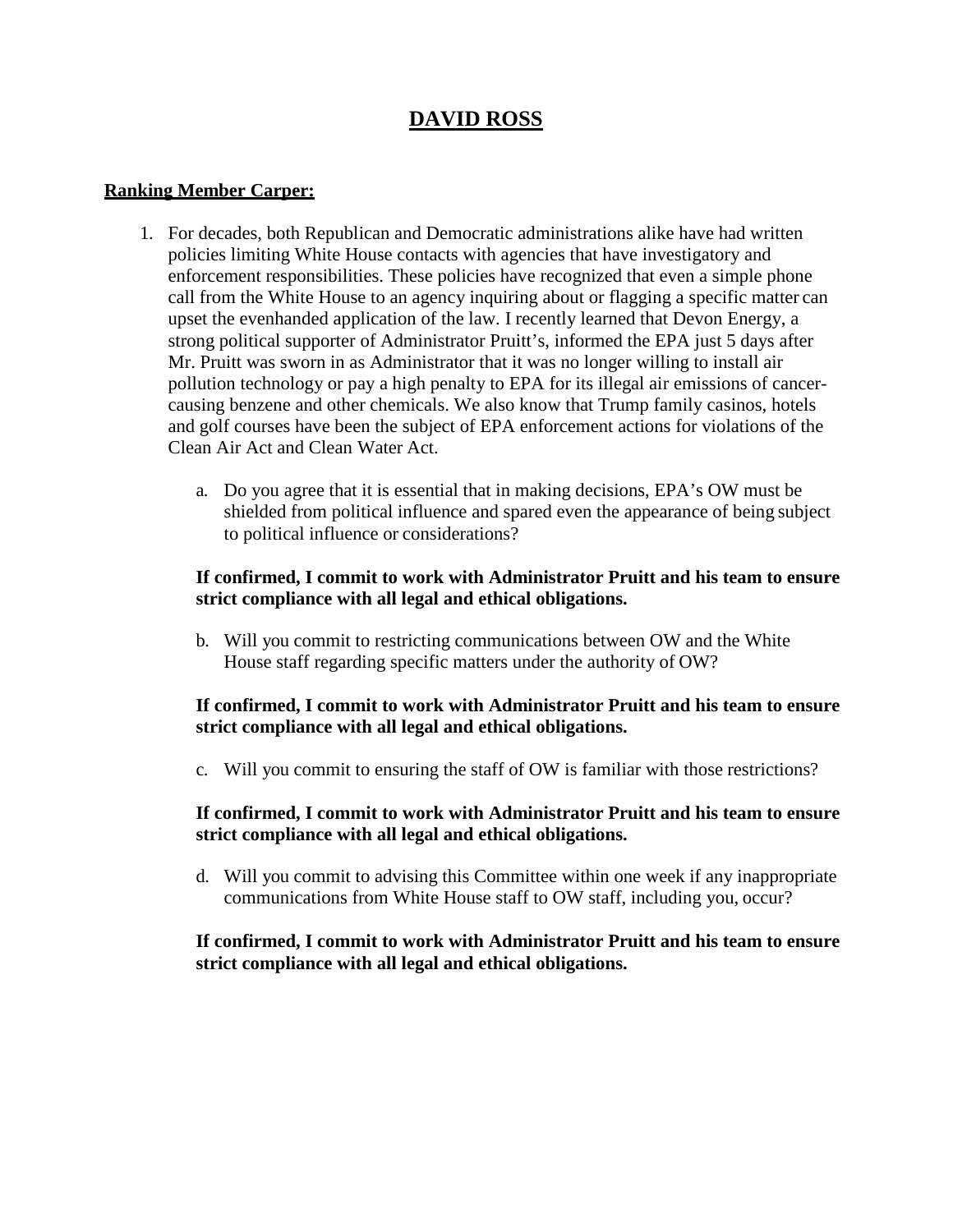# DAVID ROSS

**Ranking Member Carper:**

1. For decades, both Republican and Democratic administrations alike have had written policies limiting White House contacts with agencies that have investigatory and enforcement responsibilities. These policies have recognized that even a simple phone call from the White House to an agency inquiring about or flagging a specific matter can upset the evenhanded application of the law. I recently learned that Devon Energy, a strong political supporter of Administrator Pruitt's, informed the EPA just 5 days after Mr. Pruitt was sworn in as Administrator that it was no longer willing to install air pollution technology or pay a high penalty to EPA for its illegal air emissions of cancer-causing benzene and other chemicals. We also know that Trump family casinos, hotels and golf courses have been the subject of EPA enforcement actions for violations of the Clean Air Act and Clean Water Act.

   a. Do you agree that it is essential that in making decisions, EPA's OW must be shielded from political influence and spared even the appearance of being subject to political influence or considerations?

   **If confirmed, I commit to work with Administrator Pruitt and his team to ensure strict compliance with all legal and ethical obligations.**

   b. Will you commit to restricting communications between OW and the White House staff regarding specific matters under the authority of OW?

   **If confirmed, I commit to work with Administrator Pruitt and his team to ensure strict compliance with all legal and ethical obligations.**

   c. Will you commit to ensuring the staff of OW is familiar with those restrictions?

   **If confirmed, I commit to work with Administrator Pruitt and his team to ensure strict compliance with all legal and ethical obligations.**

   d. Will you commit to advising this Committee within one week if any inappropriate communications from White House staff to OW staff, including you, occur?

   **If confirmed, I commit to work with Administrator Pruitt and his team to ensure strict compliance with all legal and ethical obligations.**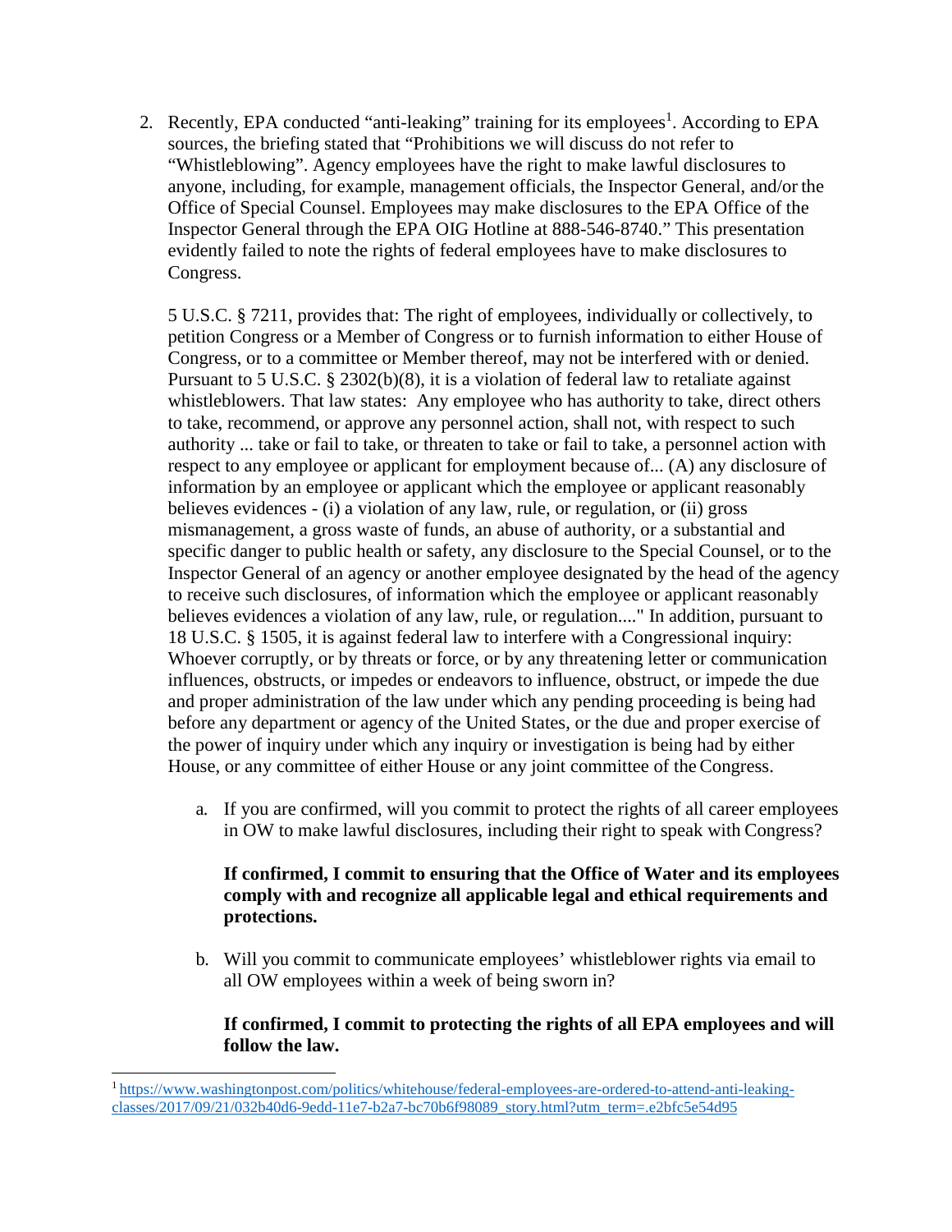2. Recently, EPA conducted "anti-leaking" training for its employees[1]. According to EPA sources, the briefing stated that "Prohibitions we will discuss do not refer to "Whistleblowing". Agency employees have the right to make lawful disclosures to anyone, including, for example, management officials, the Inspector General, and/or the Office of Special Counsel. Employees may make disclosures to the EPA Office of the Inspector General through the EPA OIG Hotline at 888-546-8740." This presentation evidently failed to note the rights of federal employees have to make disclosures to Congress.

   5 U.S.C. § 7211, provides that: The right of employees, individually or collectively, to petition Congress or a Member of Congress or to furnish information to either House of Congress, or to a committee or Member thereof, may not be interfered with or denied. Pursuant to 5 U.S.C. § 2302(b)(8), it is a violation of federal law to retaliate against whistleblowers. That law states: Any employee who has authority to take, direct others to take, recommend, or approve any personnel action, shall not, with respect to such authority ... take or fail to take, or threaten to take or fail to take, a personnel action with respect to any employee or applicant for employment because of... (A) any disclosure of information by an employee or applicant which the employee or applicant reasonably believes evidences - (i) a violation of any law, rule, or regulation, or (ii) gross mismanagement, a gross waste of funds, an abuse of authority, or a substantial and specific danger to public health or safety, any disclosure to the Special Counsel, or to the Inspector General of an agency or another employee designated by the head of the agency to receive such disclosures, of information which the employee or applicant reasonably believes evidences a violation of any law, rule, or regulation...." In addition, pursuant to 18 U.S.C. § 1505, it is against federal law to interfere with a Congressional inquiry: Whoever corruptly, or by threats or force, or by any threatening letter or communication influences, obstructs, or impedes or endeavors to influence, obstruct, or impede the due and proper administration of the law under which any pending proceeding is being had before any department or agency of the United States, or the due and proper exercise of the power of inquiry under which any inquiry or investigation is being had by either House, or any committee of either House or any joint committee of the Congress.

   a. If you are confirmed, will you commit to protect the rights of all career employees in OW to make lawful disclosures, including their right to speak with Congress?

      **If confirmed, I commit to ensuring that the Office of Water and its employees comply with and recognize all applicable legal and ethical requirements and protections.**

   b. Will you commit to communicate employees' whistleblower rights via email to all OW employees within a week of being sworn in?

      **If confirmed, I commit to protecting the rights of all EPA employees and will follow the law.**

[1] https://www.washingtonpost.com/politics/whitehouse/federal-employees-are-ordered-to-attend-anti-leaking-classes/2017/09/21/032b40d6-9edd-11e7-b2a7-bc70b6f98089_story.html?utm_term=.e2bfc5e54d95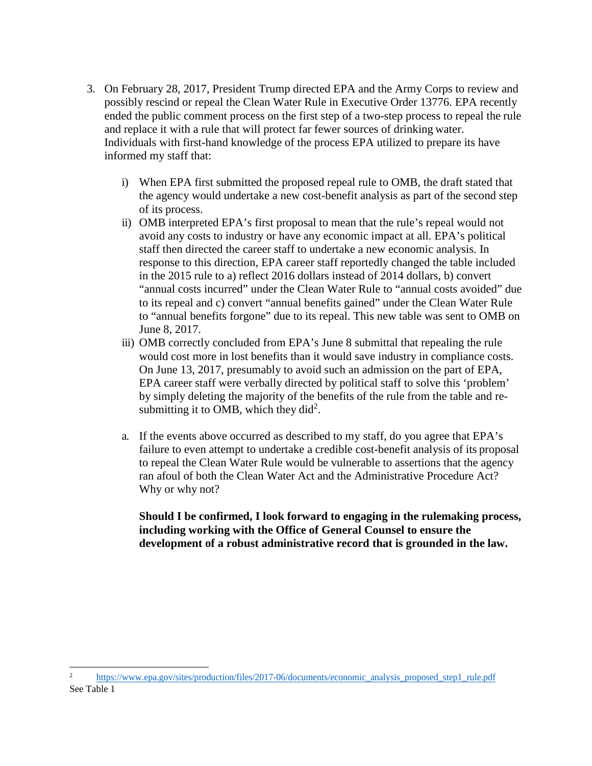3. On February 28, 2017, President Trump directed EPA and the Army Corps to review and possibly rescind or repeal the Clean Water Rule in Executive Order 13776. EPA recently ended the public comment process on the first step of a two-step process to repeal the rule and replace it with a rule that will protect far fewer sources of drinking water. Individuals with first-hand knowledge of the process EPA utilized to prepare its have informed my staff that:

   i) When EPA first submitted the proposed repeal rule to OMB, the draft stated that the agency would undertake a new cost-benefit analysis as part of the second step of its process.
   ii) OMB interpreted EPA's first proposal to mean that the rule's repeal would not avoid any costs to industry or have any economic impact at all. EPA's political staff then directed the career staff to undertake a new economic analysis. In response to this direction, EPA career staff reportedly changed the table included in the 2015 rule to a) reflect 2016 dollars instead of 2014 dollars, b) convert "annual costs incurred" under the Clean Water Rule to "annual costs avoided" due to its repeal and c) convert "annual benefits gained" under the Clean Water Rule to "annual benefits forgone" due to its repeal. This new table was sent to OMB on June 8, 2017.
   iii) OMB correctly concluded from EPA's June 8 submittal that repealing the rule would cost more in lost benefits than it would save industry in compliance costs. On June 13, 2017, presumably to avoid such an admission on the part of EPA, EPA career staff were verbally directed by political staff to solve this 'problem' by simply deleting the majority of the benefits of the rule from the table and re-submitting it to OMB, which they did[2].

   a. If the events above occurred as described to my staff, do you agree that EPA's failure to even attempt to undertake a credible cost-benefit analysis of its proposal to repeal the Clean Water Rule would be vulnerable to assertions that the agency ran afoul of both the Clean Water Act and the Administrative Procedure Act? Why or why not?

      **Should I be confirmed, I look forward to engaging in the rulemaking process, including working with the Office of General Counsel to ensure the development of a robust administrative record that is grounded in the law.**

---

[2] https://www.epa.gov/sites/production/files/2017-06/documents/economic_analysis_proposed_step1_rule.pdf See Table 1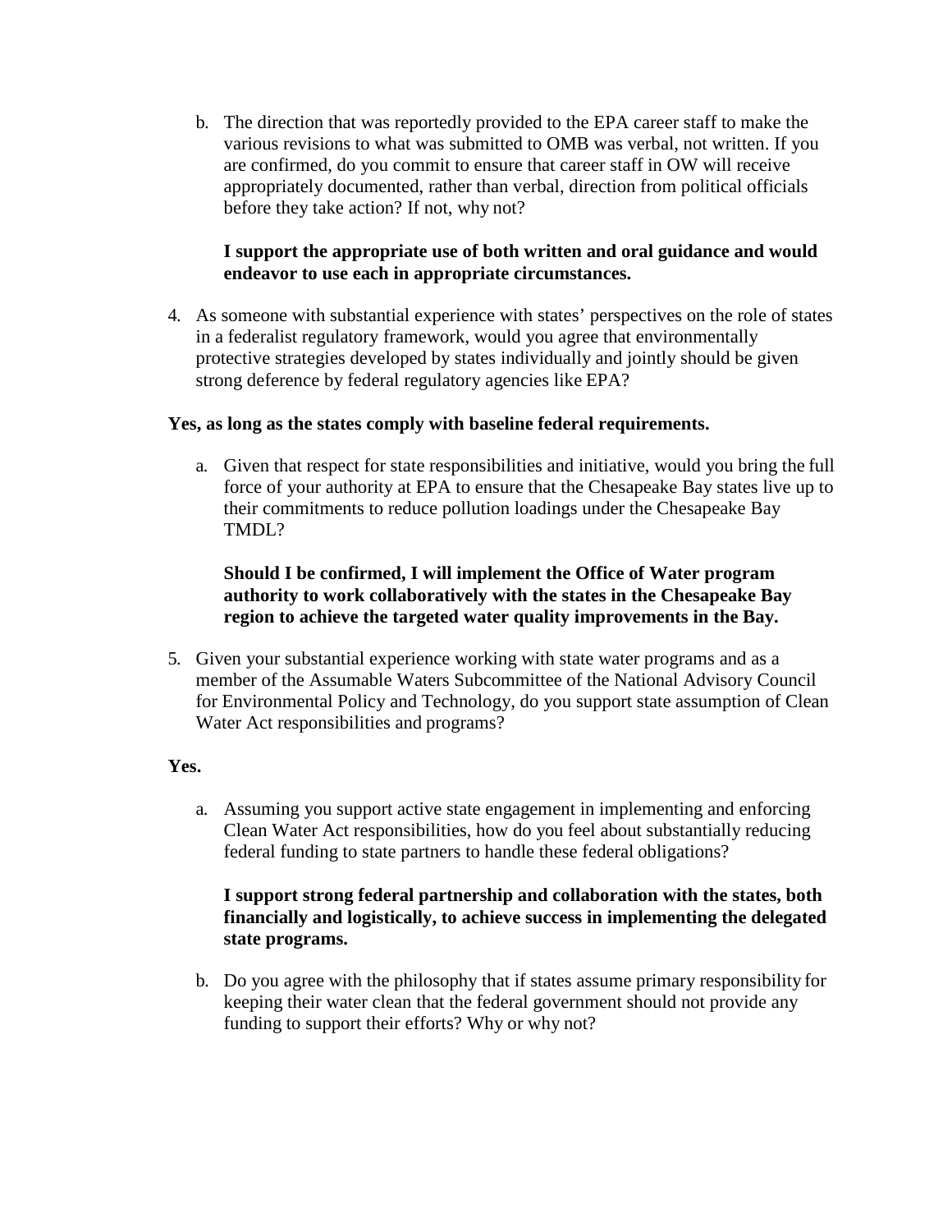b. The direction that was reportedly provided to the EPA career staff to make the various revisions to what was submitted to OMB was verbal, not written. If you are confirmed, do you commit to ensure that career staff in OW will receive appropriately documented, rather than verbal, direction from political officials before they take action? If not, why not?

   **I support the appropriate use of both written and oral guidance and would endeavor to use each in appropriate circumstances.**

4. As someone with substantial experience with states' perspectives on the role of states in a federalist regulatory framework, would you agree that environmentally protective strategies developed by states individually and jointly should be given strong deference by federal regulatory agencies like EPA?

**Yes, as long as the states comply with baseline federal requirements.**

a. Given that respect for state responsibilities and initiative, would you bring the full force of your authority at EPA to ensure that the Chesapeake Bay states live up to their commitments to reduce pollution loadings under the Chesapeake Bay TMDL?

   **Should I be confirmed, I will implement the Office of Water program authority to work collaboratively with the states in the Chesapeake Bay region to achieve the targeted water quality improvements in the Bay.**

5. Given your substantial experience working with state water programs and as a member of the Assumable Waters Subcommittee of the National Advisory Council for Environmental Policy and Technology, do you support state assumption of Clean Water Act responsibilities and programs?

**Yes.**

a. Assuming you support active state engagement in implementing and enforcing Clean Water Act responsibilities, how do you feel about substantially reducing federal funding to state partners to handle these federal obligations?

   **I support strong federal partnership and collaboration with the states, both financially and logistically, to achieve success in implementing the delegated state programs.**

b. Do you agree with the philosophy that if states assume primary responsibility for keeping their water clean that the federal government should not provide any funding to support their efforts? Why or why not?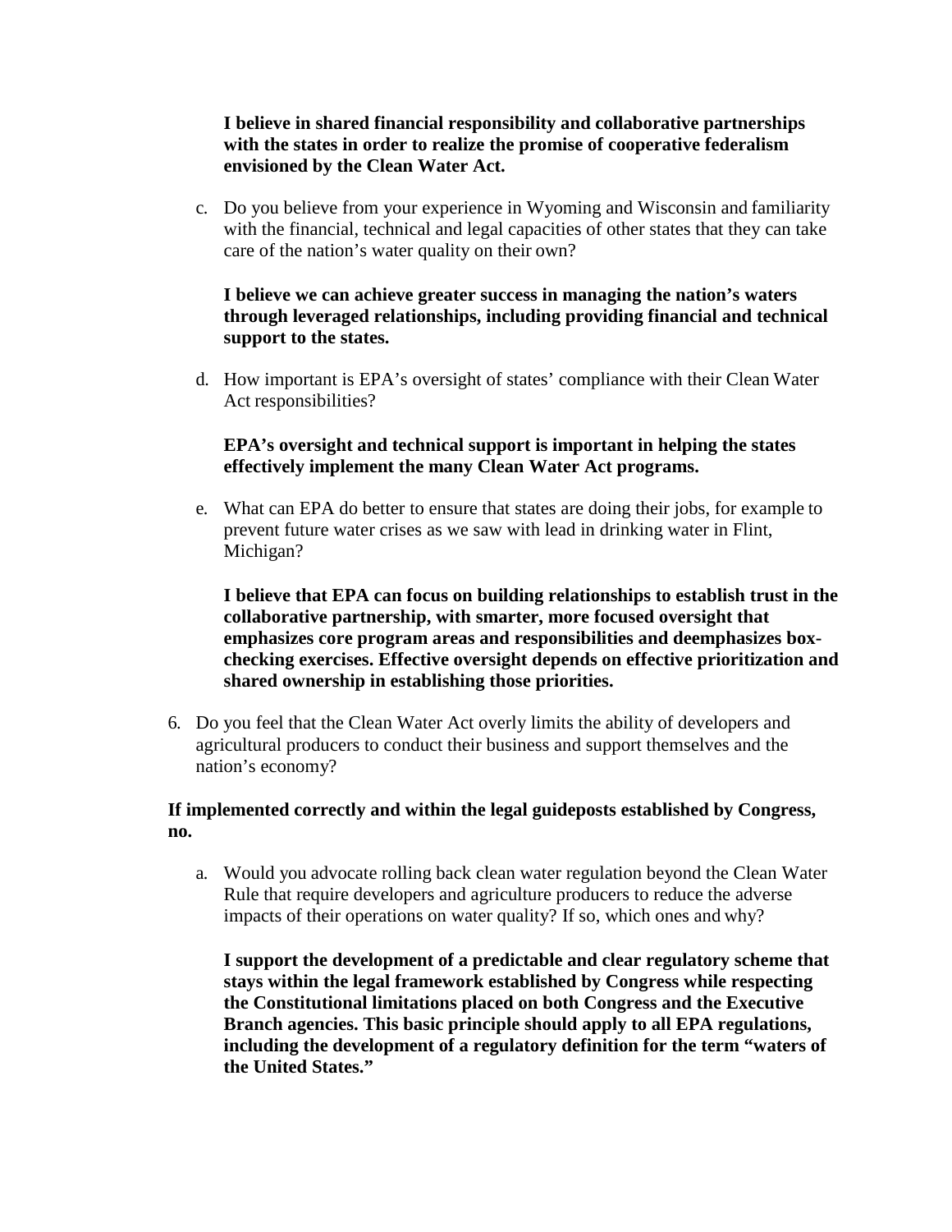**I believe in shared financial responsibility and collaborative partnerships with the states in order to realize the promise of cooperative federalism envisioned by the Clean Water Act.**

c. Do you believe from your experience in Wyoming and Wisconsin and familiarity with the financial, technical and legal capacities of other states that they can take care of the nation's water quality on their own?

**I believe we can achieve greater success in managing the nation's waters through leveraged relationships, including providing financial and technical support to the states.**

d. How important is EPA's oversight of states' compliance with their Clean Water Act responsibilities?

**EPA's oversight and technical support is important in helping the states effectively implement the many Clean Water Act programs.**

e. What can EPA do better to ensure that states are doing their jobs, for example to prevent future water crises as we saw with lead in drinking water in Flint, Michigan?

**I believe that EPA can focus on building relationships to establish trust in the collaborative partnership, with smarter, more focused oversight that emphasizes core program areas and responsibilities and deemphasizes box-checking exercises. Effective oversight depends on effective prioritization and shared ownership in establishing those priorities.**

6. Do you feel that the Clean Water Act overly limits the ability of developers and agricultural producers to conduct their business and support themselves and the nation's economy?

**If implemented correctly and within the legal guideposts established by Congress, no.**

a. Would you advocate rolling back clean water regulation beyond the Clean Water Rule that require developers and agriculture producers to reduce the adverse impacts of their operations on water quality? If so, which ones and why?

**I support the development of a predictable and clear regulatory scheme that stays within the legal framework established by Congress while respecting the Constitutional limitations placed on both Congress and the Executive Branch agencies. This basic principle should apply to all EPA regulations, including the development of a regulatory definition for the term "waters of the United States."**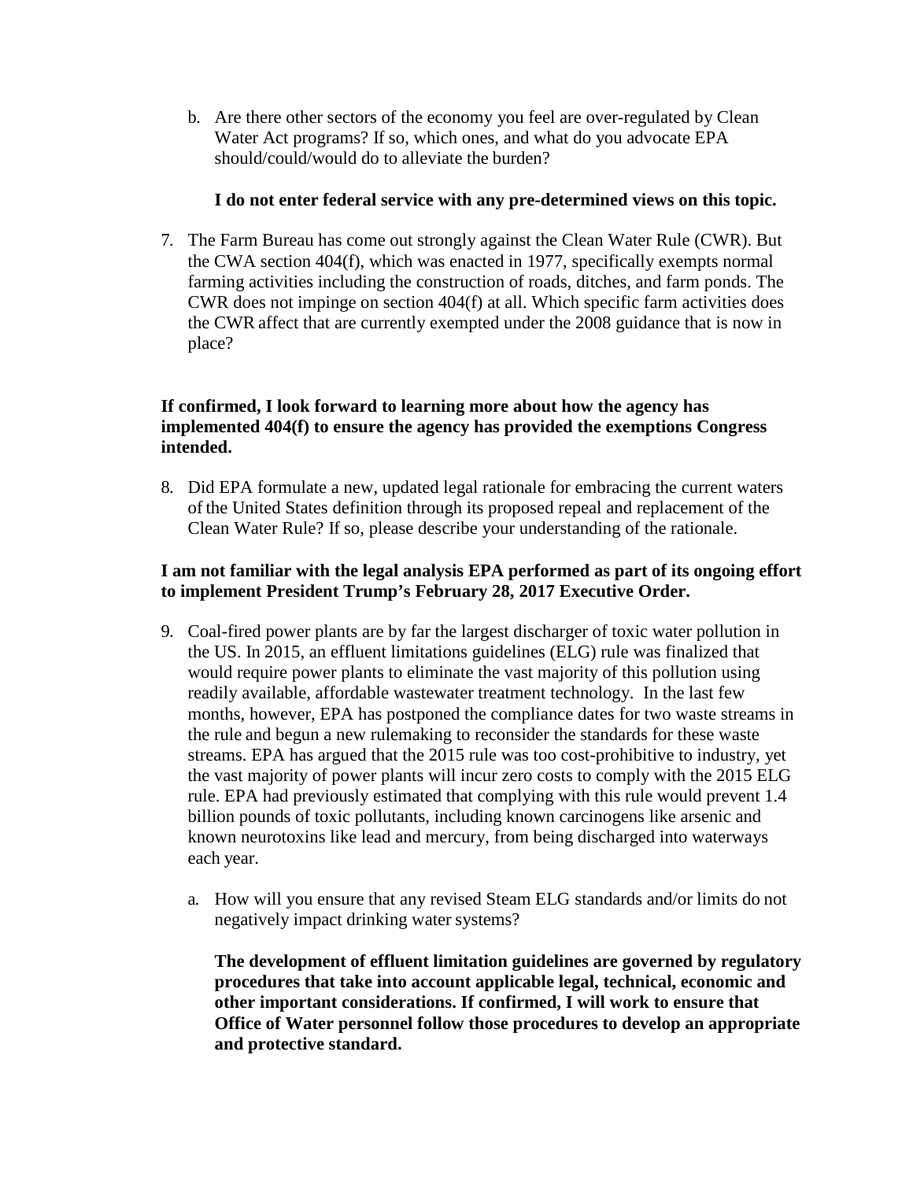b. Are there other sectors of the economy you feel are over-regulated by Clean Water Act programs? If so, which ones, and what do you advocate EPA should/could/would do to alleviate the burden?

   **I do not enter federal service with any pre-determined views on this topic.**

7. The Farm Bureau has come out strongly against the Clean Water Rule (CWR). But the CWA section 404(f), which was enacted in 1977, specifically exempts normal farming activities including the construction of roads, ditches, and farm ponds. The CWR does not impinge on section 404(f) at all. Which specific farm activities does the CWR affect that are currently exempted under the 2008 guidance that is now in place?

**If confirmed, I look forward to learning more about how the agency has implemented 404(f) to ensure the agency has provided the exemptions Congress intended.**

8. Did EPA formulate a new, updated legal rationale for embracing the current waters of the United States definition through its proposed repeal and replacement of the Clean Water Rule? If so, please describe your understanding of the rationale.

**I am not familiar with the legal analysis EPA performed as part of its ongoing effort to implement President Trump's February 28, 2017 Executive Order.**

9. Coal-fired power plants are by far the largest discharger of toxic water pollution in the US. In 2015, an effluent limitations guidelines (ELG) rule was finalized that would require power plants to eliminate the vast majority of this pollution using readily available, affordable wastewater treatment technology. In the last few months, however, EPA has postponed the compliance dates for two waste streams in the rule and begun a new rulemaking to reconsider the standards for these waste streams. EPA has argued that the 2015 rule was too cost-prohibitive to industry, yet the vast majority of power plants will incur zero costs to comply with the 2015 ELG rule. EPA had previously estimated that complying with this rule would prevent 1.4 billion pounds of toxic pollutants, including known carcinogens like arsenic and known neurotoxins like lead and mercury, from being discharged into waterways each year.

   a. How will you ensure that any revised Steam ELG standards and/or limits do not negatively impact drinking water systems?

      **The development of effluent limitation guidelines are governed by regulatory procedures that take into account applicable legal, technical, economic and other important considerations. If confirmed, I will work to ensure that Office of Water personnel follow those procedures to develop an appropriate and protective standard.**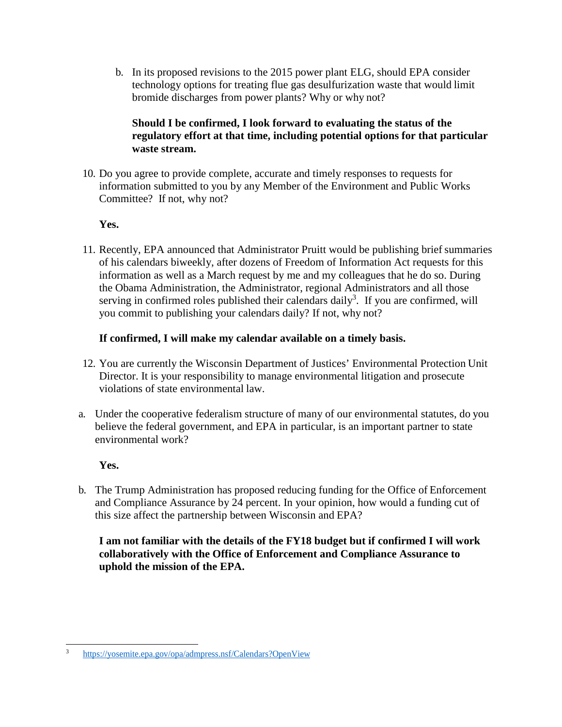b. In its proposed revisions to the 2015 power plant ELG, should EPA consider technology options for treating flue gas desulfurization waste that would limit bromide discharges from power plants? Why or why not?

   **Should I be confirmed, I look forward to evaluating the status of the regulatory effort at that time, including potential options for that particular waste stream.**

10. Do you agree to provide complete, accurate and timely responses to requests for information submitted to you by any Member of the Environment and Public Works Committee? If not, why not?

    **Yes.**

11. Recently, EPA announced that Administrator Pruitt would be publishing brief summaries of his calendars biweekly, after dozens of Freedom of Information Act requests for this information as well as a March request by me and my colleagues that he do so. During the Obama Administration, the Administrator, regional Administrators and all those serving in confirmed roles published their calendars daily[3]. If you are confirmed, will you commit to publishing your calendars daily? If not, why not?

    **If confirmed, I will make my calendar available on a timely basis.**

12. You are currently the Wisconsin Department of Justices' Environmental Protection Unit Director. It is your responsibility to manage environmental litigation and prosecute violations of state environmental law.

a. Under the cooperative federalism structure of many of our environmental statutes, do you believe the federal government, and EPA in particular, is an important partner to state environmental work?

   **Yes.**

b. The Trump Administration has proposed reducing funding for the Office of Enforcement and Compliance Assurance by 24 percent. In your opinion, how would a funding cut of this size affect the partnership between Wisconsin and EPA?

   **I am not familiar with the details of the FY18 budget but if confirmed I will work collaboratively with the Office of Enforcement and Compliance Assurance to uphold the mission of the EPA.**

---

[3] https://yosemite.epa.gov/opa/admpress.nsf/Calendars?OpenView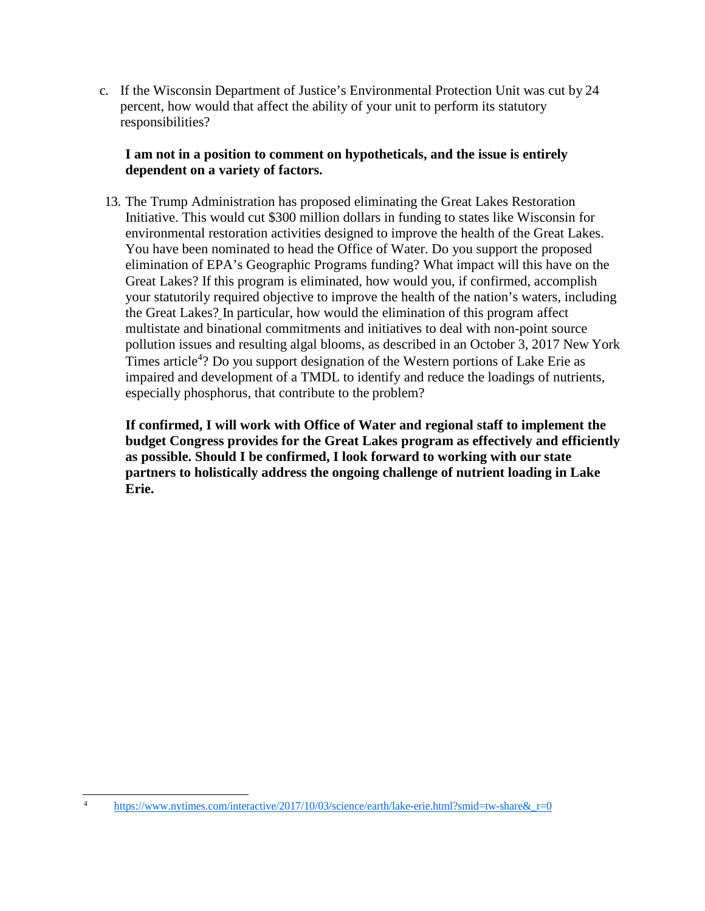c. If the Wisconsin Department of Justice's Environmental Protection Unit was cut by 24 percent, how would that affect the ability of your unit to perform its statutory responsibilities?

**I am not in a position to comment on hypotheticals, and the issue is entirely dependent on a variety of factors.**

13. The Trump Administration has proposed eliminating the Great Lakes Restoration Initiative. This would cut $300 million dollars in funding to states like Wisconsin for environmental restoration activities designed to improve the health of the Great Lakes. You have been nominated to head the Office of Water. Do you support the proposed elimination of EPA's Geographic Programs funding? What impact will this have on the Great Lakes? If this program is eliminated, how would you, if confirmed, accomplish your statutorily required objective to improve the health of the nation's waters, including the Great Lakes? In particular, how would the elimination of this program affect multistate and binational commitments and initiatives to deal with non-point source pollution issues and resulting algal blooms, as described in an October 3, 2017 New York Times article[4]? Do you support designation of the Western portions of Lake Erie as impaired and development of a TMDL to identify and reduce the loadings of nutrients, especially phosphorus, that contribute to the problem?

**If confirmed, I will work with Office of Water and regional staff to implement the budget Congress provides for the Great Lakes program as effectively and efficiently as possible. Should I be confirmed, I look forward to working with our state partners to holistically address the ongoing challenge of nutrient loading in Lake Erie.**

---

[4] https://www.nytimes.com/interactive/2017/10/03/science/earth/lake-erie.html?smid=tw-share&_r=0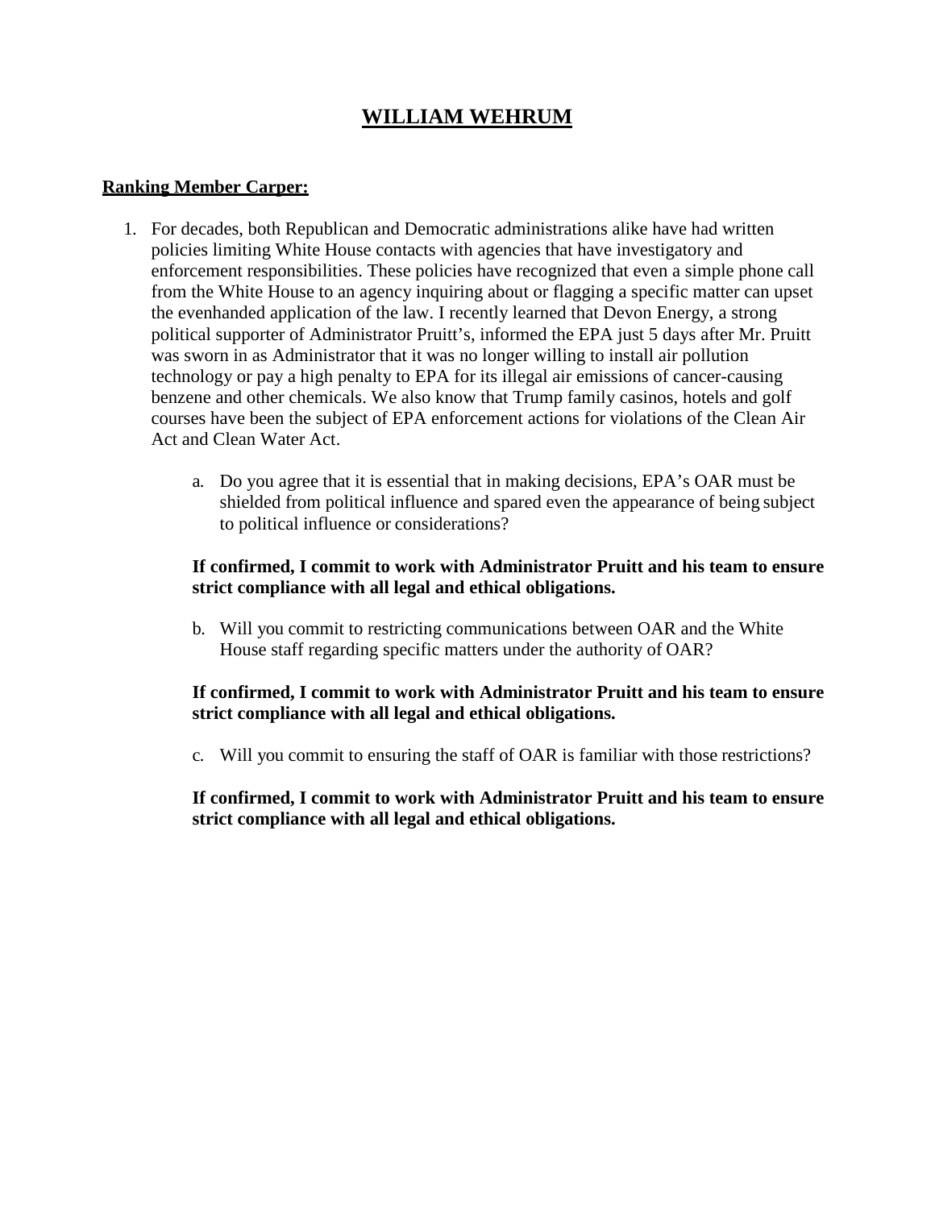# WILLIAM WEHRUM

**Ranking Member Carper:**

1. For decades, both Republican and Democratic administrations alike have had written policies limiting White House contacts with agencies that have investigatory and enforcement responsibilities. These policies have recognized that even a simple phone call from the White House to an agency inquiring about or flagging a specific matter can upset the evenhanded application of the law. I recently learned that Devon Energy, a strong political supporter of Administrator Pruitt's, informed the EPA just 5 days after Mr. Pruitt was sworn in as Administrator that it was no longer willing to install air pollution technology or pay a high penalty to EPA for its illegal air emissions of cancer-causing benzene and other chemicals. We also know that Trump family casinos, hotels and golf courses have been the subject of EPA enforcement actions for violations of the Clean Air Act and Clean Water Act.

   a. Do you agree that it is essential that in making decisions, EPA's OAR must be shielded from political influence and spared even the appearance of being subject to political influence or considerations?

   **If confirmed, I commit to work with Administrator Pruitt and his team to ensure strict compliance with all legal and ethical obligations.**

   b. Will you commit to restricting communications between OAR and the White House staff regarding specific matters under the authority of OAR?

   **If confirmed, I commit to work with Administrator Pruitt and his team to ensure strict compliance with all legal and ethical obligations.**

   c. Will you commit to ensuring the staff of OAR is familiar with those restrictions?

   **If confirmed, I commit to work with Administrator Pruitt and his team to ensure strict compliance with all legal and ethical obligations.**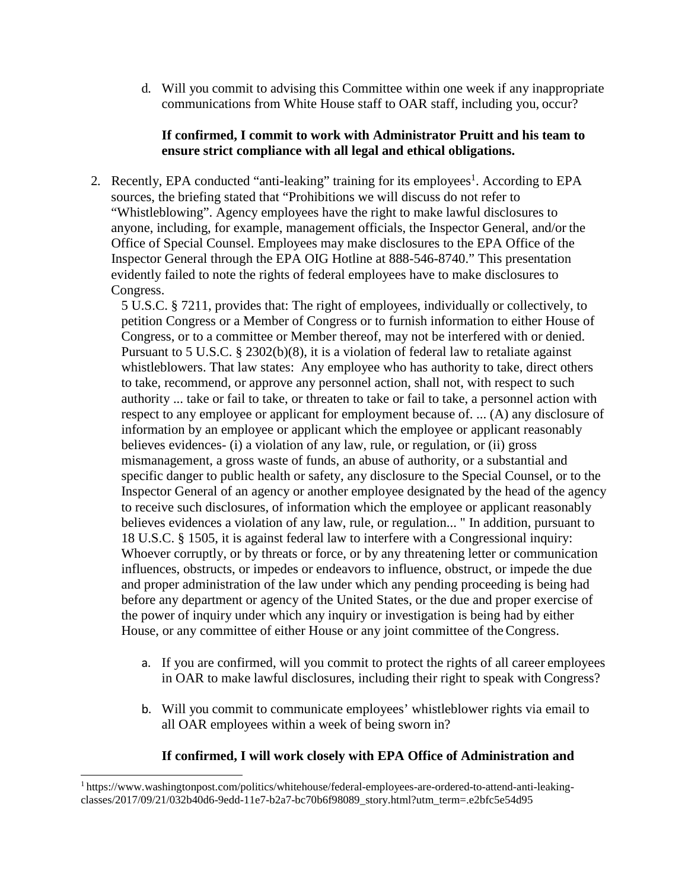d. Will you commit to advising this Committee within one week if any inappropriate communications from White House staff to OAR staff, including you, occur?

   **If confirmed, I commit to work with Administrator Pruitt and his team to ensure strict compliance with all legal and ethical obligations.**

2. Recently, EPA conducted "anti-leaking" training for its employees[1]. According to EPA sources, the briefing stated that "Prohibitions we will discuss do not refer to "Whistleblowing". Agency employees have the right to make lawful disclosures to anyone, including, for example, management officials, the Inspector General, and/or the Office of Special Counsel. Employees may make disclosures to the EPA Office of the Inspector General through the EPA OIG Hotline at 888-546-8740." This presentation evidently failed to note the rights of federal employees have to make disclosures to Congress.

   5 U.S.C. § 7211, provides that: The right of employees, individually or collectively, to petition Congress or a Member of Congress or to furnish information to either House of Congress, or to a committee or Member thereof, may not be interfered with or denied. Pursuant to 5 U.S.C. § 2302(b)(8), it is a violation of federal law to retaliate against whistleblowers. That law states: Any employee who has authority to take, direct others to take, recommend, or approve any personnel action, shall not, with respect to such authority ... take or fail to take, or threaten to take or fail to take, a personnel action with respect to any employee or applicant for employment because of. ... (A) any disclosure of information by an employee or applicant which the employee or applicant reasonably believes evidences- (i) a violation of any law, rule, or regulation, or (ii) gross mismanagement, a gross waste of funds, an abuse of authority, or a substantial and specific danger to public health or safety, any disclosure to the Special Counsel, or to the Inspector General of an agency or another employee designated by the head of the agency to receive such disclosures, of information which the employee or applicant reasonably believes evidences a violation of any law, rule, or regulation... " In addition, pursuant to 18 U.S.C. § 1505, it is against federal law to interfere with a Congressional inquiry: Whoever corruptly, or by threats or force, or by any threatening letter or communication influences, obstructs, or impedes or endeavors to influence, obstruct, or impede the due and proper administration of the law under which any pending proceeding is being had before any department or agency of the United States, or the due and proper exercise of the power of inquiry under which any inquiry or investigation is being had by either House, or any committee of either House or any joint committee of the Congress.

   a. If you are confirmed, will you commit to protect the rights of all career employees in OAR to make lawful disclosures, including their right to speak with Congress?

   b. Will you commit to communicate employees' whistleblower rights via email to all OAR employees within a week of being sworn in?

   **If confirmed, I will work closely with EPA Office of Administration and**

[1] https://www.washingtonpost.com/politics/whitehouse/federal-employees-are-ordered-to-attend-anti-leaking-classes/2017/09/21/032b40d6-9edd-11e7-b2a7-bc70b6f98089_story.html?utm_term=.e2bfc5e54d95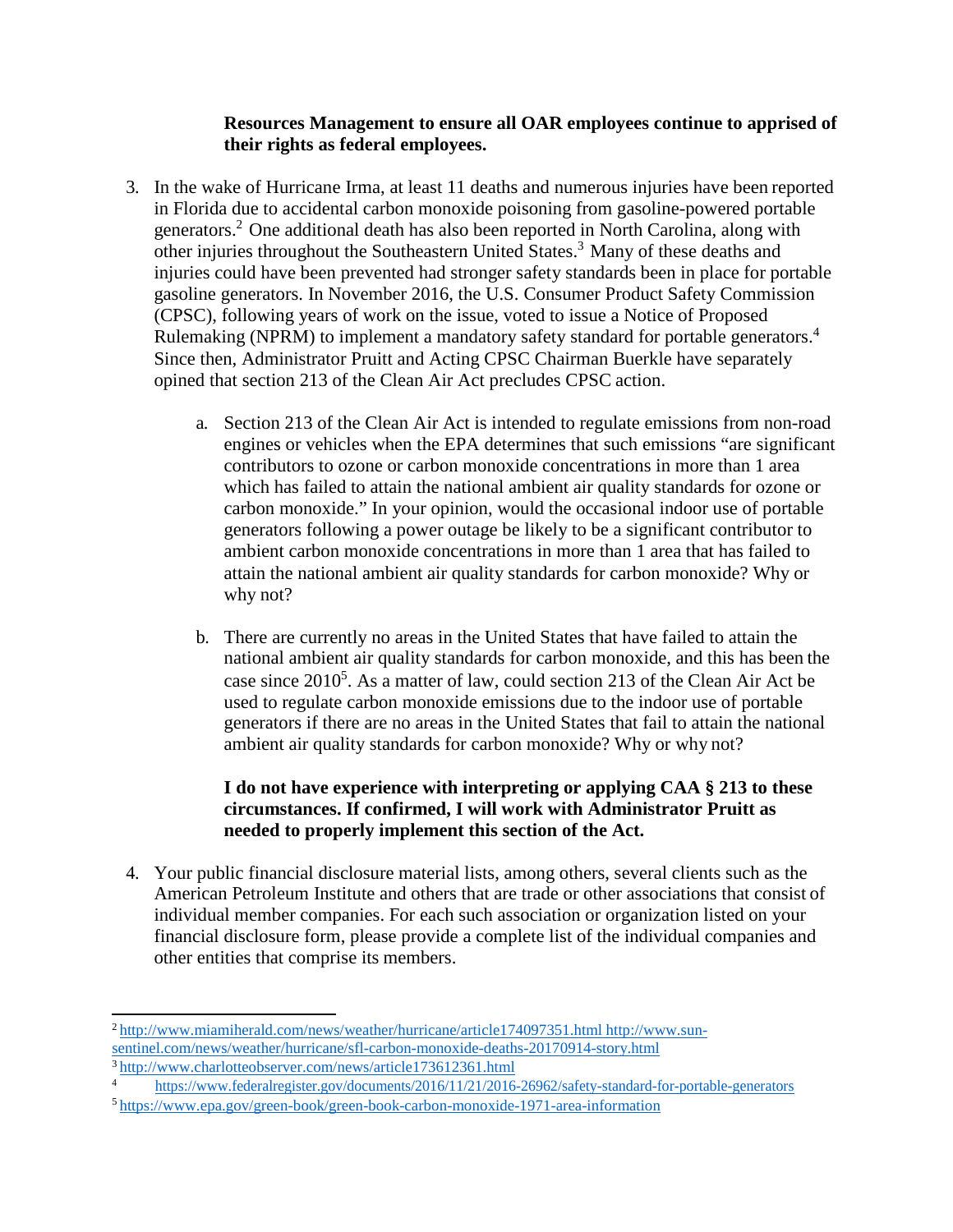**Resources Management to ensure all OAR employees continue to apprised of their rights as federal employees.**

3. In the wake of Hurricane Irma, at least 11 deaths and numerous injuries have been reported in Florida due to accidental carbon monoxide poisoning from gasoline-powered portable generators.[2] One additional death has also been reported in North Carolina, along with other injuries throughout the Southeastern United States.[3] Many of these deaths and injuries could have been prevented had stronger safety standards been in place for portable gasoline generators. In November 2016, the U.S. Consumer Product Safety Commission (CPSC), following years of work on the issue, voted to issue a Notice of Proposed Rulemaking (NPRM) to implement a mandatory safety standard for portable generators.[4] Since then, Administrator Pruitt and Acting CPSC Chairman Buerkle have separately opined that section 213 of the Clean Air Act precludes CPSC action.

   a. Section 213 of the Clean Air Act is intended to regulate emissions from non-road engines or vehicles when the EPA determines that such emissions "are significant contributors to ozone or carbon monoxide concentrations in more than 1 area which has failed to attain the national ambient air quality standards for ozone or carbon monoxide." In your opinion, would the occasional indoor use of portable generators following a power outage be likely to be a significant contributor to ambient carbon monoxide concentrations in more than 1 area that has failed to attain the national ambient air quality standards for carbon monoxide? Why or why not?

   b. There are currently no areas in the United States that have failed to attain the national ambient air quality standards for carbon monoxide, and this has been the case since 2010[5]. As a matter of law, could section 213 of the Clean Air Act be used to regulate carbon monoxide emissions due to the indoor use of portable generators if there are no areas in the United States that fail to attain the national ambient air quality standards for carbon monoxide? Why or why not?

   **I do not have experience with interpreting or applying CAA § 213 to these circumstances. If confirmed, I will work with Administrator Pruitt as needed to properly implement this section of the Act.**

4. Your public financial disclosure material lists, among others, several clients such as the American Petroleum Institute and others that are trade or other associations that consist of individual member companies. For each such association or organization listed on your financial disclosure form, please provide a complete list of the individual companies and other entities that comprise its members.

---

[2] http://www.miamiherald.com/news/weather/hurricane/article174097351.html http://www.sun-sentinel.com/news/weather/hurricane/sfl-carbon-monoxide-deaths-20170914-story.html

[3] http://www.charlotteobserver.com/news/article173612361.html

[4] https://www.federalregister.gov/documents/2016/11/21/2016-26962/safety-standard-for-portable-generators

[5] https://www.epa.gov/green-book/green-book-carbon-monoxide-1971-area-information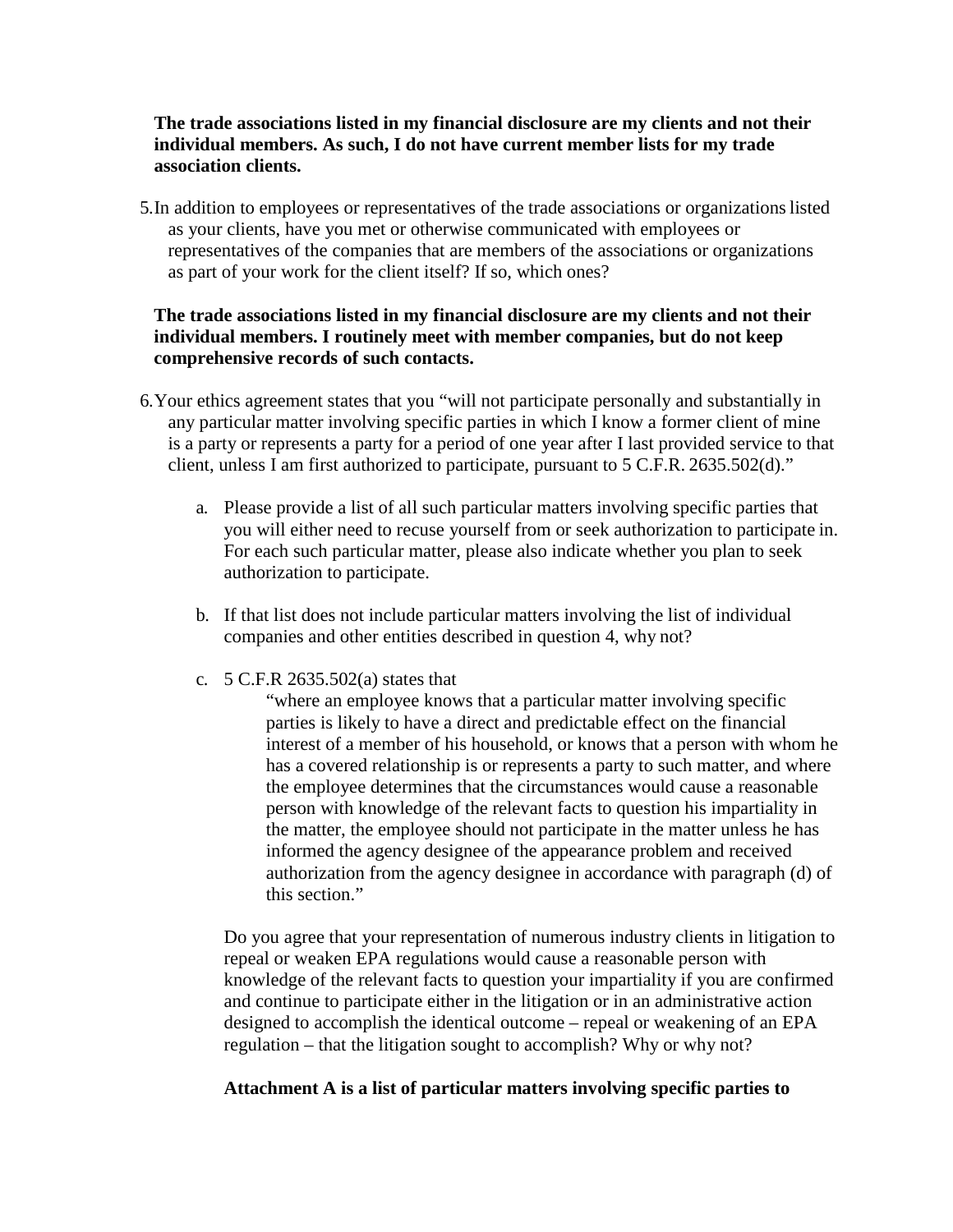**The trade associations listed in my financial disclosure are my clients and not their individual members. As such, I do not have current member lists for my trade association clients.**

5. In addition to employees or representatives of the trade associations or organizations listed as your clients, have you met or otherwise communicated with employees or representatives of the companies that are members of the associations or organizations as part of your work for the client itself? If so, which ones?

**The trade associations listed in my financial disclosure are my clients and not their individual members. I routinely meet with member companies, but do not keep comprehensive records of such contacts.**

6. Your ethics agreement states that you "will not participate personally and substantially in any particular matter involving specific parties in which I know a former client of mine is a party or represents a party for a period of one year after I last provided service to that client, unless I am first authorized to participate, pursuant to 5 C.F.R. 2635.502(d)."

   a. Please provide a list of all such particular matters involving specific parties that you will either need to recuse yourself from or seek authorization to participate in. For each such particular matter, please also indicate whether you plan to seek authorization to participate.

   b. If that list does not include particular matters involving the list of individual companies and other entities described in question 4, why not?

   c. 5 C.F.R 2635.502(a) states that

      "where an employee knows that a particular matter involving specific parties is likely to have a direct and predictable effect on the financial interest of a member of his household, or knows that a person with whom he has a covered relationship is or represents a party to such matter, and where the employee determines that the circumstances would cause a reasonable person with knowledge of the relevant facts to question his impartiality in the matter, the employee should not participate in the matter unless he has informed the agency designee of the appearance problem and received authorization from the agency designee in accordance with paragraph (d) of this section."

      Do you agree that your representation of numerous industry clients in litigation to repeal or weaken EPA regulations would cause a reasonable person with knowledge of the relevant facts to question your impartiality if you are confirmed and continue to participate either in the litigation or in an administrative action designed to accomplish the identical outcome – repeal or weakening of an EPA regulation – that the litigation sought to accomplish? Why or why not?

      **Attachment A is a list of particular matters involving specific parties to**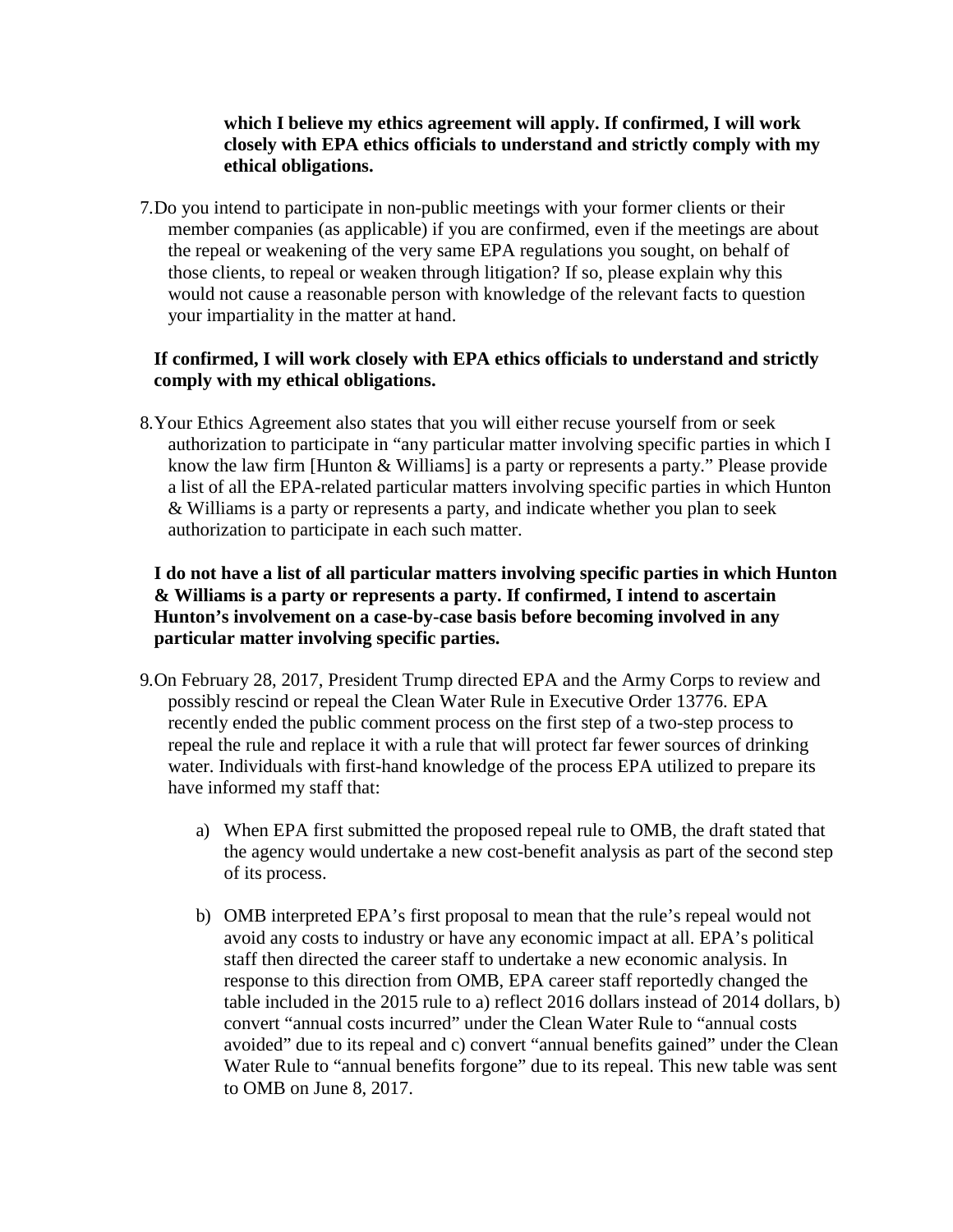**which I believe my ethics agreement will apply. If confirmed, I will work closely with EPA ethics officials to understand and strictly comply with my ethical obligations.**

7. Do you intend to participate in non-public meetings with your former clients or their member companies (as applicable) if you are confirmed, even if the meetings are about the repeal or weakening of the very same EPA regulations you sought, on behalf of those clients, to repeal or weaken through litigation? If so, please explain why this would not cause a reasonable person with knowledge of the relevant facts to question your impartiality in the matter at hand.

   **If confirmed, I will work closely with EPA ethics officials to understand and strictly comply with my ethical obligations.**

8. Your Ethics Agreement also states that you will either recuse yourself from or seek authorization to participate in "any particular matter involving specific parties in which I know the law firm [Hunton & Williams] is a party or represents a party." Please provide a list of all the EPA-related particular matters involving specific parties in which Hunton & Williams is a party or represents a party, and indicate whether you plan to seek authorization to participate in each such matter.

   **I do not have a list of all particular matters involving specific parties in which Hunton & Williams is a party or represents a party. If confirmed, I intend to ascertain Hunton's involvement on a case-by-case basis before becoming involved in any particular matter involving specific parties.**

9. On February 28, 2017, President Trump directed EPA and the Army Corps to review and possibly rescind or repeal the Clean Water Rule in Executive Order 13776. EPA recently ended the public comment process on the first step of a two-step process to repeal the rule and replace it with a rule that will protect far fewer sources of drinking water. Individuals with first-hand knowledge of the process EPA utilized to prepare its have informed my staff that:

   a) When EPA first submitted the proposed repeal rule to OMB, the draft stated that the agency would undertake a new cost-benefit analysis as part of the second step of its process.

   b) OMB interpreted EPA's first proposal to mean that the rule's repeal would not avoid any costs to industry or have any economic impact at all. EPA's political staff then directed the career staff to undertake a new economic analysis. In response to this direction from OMB, EPA career staff reportedly changed the table included in the 2015 rule to a) reflect 2016 dollars instead of 2014 dollars, b) convert "annual costs incurred" under the Clean Water Rule to "annual costs avoided" due to its repeal and c) convert "annual benefits gained" under the Clean Water Rule to "annual benefits forgone" due to its repeal. This new table was sent to OMB on June 8, 2017.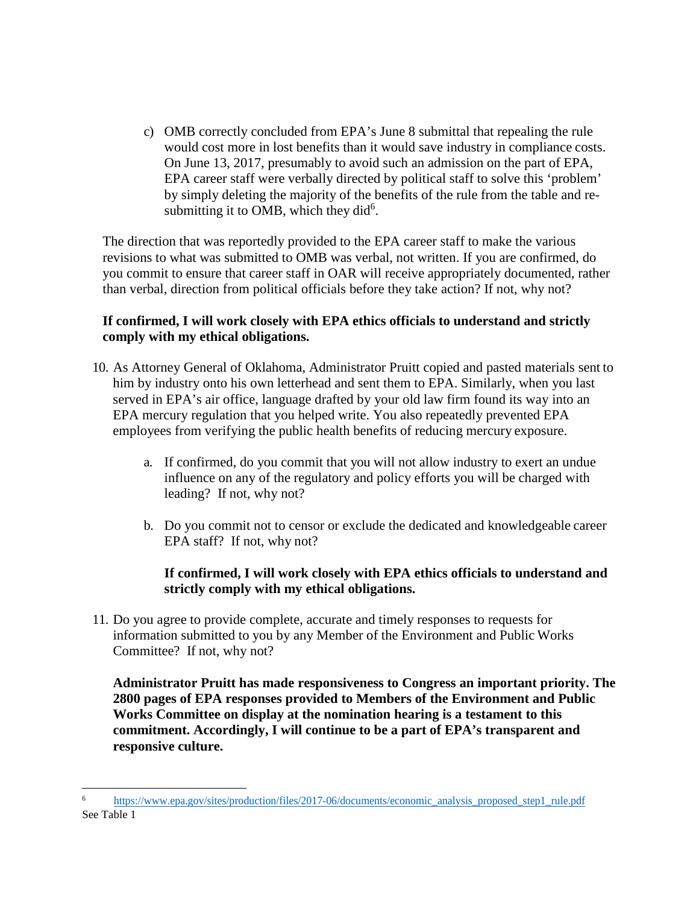c) OMB correctly concluded from EPA's June 8 submittal that repealing the rule would cost more in lost benefits than it would save industry in compliance costs. On June 13, 2017, presumably to avoid such an admission on the part of EPA, EPA career staff were verbally directed by political staff to solve this 'problem' by simply deleting the majority of the benefits of the rule from the table and re-submitting it to OMB, which they did[6].

The direction that was reportedly provided to the EPA career staff to make the various revisions to what was submitted to OMB was verbal, not written. If you are confirmed, do you commit to ensure that career staff in OAR will receive appropriately documented, rather than verbal, direction from political officials before they take action? If not, why not?

**If confirmed, I will work closely with EPA ethics officials to understand and strictly comply with my ethical obligations.**

10. As Attorney General of Oklahoma, Administrator Pruitt copied and pasted materials sent to him by industry onto his own letterhead and sent them to EPA. Similarly, when you last served in EPA's air office, language drafted by your old law firm found its way into an EPA mercury regulation that you helped write. You also repeatedly prevented EPA employees from verifying the public health benefits of reducing mercury exposure.

    a. If confirmed, do you commit that you will not allow industry to exert an undue influence on any of the regulatory and policy efforts you will be charged with leading? If not, why not?

    b. Do you commit not to censor or exclude the dedicated and knowledgeable career EPA staff? If not, why not?

    **If confirmed, I will work closely with EPA ethics officials to understand and strictly comply with my ethical obligations.**

11. Do you agree to provide complete, accurate and timely responses to requests for information submitted to you by any Member of the Environment and Public Works Committee? If not, why not?

    **Administrator Pruitt has made responsiveness to Congress an important priority. The 2800 pages of EPA responses provided to Members of the Environment and Public Works Committee on display at the nomination hearing is a testament to this commitment. Accordingly, I will continue to be a part of EPA's transparent and responsive culture.**

---

[6] https://www.epa.gov/sites/production/files/2017-06/documents/economic_analysis_proposed_step1_rule.pdf See Table 1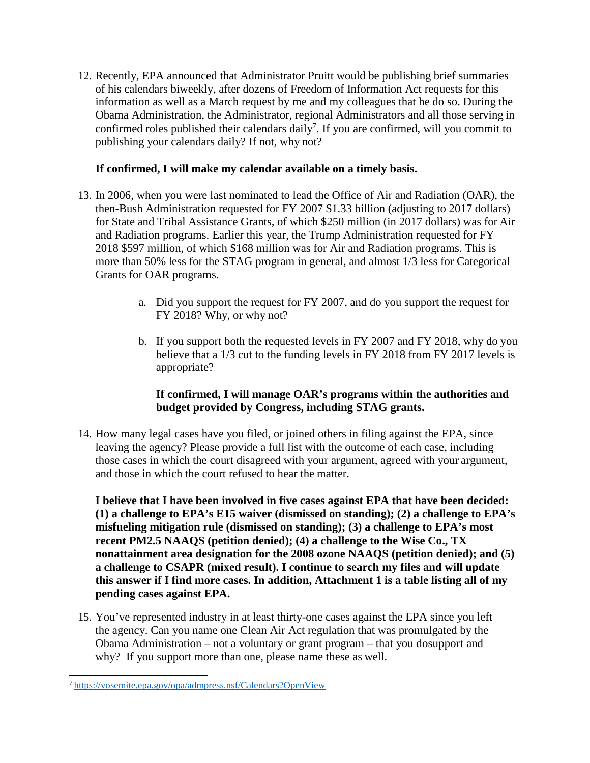12. Recently, EPA announced that Administrator Pruitt would be publishing brief summaries of his calendars biweekly, after dozens of Freedom of Information Act requests for this information as well as a March request by me and my colleagues that he do so. During the Obama Administration, the Administrator, regional Administrators and all those serving in confirmed roles published their calendars daily[7]. If you are confirmed, will you commit to publishing your calendars daily? If not, why not?

    **If confirmed, I will make my calendar available on a timely basis.**

13. In 2006, when you were last nominated to lead the Office of Air and Radiation (OAR), the then-Bush Administration requested for FY 2007 $1.33 billion (adjusting to 2017 dollars) for State and Tribal Assistance Grants, of which $250 million (in 2017 dollars) was for Air and Radiation programs. Earlier this year, the Trump Administration requested for FY 2018 $597 million, of which $168 million was for Air and Radiation programs. This is more than 50% less for the STAG program in general, and almost 1/3 less for Categorical Grants for OAR programs.

    a. Did you support the request for FY 2007, and do you support the request for FY 2018? Why, or why not?

    b. If you support both the requested levels in FY 2007 and FY 2018, why do you believe that a 1/3 cut to the funding levels in FY 2018 from FY 2017 levels is appropriate?

    **If confirmed, I will manage OAR's programs within the authorities and budget provided by Congress, including STAG grants.**

14. How many legal cases have you filed, or joined others in filing against the EPA, since leaving the agency? Please provide a full list with the outcome of each case, including those cases in which the court disagreed with your argument, agreed with your argument, and those in which the court refused to hear the matter.

    **I believe that I have been involved in five cases against EPA that have been decided: (1) a challenge to EPA's E15 waiver (dismissed on standing); (2) a challenge to EPA's misfueling mitigation rule (dismissed on standing); (3) a challenge to EPA's most recent PM2.5 NAAQS (petition denied); (4) a challenge to the Wise Co., TX nonattainment area designation for the 2008 ozone NAAQS (petition denied); and (5) a challenge to CSAPR (mixed result). I continue to search my files and will update this answer if I find more cases. In addition, Attachment 1 is a table listing all of my pending cases against EPA.**

15. You've represented industry in at least thirty-one cases against the EPA since you left the agency. Can you name one Clean Air Act regulation that was promulgated by the Obama Administration – not a voluntary or grant program – that you dosupport and why? If you support more than one, please name these as well.

[7] https://yosemite.epa.gov/opa/admpress.nsf/Calendars?OpenView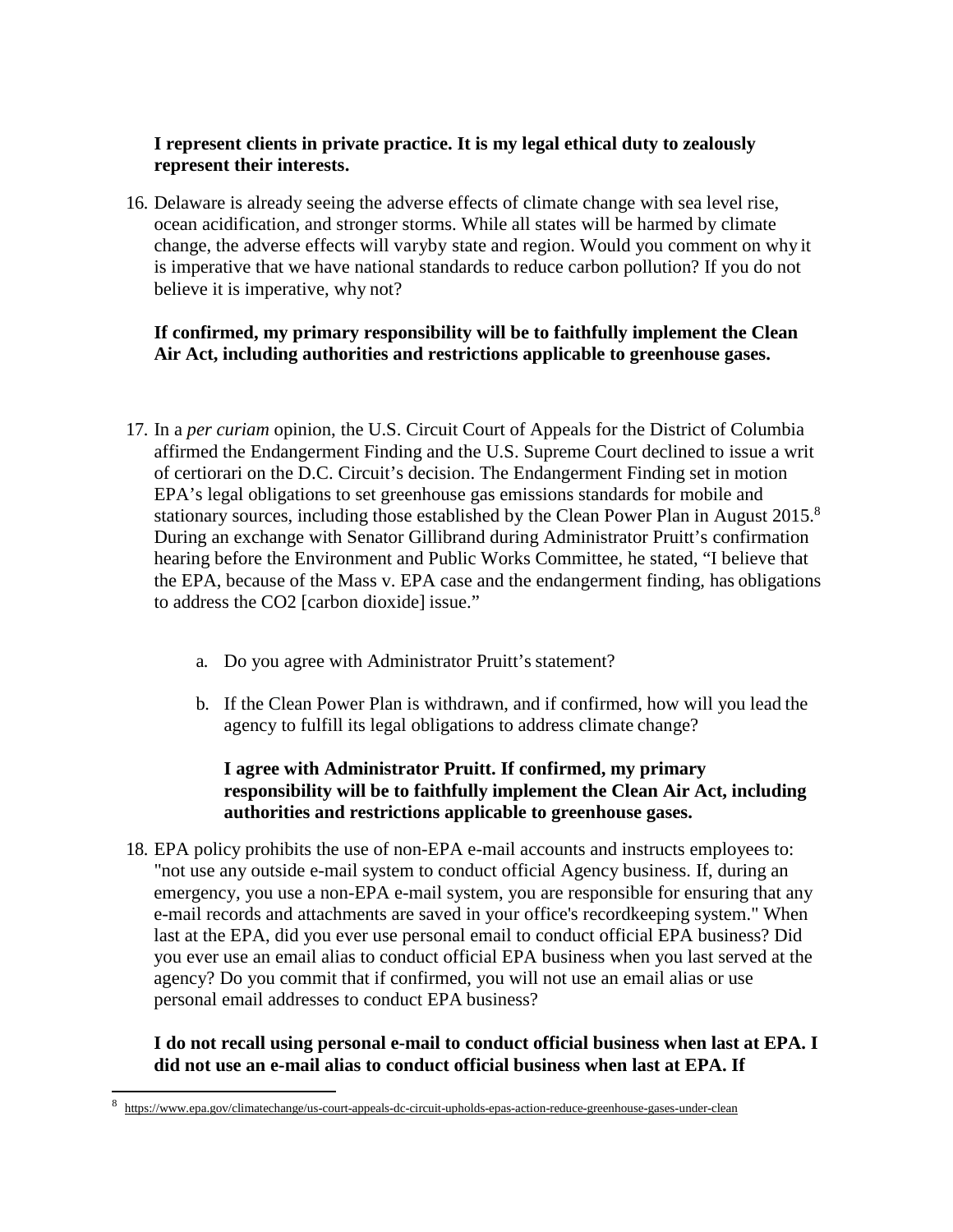**I represent clients in private practice. It is my legal ethical duty to zealously represent their interests.**

16. Delaware is already seeing the adverse effects of climate change with sea level rise, ocean acidification, and stronger storms. While all states will be harmed by climate change, the adverse effects will varyby state and region. Would you comment on why it is imperative that we have national standards to reduce carbon pollution? If you do not believe it is imperative, why not?

**If confirmed, my primary responsibility will be to faithfully implement the Clean Air Act, including authorities and restrictions applicable to greenhouse gases.**

17. In a *per curiam* opinion, the U.S. Circuit Court of Appeals for the District of Columbia affirmed the Endangerment Finding and the U.S. Supreme Court declined to issue a writ of certiorari on the D.C. Circuit's decision. The Endangerment Finding set in motion EPA's legal obligations to set greenhouse gas emissions standards for mobile and stationary sources, including those established by the Clean Power Plan in August 2015.[8] During an exchange with Senator Gillibrand during Administrator Pruitt's confirmation hearing before the Environment and Public Works Committee, he stated, "I believe that the EPA, because of the Mass v. EPA case and the endangerment finding, has obligations to address the CO2 [carbon dioxide] issue."

    a. Do you agree with Administrator Pruitt's statement?

    b. If the Clean Power Plan is withdrawn, and if confirmed, how will you lead the agency to fulfill its legal obligations to address climate change?

    **I agree with Administrator Pruitt. If confirmed, my primary responsibility will be to faithfully implement the Clean Air Act, including authorities and restrictions applicable to greenhouse gases.**

18. EPA policy prohibits the use of non-EPA e-mail accounts and instructs employees to: "not use any outside e-mail system to conduct official Agency business. If, during an emergency, you use a non-EPA e-mail system, you are responsible for ensuring that any e-mail records and attachments are saved in your office's recordkeeping system." When last at the EPA, did you ever use personal email to conduct official EPA business? Did you ever use an email alias to conduct official EPA business when you last served at the agency? Do you commit that if confirmed, you will not use an email alias or use personal email addresses to conduct EPA business?

**I do not recall using personal e-mail to conduct official business when last at EPA. I did not use an e-mail alias to conduct official business when last at EPA. If**

[8] https://www.epa.gov/climatechange/us-court-appeals-dc-circuit-upholds-epas-action-reduce-greenhouse-gases-under-clean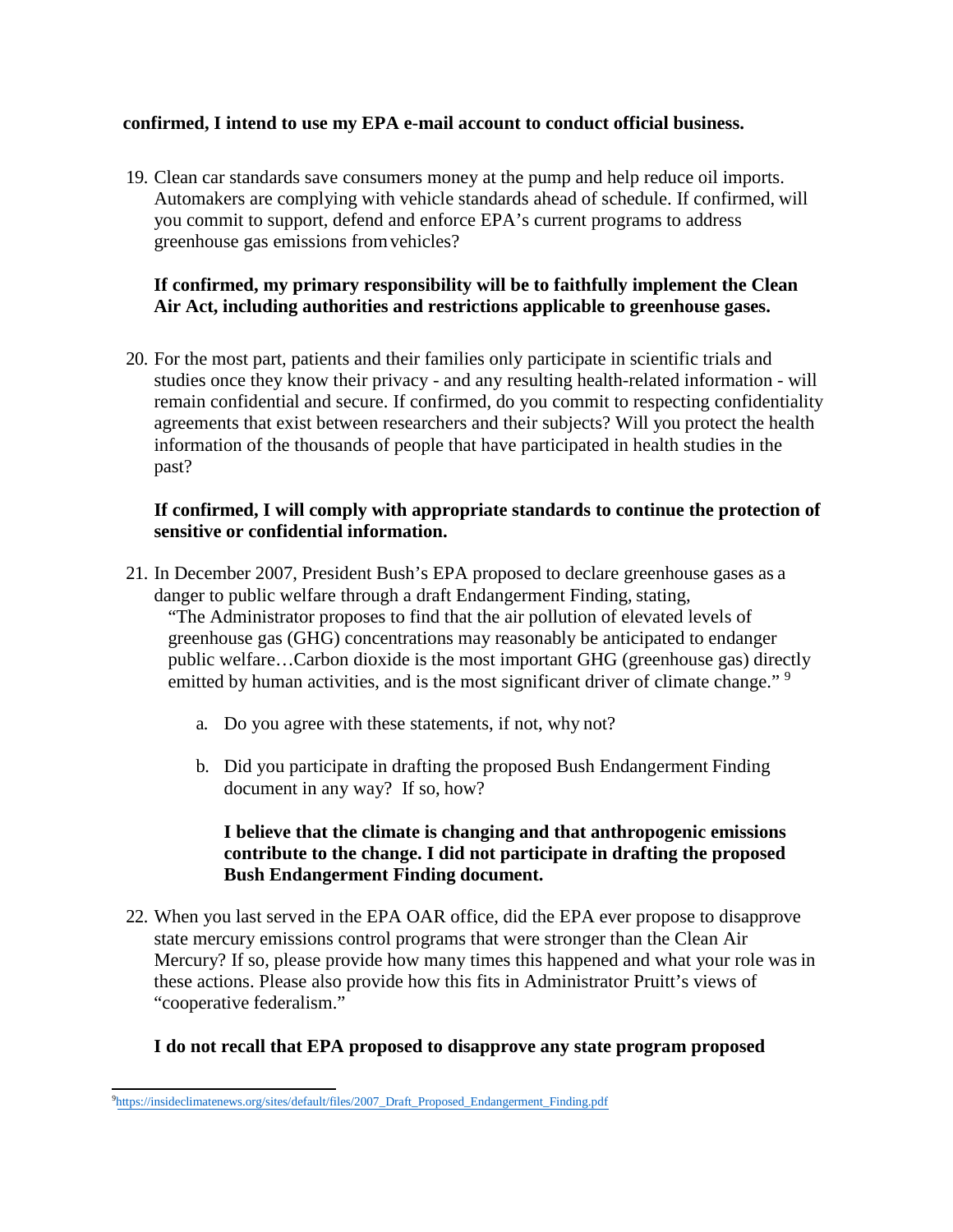**confirmed, I intend to use my EPA e-mail account to conduct official business.**

19. Clean car standards save consumers money at the pump and help reduce oil imports. Automakers are complying with vehicle standards ahead of schedule. If confirmed, will you commit to support, defend and enforce EPA's current programs to address greenhouse gas emissions from vehicles?

    **If confirmed, my primary responsibility will be to faithfully implement the Clean Air Act, including authorities and restrictions applicable to greenhouse gases.**

20. For the most part, patients and their families only participate in scientific trials and studies once they know their privacy - and any resulting health-related information - will remain confidential and secure. If confirmed, do you commit to respecting confidentiality agreements that exist between researchers and their subjects? Will you protect the health information of the thousands of people that have participated in health studies in the past?

    **If confirmed, I will comply with appropriate standards to continue the protection of sensitive or confidential information.**

21. In December 2007, President Bush's EPA proposed to declare greenhouse gases as a danger to public welfare through a draft Endangerment Finding, stating,
    "The Administrator proposes to find that the air pollution of elevated levels of greenhouse gas (GHG) concentrations may reasonably be anticipated to endanger public welfare…Carbon dioxide is the most important GHG (greenhouse gas) directly emitted by human activities, and is the most significant driver of climate change." [9]

    a. Do you agree with these statements, if not, why not?

    b. Did you participate in drafting the proposed Bush Endangerment Finding document in any way? If so, how?

    **I believe that the climate is changing and that anthropogenic emissions contribute to the change. I did not participate in drafting the proposed Bush Endangerment Finding document.**

22. When you last served in the EPA OAR office, did the EPA ever propose to disapprove state mercury emissions control programs that were stronger than the Clean Air Mercury? If so, please provide how many times this happened and what your role was in these actions. Please also provide how this fits in Administrator Pruitt's views of "cooperative federalism."

    **I do not recall that EPA proposed to disapprove any state program proposed**

---

[9] https://insideclimatenews.org/sites/default/files/2007_Draft_Proposed_Endangerment_Finding.pdf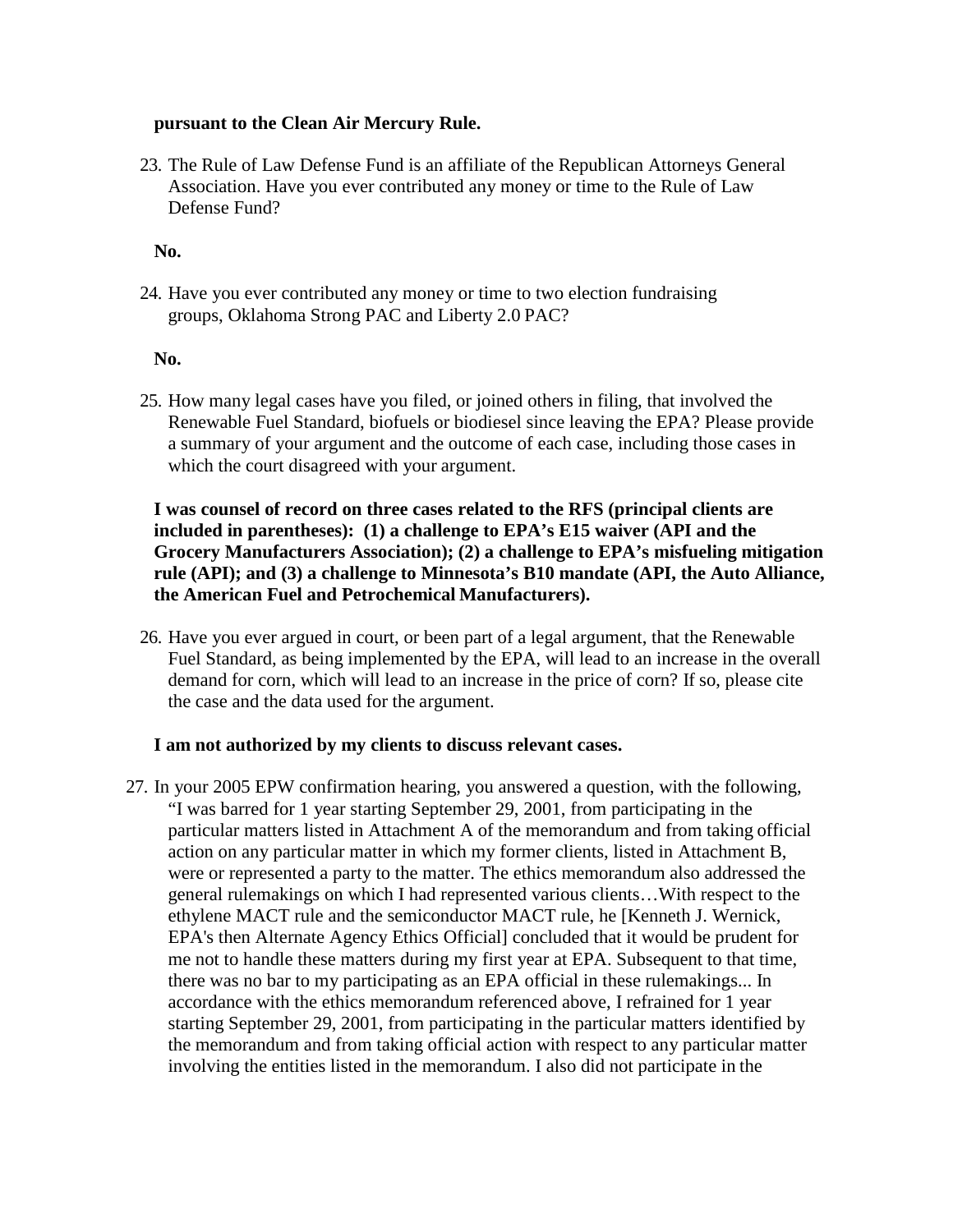**pursuant to the Clean Air Mercury Rule.**

23. The Rule of Law Defense Fund is an affiliate of the Republican Attorneys General Association. Have you ever contributed any money or time to the Rule of Law Defense Fund?

    **No.**

24. Have you ever contributed any money or time to two election fundraising groups, Oklahoma Strong PAC and Liberty 2.0 PAC?

    **No.**

25. How many legal cases have you filed, or joined others in filing, that involved the Renewable Fuel Standard, biofuels or biodiesel since leaving the EPA? Please provide a summary of your argument and the outcome of each case, including those cases in which the court disagreed with your argument.

    **I was counsel of record on three cases related to the RFS (principal clients are included in parentheses): (1) a challenge to EPA's E15 waiver (API and the Grocery Manufacturers Association); (2) a challenge to EPA's misfueling mitigation rule (API); and (3) a challenge to Minnesota's B10 mandate (API, the Auto Alliance, the American Fuel and Petrochemical Manufacturers).**

26. Have you ever argued in court, or been part of a legal argument, that the Renewable Fuel Standard, as being implemented by the EPA, will lead to an increase in the overall demand for corn, which will lead to an increase in the price of corn? If so, please cite the case and the data used for the argument.

    **I am not authorized by my clients to discuss relevant cases.**

27. In your 2005 EPW confirmation hearing, you answered a question, with the following, "I was barred for 1 year starting September 29, 2001, from participating in the particular matters listed in Attachment A of the memorandum and from taking official action on any particular matter in which my former clients, listed in Attachment B, were or represented a party to the matter. The ethics memorandum also addressed the general rulemakings on which I had represented various clients…With respect to the ethylene MACT rule and the semiconductor MACT rule, he [Kenneth J. Wernick, EPA's then Alternate Agency Ethics Official] concluded that it would be prudent for me not to handle these matters during my first year at EPA. Subsequent to that time, there was no bar to my participating as an EPA official in these rulemakings... In accordance with the ethics memorandum referenced above, I refrained for 1 year starting September 29, 2001, from participating in the particular matters identified by the memorandum and from taking official action with respect to any particular matter involving the entities listed in the memorandum. I also did not participate in the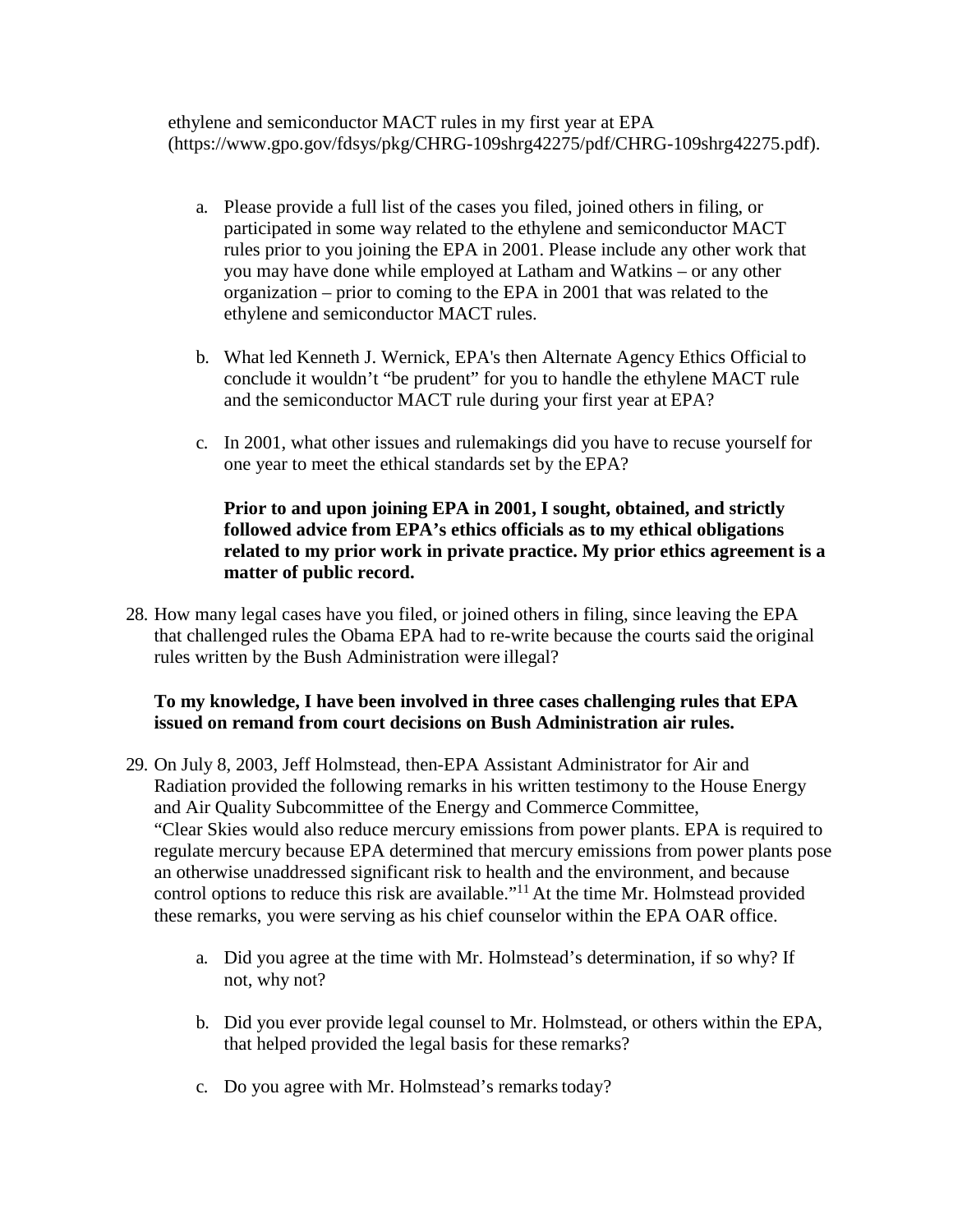ethylene and semiconductor MACT rules in my first year at EPA (https://www.gpo.gov/fdsys/pkg/CHRG-109shrg42275/pdf/CHRG-109shrg42275.pdf).

a. Please provide a full list of the cases you filed, joined others in filing, or participated in some way related to the ethylene and semiconductor MACT rules prior to you joining the EPA in 2001. Please include any other work that you may have done while employed at Latham and Watkins – or any other organization – prior to coming to the EPA in 2001 that was related to the ethylene and semiconductor MACT rules.

b. What led Kenneth J. Wernick, EPA's then Alternate Agency Ethics Official to conclude it wouldn't "be prudent" for you to handle the ethylene MACT rule and the semiconductor MACT rule during your first year at EPA?

c. In 2001, what other issues and rulemakings did you have to recuse yourself for one year to meet the ethical standards set by the EPA?

**Prior to and upon joining EPA in 2001, I sought, obtained, and strictly followed advice from EPA's ethics officials as to my ethical obligations related to my prior work in private practice. My prior ethics agreement is a matter of public record.**

28. How many legal cases have you filed, or joined others in filing, since leaving the EPA that challenged rules the Obama EPA had to re-write because the courts said the original rules written by the Bush Administration were illegal?

**To my knowledge, I have been involved in three cases challenging rules that EPA issued on remand from court decisions on Bush Administration air rules.**

29. On July 8, 2003, Jeff Holmstead, then-EPA Assistant Administrator for Air and Radiation provided the following remarks in his written testimony to the House Energy and Air Quality Subcommittee of the Energy and Commerce Committee, "Clear Skies would also reduce mercury emissions from power plants. EPA is required to regulate mercury because EPA determined that mercury emissions from power plants pose an otherwise unaddressed significant risk to health and the environment, and because control options to reduce this risk are available."[11] At the time Mr. Holmstead provided these remarks, you were serving as his chief counselor within the EPA OAR office.

a. Did you agree at the time with Mr. Holmstead's determination, if so why? If not, why not?

b. Did you ever provide legal counsel to Mr. Holmstead, or others within the EPA, that helped provided the legal basis for these remarks?

c. Do you agree with Mr. Holmstead's remarks today?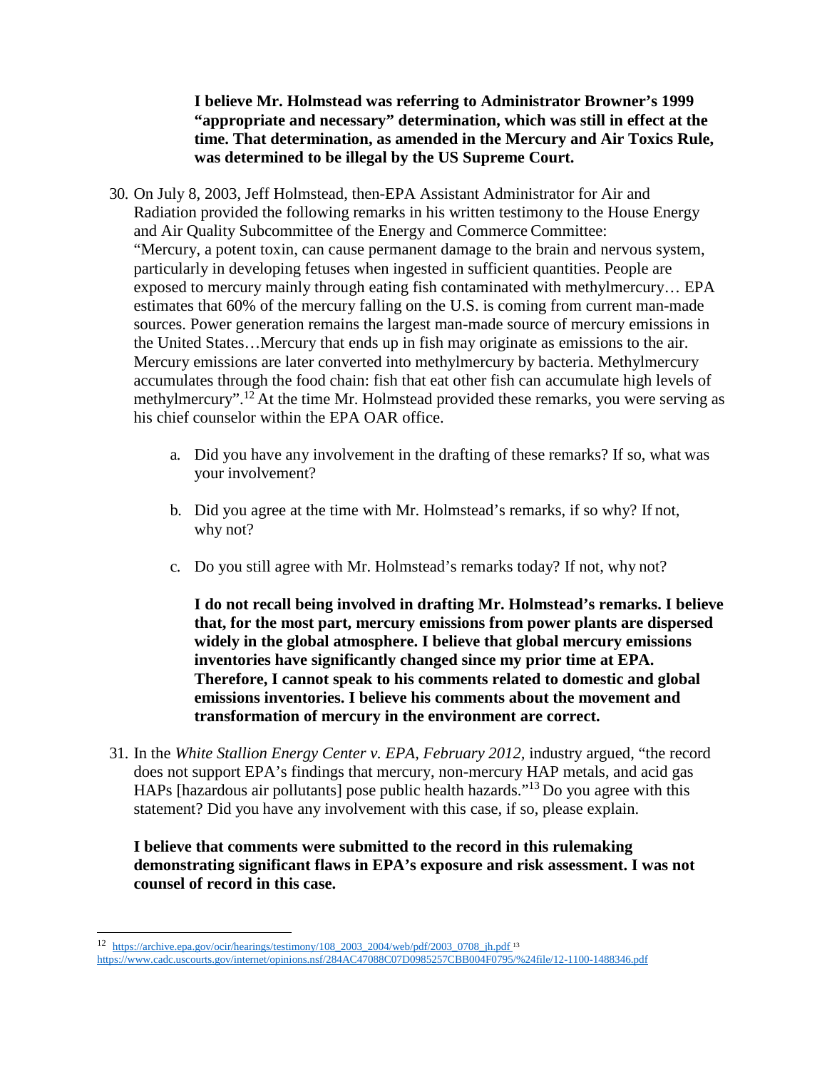**I believe Mr. Holmstead was referring to Administrator Browner's 1999 "appropriate and necessary" determination, which was still in effect at the time. That determination, as amended in the Mercury and Air Toxics Rule, was determined to be illegal by the US Supreme Court.**

30. On July 8, 2003, Jeff Holmstead, then-EPA Assistant Administrator for Air and Radiation provided the following remarks in his written testimony to the House Energy and Air Quality Subcommittee of the Energy and Commerce Committee: "Mercury, a potent toxin, can cause permanent damage to the brain and nervous system, particularly in developing fetuses when ingested in sufficient quantities. People are exposed to mercury mainly through eating fish contaminated with methylmercury… EPA estimates that 60% of the mercury falling on the U.S. is coming from current man-made sources. Power generation remains the largest man-made source of mercury emissions in the United States…Mercury that ends up in fish may originate as emissions to the air. Mercury emissions are later converted into methylmercury by bacteria. Methylmercury accumulates through the food chain: fish that eat other fish can accumulate high levels of methylmercury".[12] At the time Mr. Holmstead provided these remarks, you were serving as his chief counselor within the EPA OAR office.

    a. Did you have any involvement in the drafting of these remarks? If so, what was your involvement?

    b. Did you agree at the time with Mr. Holmstead's remarks, if so why? If not, why not?

    c. Do you still agree with Mr. Holmstead's remarks today? If not, why not?

    **I do not recall being involved in drafting Mr. Holmstead's remarks. I believe that, for the most part, mercury emissions from power plants are dispersed widely in the global atmosphere. I believe that global mercury emissions inventories have significantly changed since my prior time at EPA. Therefore, I cannot speak to his comments related to domestic and global emissions inventories. I believe his comments about the movement and transformation of mercury in the environment are correct.**

31. In the *White Stallion Energy Center v. EPA, February 2012*, industry argued, "the record does not support EPA's findings that mercury, non-mercury HAP metals, and acid gas HAPs [hazardous air pollutants] pose public health hazards."[13] Do you agree with this statement? Did you have any involvement with this case, if so, please explain.

**I believe that comments were submitted to the record in this rulemaking demonstrating significant flaws in EPA's exposure and risk assessment. I was not counsel of record in this case.**

---

[12] https://archive.epa.gov/ocir/hearings/testimony/108_2003_2004/web/pdf/2003_0708_jh.pdf

[13] https://www.cadc.uscourts.gov/internet/opinions.nsf/284AC47088C07D0985257CBB004F0795/%24file/12-1100-1488346.pdf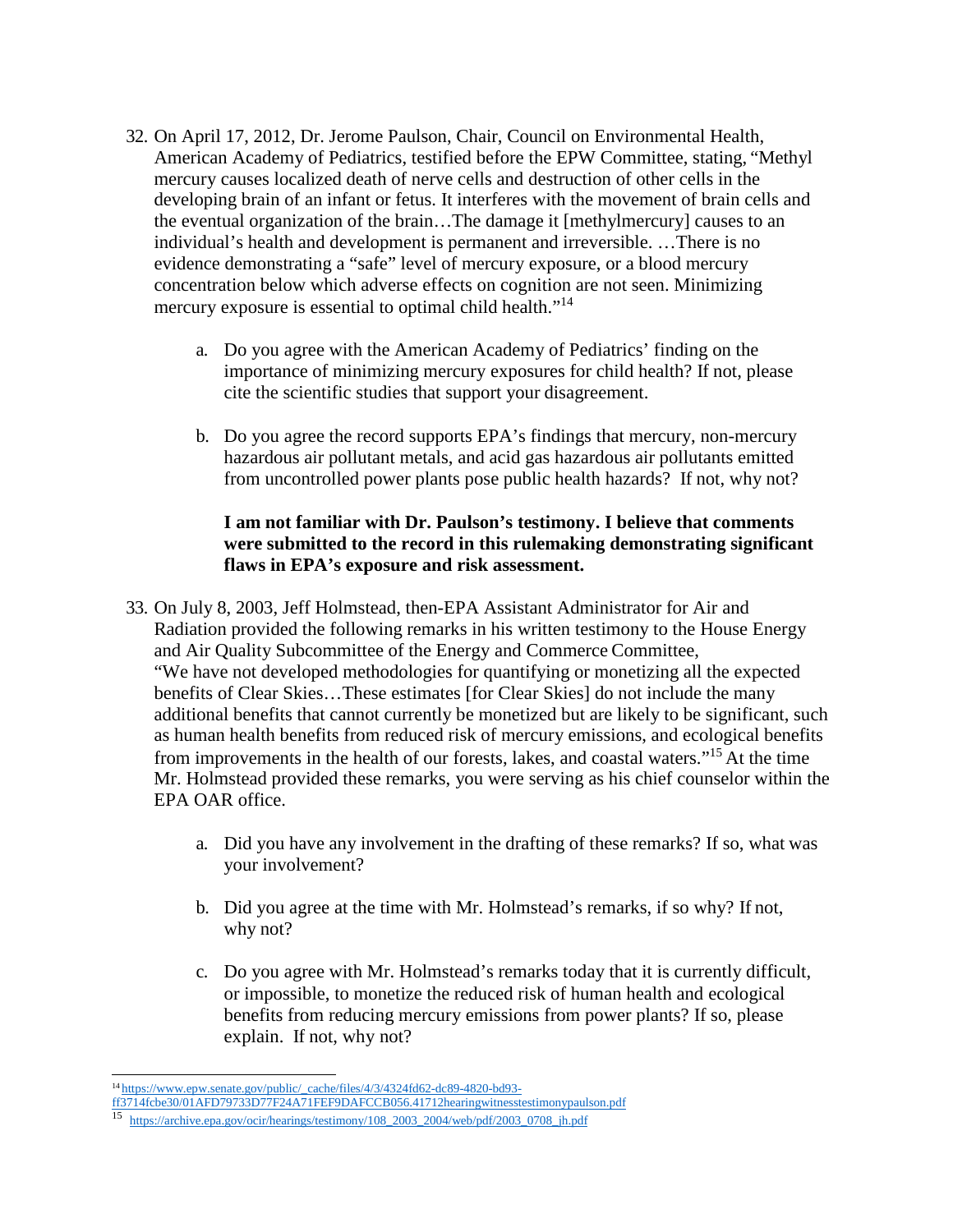32. On April 17, 2012, Dr. Jerome Paulson, Chair, Council on Environmental Health, American Academy of Pediatrics, testified before the EPW Committee, stating, "Methyl mercury causes localized death of nerve cells and destruction of other cells in the developing brain of an infant or fetus. It interferes with the movement of brain cells and the eventual organization of the brain…The damage it [methylmercury] causes to an individual's health and development is permanent and irreversible. …There is no evidence demonstrating a "safe" level of mercury exposure, or a blood mercury concentration below which adverse effects on cognition are not seen. Minimizing mercury exposure is essential to optimal child health."[14]

    a. Do you agree with the American Academy of Pediatrics' finding on the importance of minimizing mercury exposures for child health? If not, please cite the scientific studies that support your disagreement.

    b. Do you agree the record supports EPA's findings that mercury, non-mercury hazardous air pollutant metals, and acid gas hazardous air pollutants emitted from uncontrolled power plants pose public health hazards? If not, why not?

    **I am not familiar with Dr. Paulson's testimony. I believe that comments were submitted to the record in this rulemaking demonstrating significant flaws in EPA's exposure and risk assessment.**

33. On July 8, 2003, Jeff Holmstead, then-EPA Assistant Administrator for Air and Radiation provided the following remarks in his written testimony to the House Energy and Air Quality Subcommittee of the Energy and Commerce Committee, "We have not developed methodologies for quantifying or monetizing all the expected benefits of Clear Skies…These estimates [for Clear Skies] do not include the many additional benefits that cannot currently be monetized but are likely to be significant, such as human health benefits from reduced risk of mercury emissions, and ecological benefits from improvements in the health of our forests, lakes, and coastal waters."[15] At the time Mr. Holmstead provided these remarks, you were serving as his chief counselor within the EPA OAR office.

    a. Did you have any involvement in the drafting of these remarks? If so, what was your involvement?

    b. Did you agree at the time with Mr. Holmstead's remarks, if so why? If not, why not?

    c. Do you agree with Mr. Holmstead's remarks today that it is currently difficult, or impossible, to monetize the reduced risk of human health and ecological benefits from reducing mercury emissions from power plants? If so, please explain. If not, why not?

---

[14] https://www.epw.senate.gov/public/_cache/files/4/3/4324fd62-dc89-4820-bd93-ff3714fcbe30/01AFD79733D77F24A71FEF9DAFCCB056.41712hearingwitnesstestimonypaulson.pdf

[15] https://archive.epa.gov/ocir/hearings/testimony/108_2003_2004/web/pdf/2003_0708_jh.pdf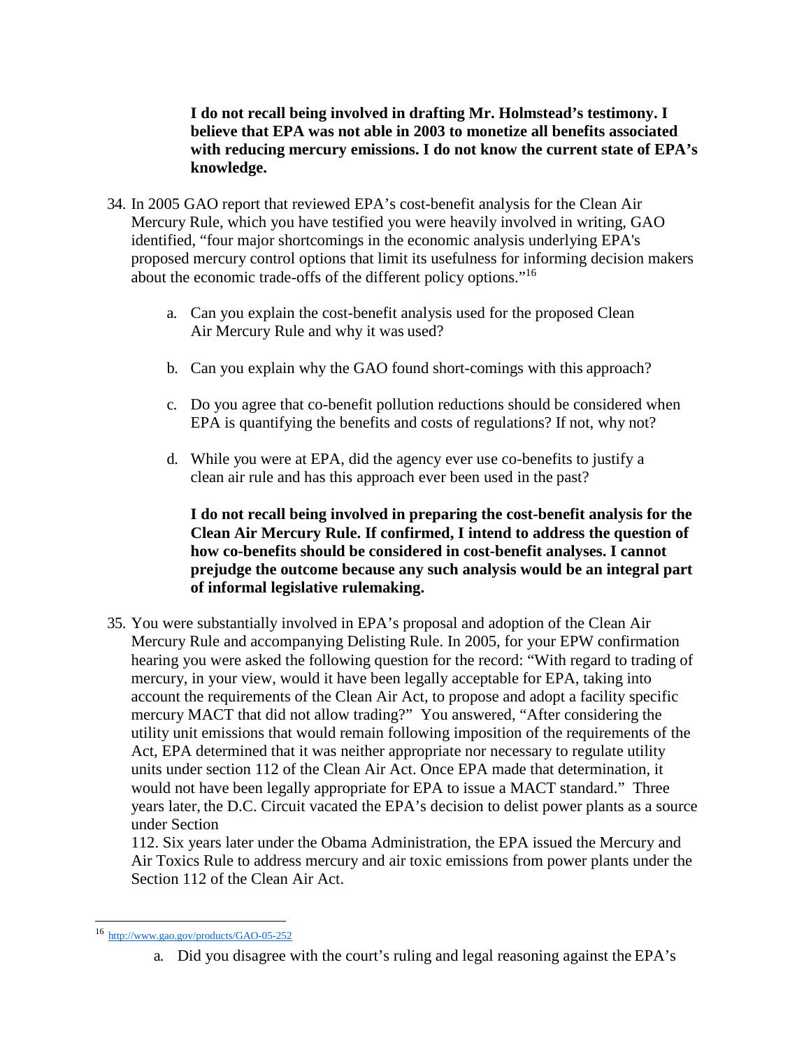**I do not recall being involved in drafting Mr. Holmstead's testimony. I believe that EPA was not able in 2003 to monetize all benefits associated with reducing mercury emissions. I do not know the current state of EPA's knowledge.**

34. In 2005 GAO report that reviewed EPA's cost-benefit analysis for the Clean Air Mercury Rule, which you have testified you were heavily involved in writing, GAO identified, "four major shortcomings in the economic analysis underlying EPA's proposed mercury control options that limit its usefulness for informing decision makers about the economic trade-offs of the different policy options."[16]

    a. Can you explain the cost-benefit analysis used for the proposed Clean Air Mercury Rule and why it was used?

    b. Can you explain why the GAO found short-comings with this approach?

    c. Do you agree that co-benefit pollution reductions should be considered when EPA is quantifying the benefits and costs of regulations? If not, why not?

    d. While you were at EPA, did the agency ever use co-benefits to justify a clean air rule and has this approach ever been used in the past?

    **I do not recall being involved in preparing the cost-benefit analysis for the Clean Air Mercury Rule. If confirmed, I intend to address the question of how co-benefits should be considered in cost-benefit analyses. I cannot prejudge the outcome because any such analysis would be an integral part of informal legislative rulemaking.**

35. You were substantially involved in EPA's proposal and adoption of the Clean Air Mercury Rule and accompanying Delisting Rule. In 2005, for your EPW confirmation hearing you were asked the following question for the record: "With regard to trading of mercury, in your view, would it have been legally acceptable for EPA, taking into account the requirements of the Clean Air Act, to propose and adopt a facility specific mercury MACT that did not allow trading?" You answered, "After considering the utility unit emissions that would remain following imposition of the requirements of the Act, EPA determined that it was neither appropriate nor necessary to regulate utility units under section 112 of the Clean Air Act. Once EPA made that determination, it would not have been legally appropriate for EPA to issue a MACT standard." Three years later, the D.C. Circuit vacated the EPA's decision to delist power plants as a source under Section 112. Six years later under the Obama Administration, the EPA issued the Mercury and Air Toxics Rule to address mercury and air toxic emissions from power plants under the Section 112 of the Clean Air Act.

    a. Did you disagree with the court's ruling and legal reasoning against the EPA's

[16] http://www.gao.gov/products/GAO-05-252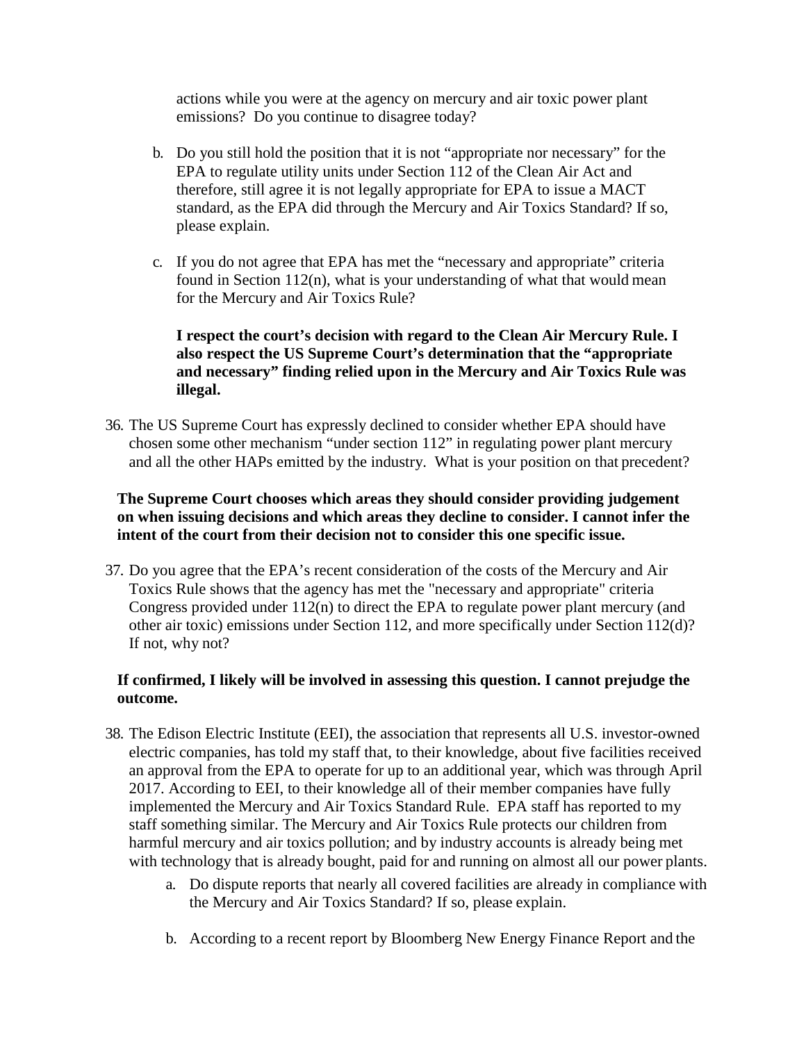actions while you were at the agency on mercury and air toxic power plant emissions? Do you continue to disagree today?

b. Do you still hold the position that it is not "appropriate nor necessary" for the EPA to regulate utility units under Section 112 of the Clean Air Act and therefore, still agree it is not legally appropriate for EPA to issue a MACT standard, as the EPA did through the Mercury and Air Toxics Standard? If so, please explain.

c. If you do not agree that EPA has met the "necessary and appropriate" criteria found in Section 112(n), what is your understanding of what that would mean for the Mercury and Air Toxics Rule?

**I respect the court's decision with regard to the Clean Air Mercury Rule. I also respect the US Supreme Court's determination that the "appropriate and necessary" finding relied upon in the Mercury and Air Toxics Rule was illegal.**

36. The US Supreme Court has expressly declined to consider whether EPA should have chosen some other mechanism "under section 112" in regulating power plant mercury and all the other HAPs emitted by the industry. What is your position on that precedent?

**The Supreme Court chooses which areas they should consider providing judgement on when issuing decisions and which areas they decline to consider. I cannot infer the intent of the court from their decision not to consider this one specific issue.**

37. Do you agree that the EPA's recent consideration of the costs of the Mercury and Air Toxics Rule shows that the agency has met the "necessary and appropriate" criteria Congress provided under 112(n) to direct the EPA to regulate power plant mercury (and other air toxic) emissions under Section 112, and more specifically under Section 112(d)? If not, why not?

**If confirmed, I likely will be involved in assessing this question. I cannot prejudge the outcome.**

38. The Edison Electric Institute (EEI), the association that represents all U.S. investor-owned electric companies, has told my staff that, to their knowledge, about five facilities received an approval from the EPA to operate for up to an additional year, which was through April 2017. According to EEI, to their knowledge all of their member companies have fully implemented the Mercury and Air Toxics Standard Rule. EPA staff has reported to my staff something similar. The Mercury and Air Toxics Rule protects our children from harmful mercury and air toxics pollution; and by industry accounts is already being met with technology that is already bought, paid for and running on almost all our power plants.

a. Do dispute reports that nearly all covered facilities are already in compliance with the Mercury and Air Toxics Standard? If so, please explain.

b. According to a recent report by Bloomberg New Energy Finance Report and the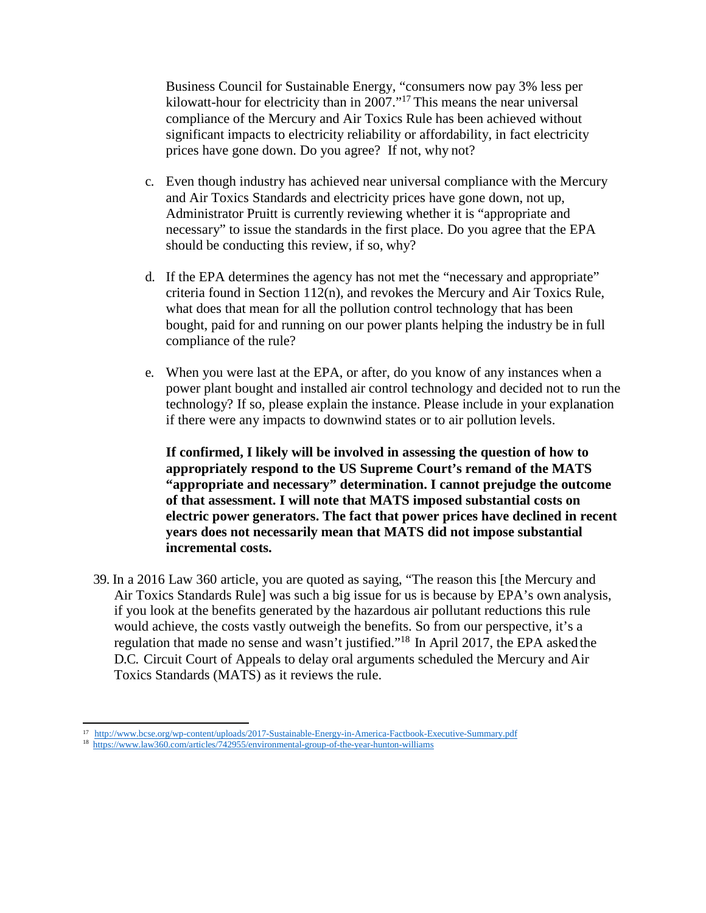Business Council for Sustainable Energy, "consumers now pay 3% less per kilowatt-hour for electricity than in 2007."[17] This means the near universal compliance of the Mercury and Air Toxics Rule has been achieved without significant impacts to electricity reliability or affordability, in fact electricity prices have gone down. Do you agree? If not, why not?

c. Even though industry has achieved near universal compliance with the Mercury and Air Toxics Standards and electricity prices have gone down, not up, Administrator Pruitt is currently reviewing whether it is "appropriate and necessary" to issue the standards in the first place. Do you agree that the EPA should be conducting this review, if so, why?

d. If the EPA determines the agency has not met the "necessary and appropriate" criteria found in Section 112(n), and revokes the Mercury and Air Toxics Rule, what does that mean for all the pollution control technology that has been bought, paid for and running on our power plants helping the industry be in full compliance of the rule?

e. When you were last at the EPA, or after, do you know of any instances when a power plant bought and installed air control technology and decided not to run the technology? If so, please explain the instance. Please include in your explanation if there were any impacts to downwind states or to air pollution levels.

**If confirmed, I likely will be involved in assessing the question of how to appropriately respond to the US Supreme Court's remand of the MATS "appropriate and necessary" determination. I cannot prejudge the outcome of that assessment. I will note that MATS imposed substantial costs on electric power generators. The fact that power prices have declined in recent years does not necessarily mean that MATS did not impose substantial incremental costs.**

39. In a 2016 Law 360 article, you are quoted as saying, "The reason this [the Mercury and Air Toxics Standards Rule] was such a big issue for us is because by EPA's own analysis, if you look at the benefits generated by the hazardous air pollutant reductions this rule would achieve, the costs vastly outweigh the benefits. So from our perspective, it's a regulation that made no sense and wasn't justified."[18] In April 2017, the EPA asked the D.C. Circuit Court of Appeals to delay oral arguments scheduled the Mercury and Air Toxics Standards (MATS) as it reviews the rule.

---

[17] http://www.bcse.org/wp-content/uploads/2017-Sustainable-Energy-in-America-Factbook-Executive-Summary.pdf

[18] https://www.law360.com/articles/742955/environmental-group-of-the-year-hunton-williams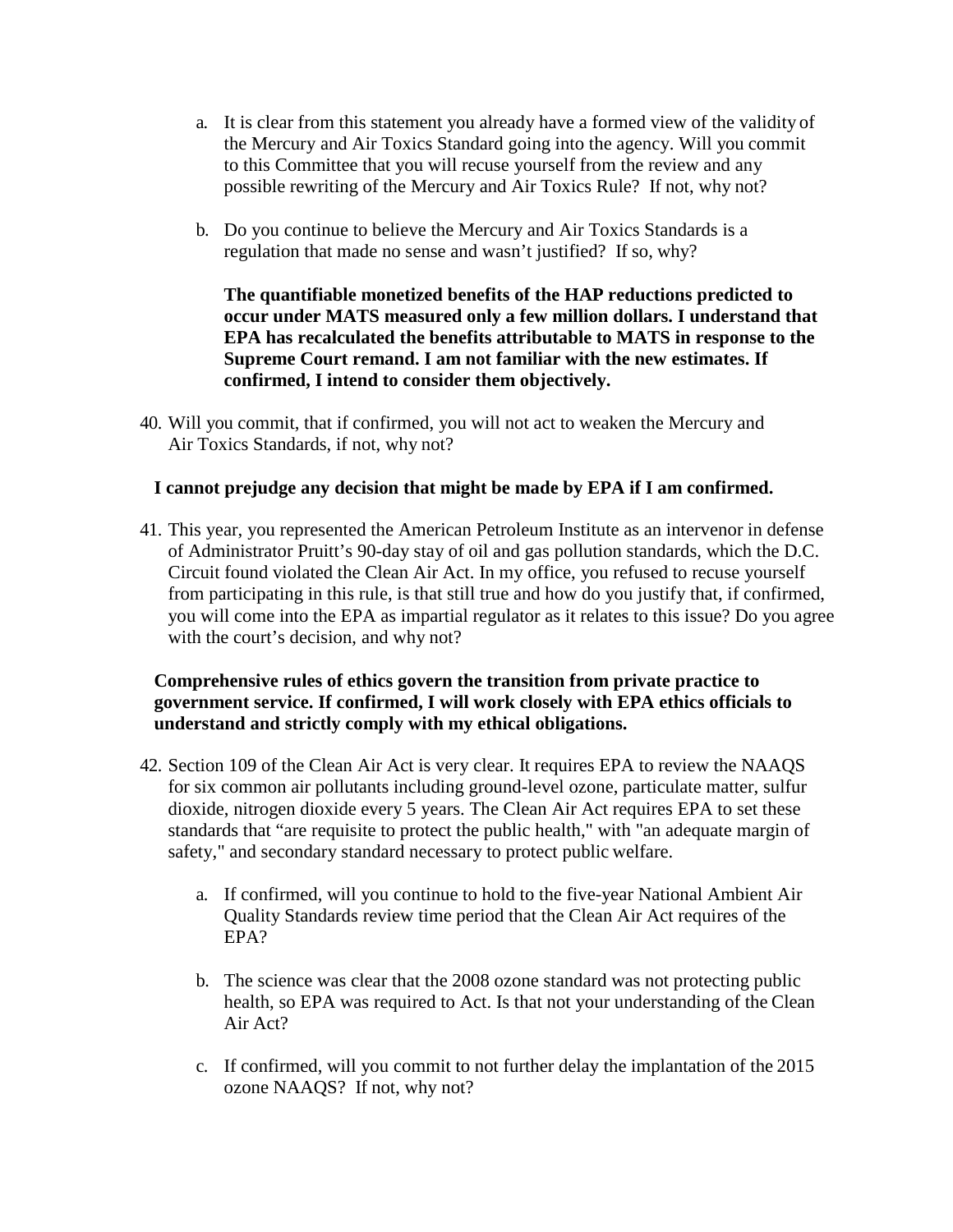a. It is clear from this statement you already have a formed view of the validity of the Mercury and Air Toxics Standard going into the agency. Will you commit to this Committee that you will recuse yourself from the review and any possible rewriting of the Mercury and Air Toxics Rule? If not, why not?

b. Do you continue to believe the Mercury and Air Toxics Standards is a regulation that made no sense and wasn't justified? If so, why?

**The quantifiable monetized benefits of the HAP reductions predicted to occur under MATS measured only a few million dollars. I understand that EPA has recalculated the benefits attributable to MATS in response to the Supreme Court remand. I am not familiar with the new estimates. If confirmed, I intend to consider them objectively.**

40. Will you commit, that if confirmed, you will not act to weaken the Mercury and Air Toxics Standards, if not, why not?

**I cannot prejudge any decision that might be made by EPA if I am confirmed.**

41. This year, you represented the American Petroleum Institute as an intervenor in defense of Administrator Pruitt's 90-day stay of oil and gas pollution standards, which the D.C. Circuit found violated the Clean Air Act. In my office, you refused to recuse yourself from participating in this rule, is that still true and how do you justify that, if confirmed, you will come into the EPA as impartial regulator as it relates to this issue? Do you agree with the court's decision, and why not?

**Comprehensive rules of ethics govern the transition from private practice to government service. If confirmed, I will work closely with EPA ethics officials to understand and strictly comply with my ethical obligations.**

42. Section 109 of the Clean Air Act is very clear. It requires EPA to review the NAAQS for six common air pollutants including ground-level ozone, particulate matter, sulfur dioxide, nitrogen dioxide every 5 years. The Clean Air Act requires EPA to set these standards that "are requisite to protect the public health," with "an adequate margin of safety," and secondary standard necessary to protect public welfare.

a. If confirmed, will you continue to hold to the five-year National Ambient Air Quality Standards review time period that the Clean Air Act requires of the EPA?

b. The science was clear that the 2008 ozone standard was not protecting public health, so EPA was required to Act. Is that not your understanding of the Clean Air Act?

c. If confirmed, will you commit to not further delay the implantation of the 2015 ozone NAAQS? If not, why not?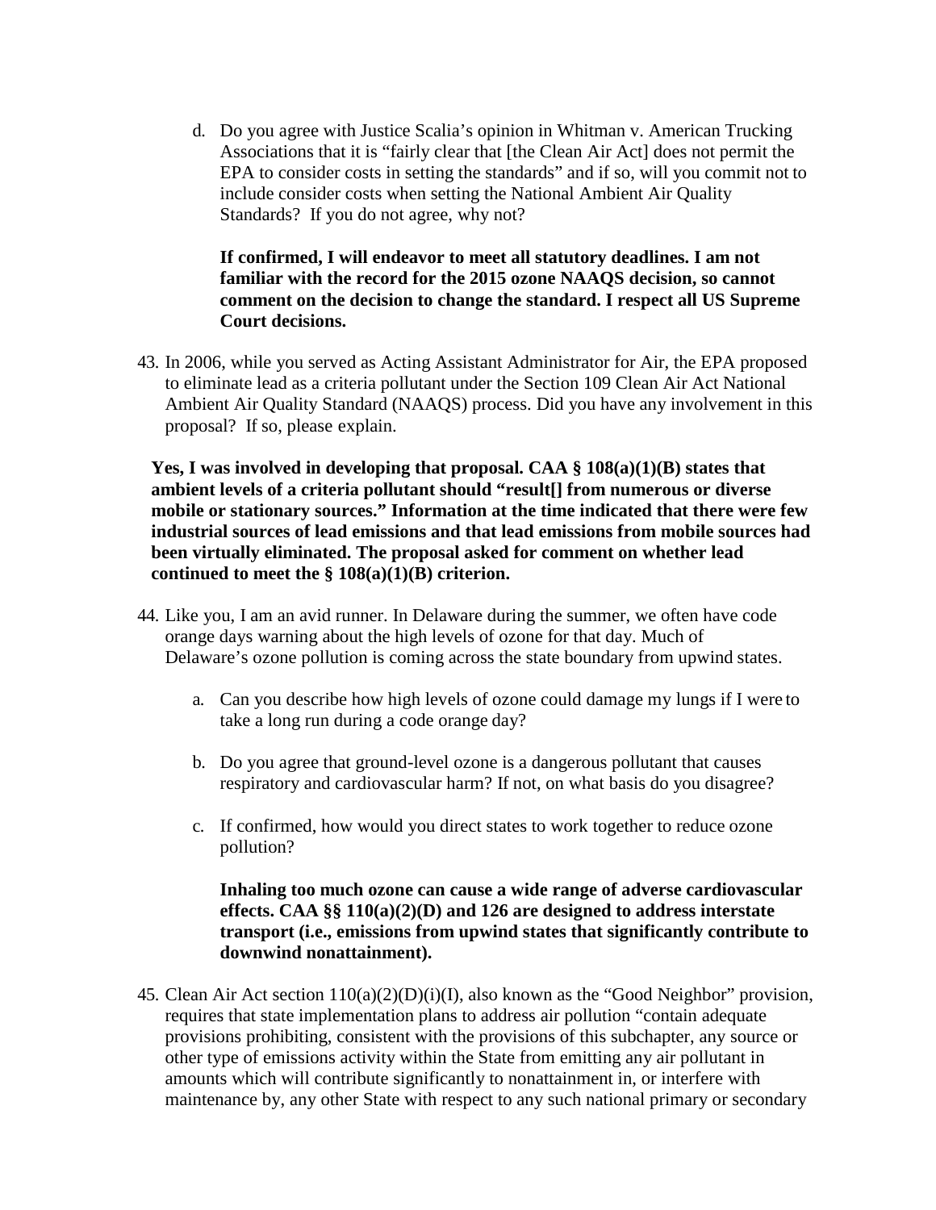d. Do you agree with Justice Scalia's opinion in Whitman v. American Trucking Associations that it is "fairly clear that [the Clean Air Act] does not permit the EPA to consider costs in setting the standards" and if so, will you commit not to include consider costs when setting the National Ambient Air Quality Standards? If you do not agree, why not?

   **If confirmed, I will endeavor to meet all statutory deadlines. I am not familiar with the record for the 2015 ozone NAAQS decision, so cannot comment on the decision to change the standard. I respect all US Supreme Court decisions.**

43. In 2006, while you served as Acting Assistant Administrator for Air, the EPA proposed to eliminate lead as a criteria pollutant under the Section 109 Clean Air Act National Ambient Air Quality Standard (NAAQS) process. Did you have any involvement in this proposal? If so, please explain.

   **Yes, I was involved in developing that proposal. CAA § 108(a)(1)(B) states that ambient levels of a criteria pollutant should "result[] from numerous or diverse mobile or stationary sources." Information at the time indicated that there were few industrial sources of lead emissions and that lead emissions from mobile sources had been virtually eliminated. The proposal asked for comment on whether lead continued to meet the § 108(a)(1)(B) criterion.**

44. Like you, I am an avid runner. In Delaware during the summer, we often have code orange days warning about the high levels of ozone for that day. Much of Delaware's ozone pollution is coming across the state boundary from upwind states.

   a. Can you describe how high levels of ozone could damage my lungs if I were to take a long run during a code orange day?

   b. Do you agree that ground-level ozone is a dangerous pollutant that causes respiratory and cardiovascular harm? If not, on what basis do you disagree?

   c. If confirmed, how would you direct states to work together to reduce ozone pollution?

   **Inhaling too much ozone can cause a wide range of adverse cardiovascular effects. CAA §§ 110(a)(2)(D) and 126 are designed to address interstate transport (i.e., emissions from upwind states that significantly contribute to downwind nonattainment).**

45. Clean Air Act section 110(a)(2)(D)(i)(I), also known as the "Good Neighbor" provision, requires that state implementation plans to address air pollution "contain adequate provisions prohibiting, consistent with the provisions of this subchapter, any source or other type of emissions activity within the State from emitting any air pollutant in amounts which will contribute significantly to nonattainment in, or interfere with maintenance by, any other State with respect to any such national primary or secondary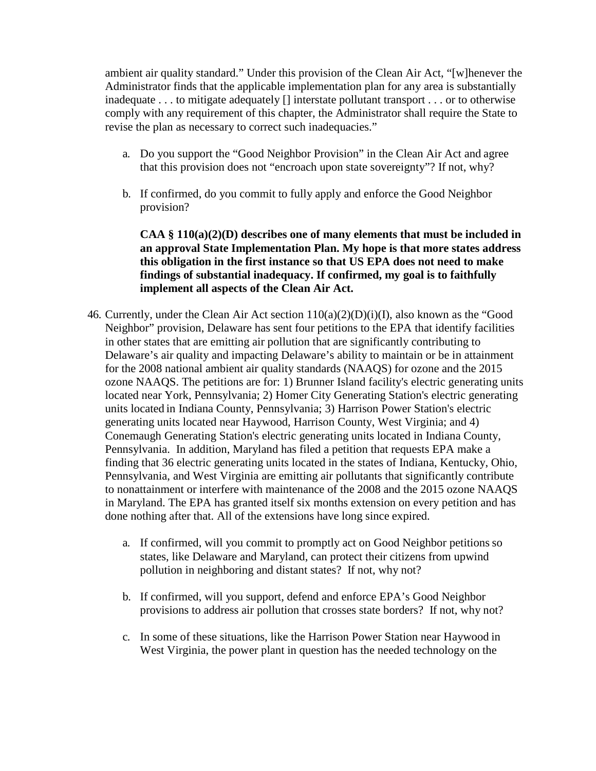ambient air quality standard." Under this provision of the Clean Air Act, "[w]henever the Administrator finds that the applicable implementation plan for any area is substantially inadequate . . . to mitigate adequately [] interstate pollutant transport . . . or to otherwise comply with any requirement of this chapter, the Administrator shall require the State to revise the plan as necessary to correct such inadequacies."

a. Do you support the "Good Neighbor Provision" in the Clean Air Act and agree that this provision does not "encroach upon state sovereignty"? If not, why?

b. If confirmed, do you commit to fully apply and enforce the Good Neighbor provision?

**CAA § 110(a)(2)(D) describes one of many elements that must be included in an approval State Implementation Plan. My hope is that more states address this obligation in the first instance so that US EPA does not need to make findings of substantial inadequacy. If confirmed, my goal is to faithfully implement all aspects of the Clean Air Act.**

46. Currently, under the Clean Air Act section 110(a)(2)(D)(i)(I), also known as the "Good Neighbor" provision, Delaware has sent four petitions to the EPA that identify facilities in other states that are emitting air pollution that are significantly contributing to Delaware's air quality and impacting Delaware's ability to maintain or be in attainment for the 2008 national ambient air quality standards (NAAQS) for ozone and the 2015 ozone NAAQS. The petitions are for: 1) Brunner Island facility's electric generating units located near York, Pennsylvania; 2) Homer City Generating Station's electric generating units located in Indiana County, Pennsylvania; 3) Harrison Power Station's electric generating units located near Haywood, Harrison County, West Virginia; and 4) Conemaugh Generating Station's electric generating units located in Indiana County, Pennsylvania. In addition, Maryland has filed a petition that requests EPA make a finding that 36 electric generating units located in the states of Indiana, Kentucky, Ohio, Pennsylvania, and West Virginia are emitting air pollutants that significantly contribute to nonattainment or interfere with maintenance of the 2008 and the 2015 ozone NAAQS in Maryland. The EPA has granted itself six months extension on every petition and has done nothing after that. All of the extensions have long since expired.

   a. If confirmed, will you commit to promptly act on Good Neighbor petitions so states, like Delaware and Maryland, can protect their citizens from upwind pollution in neighboring and distant states? If not, why not?

   b. If confirmed, will you support, defend and enforce EPA's Good Neighbor provisions to address air pollution that crosses state borders? If not, why not?

   c. In some of these situations, like the Harrison Power Station near Haywood in West Virginia, the power plant in question has the needed technology on the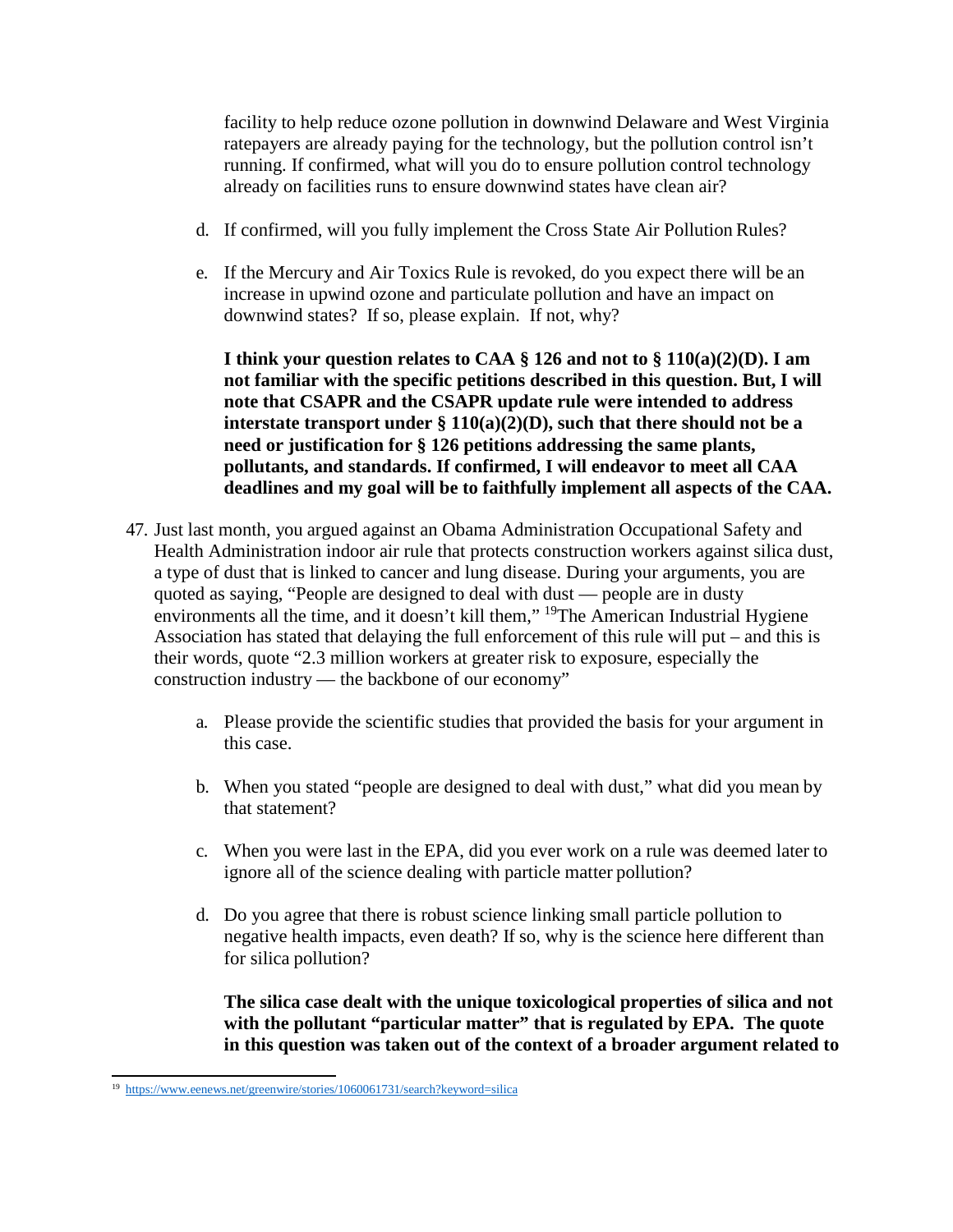facility to help reduce ozone pollution in downwind Delaware and West Virginia ratepayers are already paying for the technology, but the pollution control isn't running. If confirmed, what will you do to ensure pollution control technology already on facilities runs to ensure downwind states have clean air?

d. If confirmed, will you fully implement the Cross State Air Pollution Rules?

e. If the Mercury and Air Toxics Rule is revoked, do you expect there will be an increase in upwind ozone and particulate pollution and have an impact on downwind states? If so, please explain. If not, why?

**I think your question relates to CAA § 126 and not to § 110(a)(2)(D). I am not familiar with the specific petitions described in this question. But, I will note that CSAPR and the CSAPR update rule were intended to address interstate transport under § 110(a)(2)(D), such that there should not be a need or justification for § 126 petitions addressing the same plants, pollutants, and standards. If confirmed, I will endeavor to meet all CAA deadlines and my goal will be to faithfully implement all aspects of the CAA.**

47. Just last month, you argued against an Obama Administration Occupational Safety and Health Administration indoor air rule that protects construction workers against silica dust, a type of dust that is linked to cancer and lung disease. During your arguments, you are quoted as saying, "People are designed to deal with dust — people are in dusty environments all the time, and it doesn't kill them," [19] The American Industrial Hygiene Association has stated that delaying the full enforcement of this rule will put – and this is their words, quote "2.3 million workers at greater risk to exposure, especially the construction industry — the backbone of our economy"

a. Please provide the scientific studies that provided the basis for your argument in this case.

b. When you stated "people are designed to deal with dust," what did you mean by that statement?

c. When you were last in the EPA, did you ever work on a rule was deemed later to ignore all of the science dealing with particle matter pollution?

d. Do you agree that there is robust science linking small particle pollution to negative health impacts, even death? If so, why is the science here different than for silica pollution?

**The silica case dealt with the unique toxicological properties of silica and not with the pollutant "particular matter" that is regulated by EPA. The quote in this question was taken out of the context of a broader argument related to**

---

[19] https://www.eenews.net/greenwire/stories/1060061731/search?keyword=silica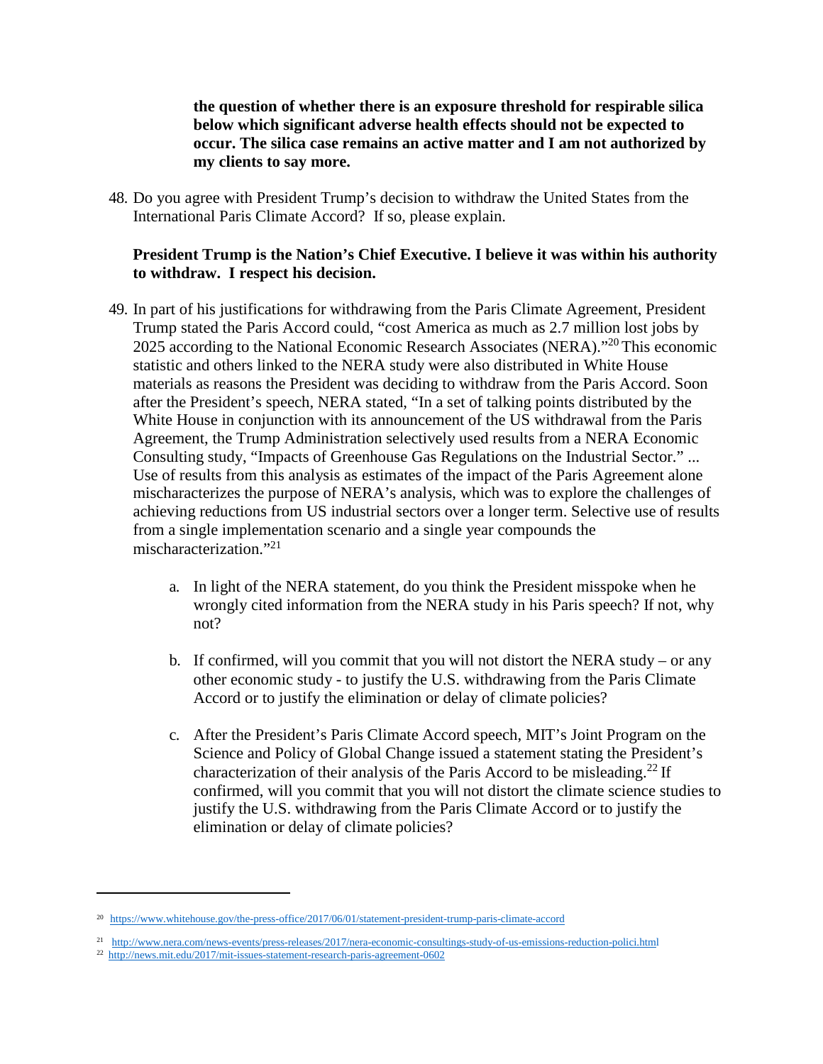**the question of whether there is an exposure threshold for respirable silica below which significant adverse health effects should not be expected to occur. The silica case remains an active matter and I am not authorized by my clients to say more.**

48. Do you agree with President Trump's decision to withdraw the United States from the International Paris Climate Accord? If so, please explain.

    **President Trump is the Nation's Chief Executive. I believe it was within his authority to withdraw. I respect his decision.**

49. In part of his justifications for withdrawing from the Paris Climate Agreement, President Trump stated the Paris Accord could, "cost America as much as 2.7 million lost jobs by 2025 according to the National Economic Research Associates (NERA)."[20] This economic statistic and others linked to the NERA study were also distributed in White House materials as reasons the President was deciding to withdraw from the Paris Accord. Soon after the President's speech, NERA stated, "In a set of talking points distributed by the White House in conjunction with its announcement of the US withdrawal from the Paris Agreement, the Trump Administration selectively used results from a NERA Economic Consulting study, "Impacts of Greenhouse Gas Regulations on the Industrial Sector." ... Use of results from this analysis as estimates of the impact of the Paris Agreement alone mischaracterizes the purpose of NERA's analysis, which was to explore the challenges of achieving reductions from US industrial sectors over a longer term. Selective use of results from a single implementation scenario and a single year compounds the mischaracterization."[21]

    a. In light of the NERA statement, do you think the President misspoke when he wrongly cited information from the NERA study in his Paris speech? If not, why not?

    b. If confirmed, will you commit that you will not distort the NERA study – or any other economic study - to justify the U.S. withdrawing from the Paris Climate Accord or to justify the elimination or delay of climate policies?

    c. After the President's Paris Climate Accord speech, MIT's Joint Program on the Science and Policy of Global Change issued a statement stating the President's characterization of their analysis of the Paris Accord to be misleading.[22] If confirmed, will you commit that you will not distort the climate science studies to justify the U.S. withdrawing from the Paris Climate Accord or to justify the elimination or delay of climate policies?

---

[20] https://www.whitehouse.gov/the-press-office/2017/06/01/statement-president-trump-paris-climate-accord

[21] http://www.nera.com/news-events/press-releases/2017/nera-economic-consultings-study-of-us-emissions-reduction-polici.html

[22] http://news.mit.edu/2017/mit-issues-statement-research-paris-agreement-0602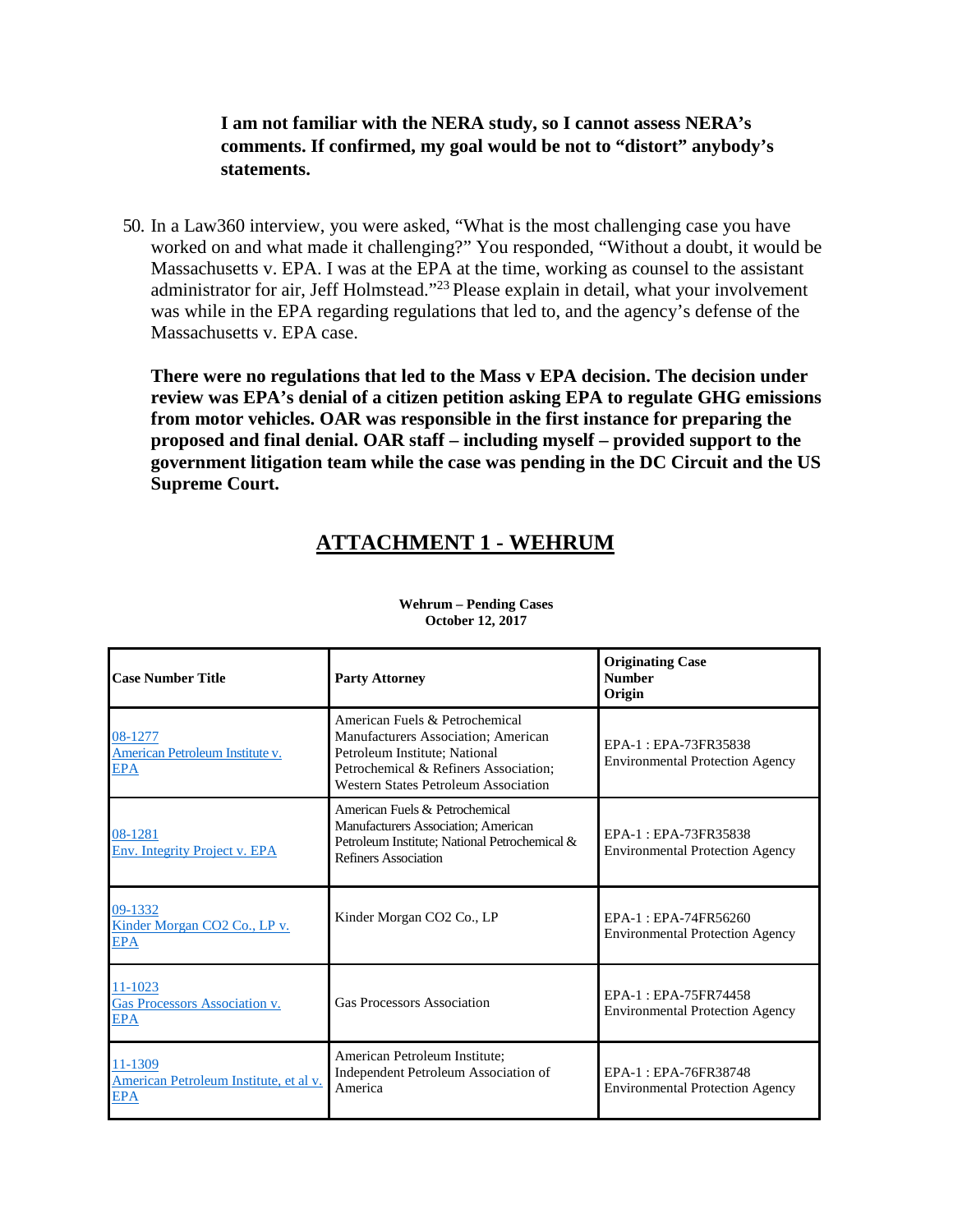**I am not familiar with the NERA study, so I cannot assess NERA's comments. If confirmed, my goal would be not to "distort" anybody's statements.**

50. In a Law360 interview, you were asked, "What is the most challenging case you have worked on and what made it challenging?" You responded, "Without a doubt, it would be Massachusetts v. EPA. I was at the EPA at the time, working as counsel to the assistant administrator for air, Jeff Holmstead."[23] Please explain in detail, what your involvement was while in the EPA regarding regulations that led to, and the agency's defense of the Massachusetts v. EPA case.

**There were no regulations that led to the Mass v EPA decision. The decision under review was EPA's denial of a citizen petition asking EPA to regulate GHG emissions from motor vehicles. OAR was responsible in the first instance for preparing the proposed and final denial. OAR staff – including myself – provided support to the government litigation team while the case was pending in the DC Circuit and the US Supreme Court.**

## ATTACHMENT 1 - WEHRUM

**Wehrum – Pending Cases**
**October 12, 2017**

| Case Number Title | Party Attorney | Originating Case Number Origin |
|---|---|---|
| 08-1277 American Petroleum Institute v. EPA | American Fuels & Petrochemical Manufacturers Association; American Petroleum Institute; National Petrochemical & Refiners Association; Western States Petroleum Association | EPA-1 : EPA-73FR35838 Environmental Protection Agency |
| 08-1281 Env. Integrity Project v. EPA | American Fuels & Petrochemical Manufacturers Association; American Petroleum Institute; National Petrochemical & Refiners Association | EPA-1 : EPA-73FR35838 Environmental Protection Agency |
| 09-1332 Kinder Morgan CO2 Co., LP v. EPA | Kinder Morgan CO2 Co., LP | EPA-1 : EPA-74FR56260 Environmental Protection Agency |
| 11-1023 Gas Processors Association v. EPA | Gas Processors Association | EPA-1 : EPA-75FR74458 Environmental Protection Agency |
| 11-1309 American Petroleum Institute, et al v. EPA | American Petroleum Institute; Independent Petroleum Association of America | EPA-1 : EPA-76FR38748 Environmental Protection Agency |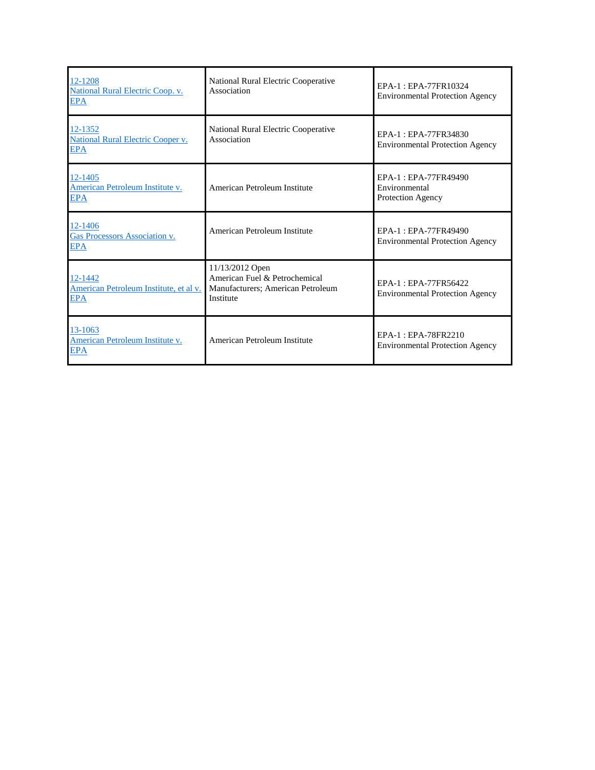| | | |
|---|---|---|
| 12-1208<br>National Rural Electric Coop. v.<br>EPA | National Rural Electric Cooperative Association | EPA-1 : EPA-77FR10324<br>Environmental Protection Agency |
| 12-1352<br>National Rural Electric Cooper v.<br>EPA | National Rural Electric Cooperative Association | EPA-1 : EPA-77FR34830<br>Environmental Protection Agency |
| 12-1405<br>American Petroleum Institute v.<br>EPA | American Petroleum Institute | EPA-1 : EPA-77FR49490<br>Environmental<br>Protection Agency |
| 12-1406<br>Gas Processors Association v.<br>EPA | American Petroleum Institute | EPA-1 : EPA-77FR49490<br>Environmental Protection Agency |
| 12-1442<br>American Petroleum Institute, et al v.<br>EPA | 11/13/2012 Open<br>American Fuel & Petrochemical Manufacturers; American Petroleum Institute | EPA-1 : EPA-77FR56422<br>Environmental Protection Agency |
| 13-1063<br>American Petroleum Institute v.<br>EPA | American Petroleum Institute | EPA-1 : EPA-78FR2210<br>Environmental Protection Agency |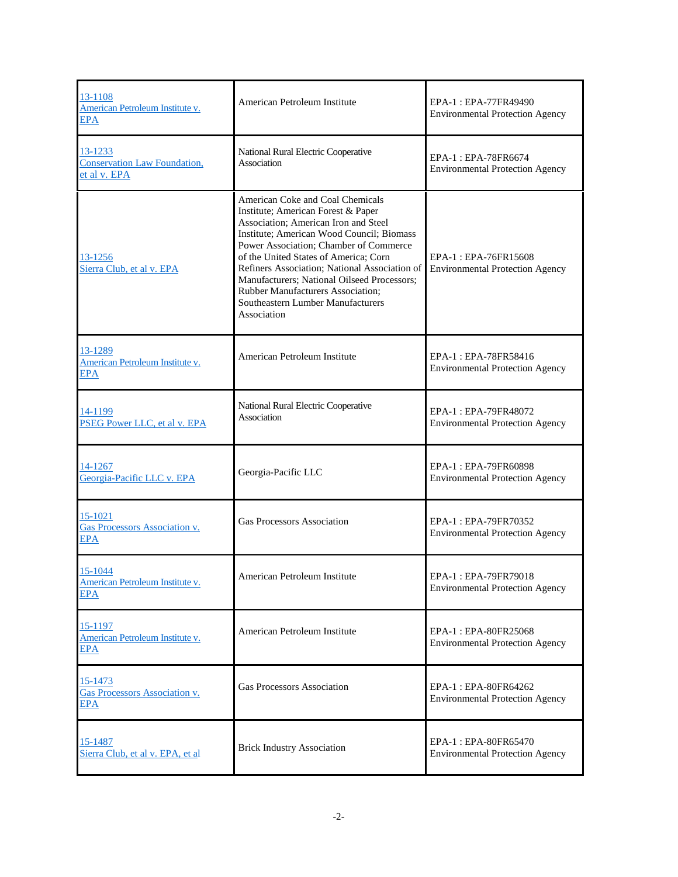| | | |
|---|---|---|
| 13-1108<br>American Petroleum Institute v. EPA | American Petroleum Institute | EPA-1 : EPA-77FR49490<br>Environmental Protection Agency |
| 13-1233<br>Conservation Law Foundation, et al v. EPA | National Rural Electric Cooperative Association | EPA-1 : EPA-78FR6674<br>Environmental Protection Agency |
| 13-1256<br>Sierra Club, et al v. EPA | American Coke and Coal Chemicals Institute; American Forest & Paper Association; American Iron and Steel Institute; American Wood Council; Biomass Power Association; Chamber of Commerce of the United States of America; Corn Refiners Association; National Association of Manufacturers; National Oilseed Processors; Rubber Manufacturers Association; Southeastern Lumber Manufacturers Association | EPA-1 : EPA-76FR15608<br>Environmental Protection Agency |
| 13-1289<br>American Petroleum Institute v. EPA | American Petroleum Institute | EPA-1 : EPA-78FR58416<br>Environmental Protection Agency |
| 14-1199<br>PSEG Power LLC, et al v. EPA | National Rural Electric Cooperative Association | EPA-1 : EPA-79FR48072<br>Environmental Protection Agency |
| 14-1267<br>Georgia-Pacific LLC v. EPA | Georgia-Pacific LLC | EPA-1 : EPA-79FR60898<br>Environmental Protection Agency |
| 15-1021<br>Gas Processors Association v. EPA | Gas Processors Association | EPA-1 : EPA-79FR70352<br>Environmental Protection Agency |
| 15-1044<br>American Petroleum Institute v. EPA | American Petroleum Institute | EPA-1 : EPA-79FR79018<br>Environmental Protection Agency |
| 15-1197<br>American Petroleum Institute v. EPA | American Petroleum Institute | EPA-1 : EPA-80FR25068<br>Environmental Protection Agency |
| 15-1473<br>Gas Processors Association v. EPA | Gas Processors Association | EPA-1 : EPA-80FR64262<br>Environmental Protection Agency |
| 15-1487<br>Sierra Club, et al v. EPA, et al | Brick Industry Association | EPA-1 : EPA-80FR65470<br>Environmental Protection Agency |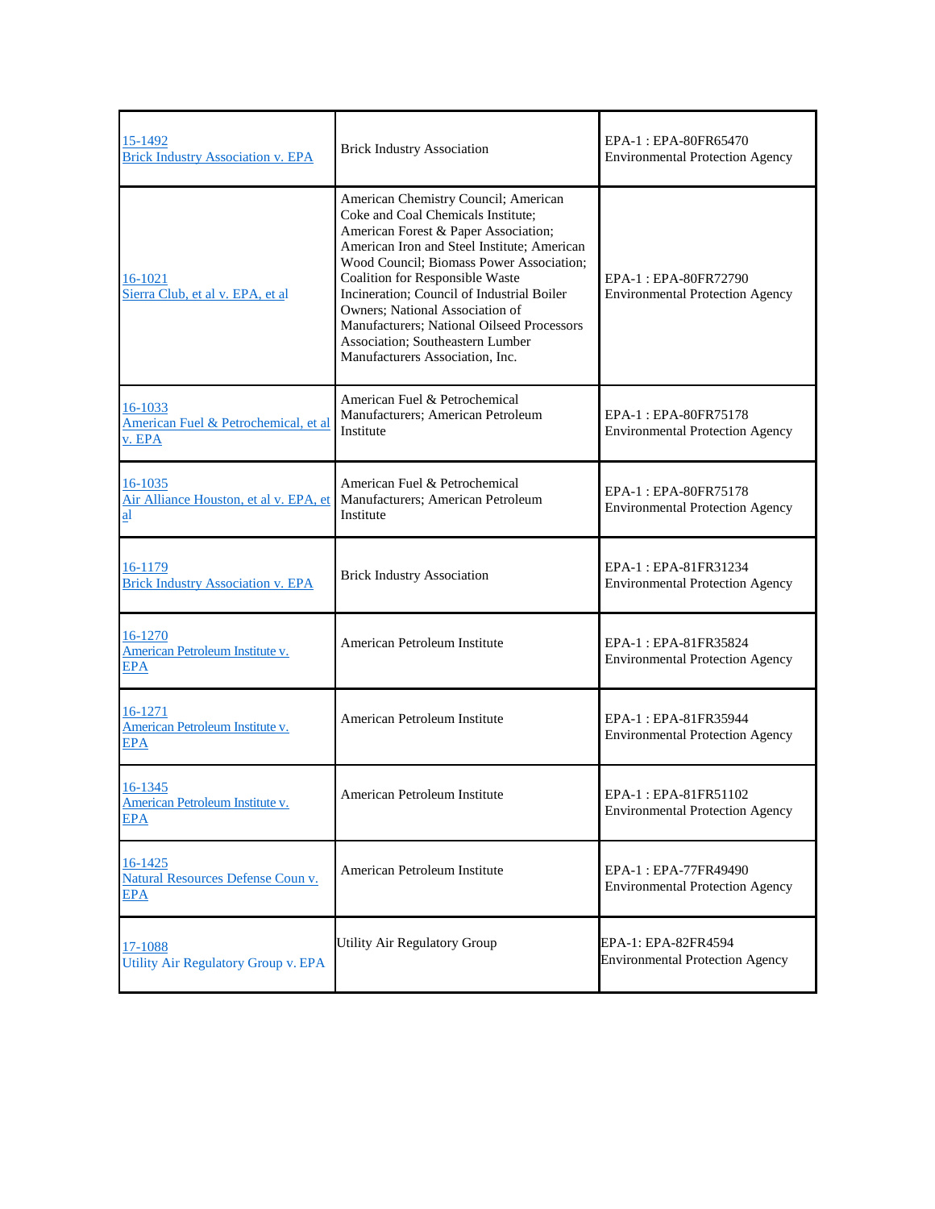| | | |
|---|---|---|
| 15-1492<br>Brick Industry Association v. EPA | Brick Industry Association | EPA-1 : EPA-80FR65470<br>Environmental Protection Agency |
| 16-1021<br>Sierra Club, et al v. EPA, et al | American Chemistry Council; American Coke and Coal Chemicals Institute; American Forest & Paper Association; American Iron and Steel Institute; American Wood Council; Biomass Power Association; Coalition for Responsible Waste Incineration; Council of Industrial Boiler Owners; National Association of Manufacturers; National Oilseed Processors Association; Southeastern Lumber Manufacturers Association, Inc. | EPA-1 : EPA-80FR72790<br>Environmental Protection Agency |
| 16-1033<br>American Fuel & Petrochemical, et al v. EPA | American Fuel & Petrochemical Manufacturers; American Petroleum Institute | EPA-1 : EPA-80FR75178<br>Environmental Protection Agency |
| 16-1035<br>Air Alliance Houston, et al v. EPA, et al | American Fuel & Petrochemical Manufacturers; American Petroleum Institute | EPA-1 : EPA-80FR75178<br>Environmental Protection Agency |
| 16-1179<br>Brick Industry Association v. EPA | Brick Industry Association | EPA-1 : EPA-81FR31234<br>Environmental Protection Agency |
| 16-1270<br>American Petroleum Institute v. EPA | American Petroleum Institute | EPA-1 : EPA-81FR35824<br>Environmental Protection Agency |
| 16-1271<br>American Petroleum Institute v. EPA | American Petroleum Institute | EPA-1 : EPA-81FR35944<br>Environmental Protection Agency |
| 16-1345<br>American Petroleum Institute v. EPA | American Petroleum Institute | EPA-1 : EPA-81FR51102<br>Environmental Protection Agency |
| 16-1425<br>Natural Resources Defense Coun v. EPA | American Petroleum Institute | EPA-1 : EPA-77FR49490<br>Environmental Protection Agency |
| 17-1088<br>Utility Air Regulatory Group v. EPA | Utility Air Regulatory Group | EPA-1: EPA-82FR4594<br>Environmental Protection Agency |